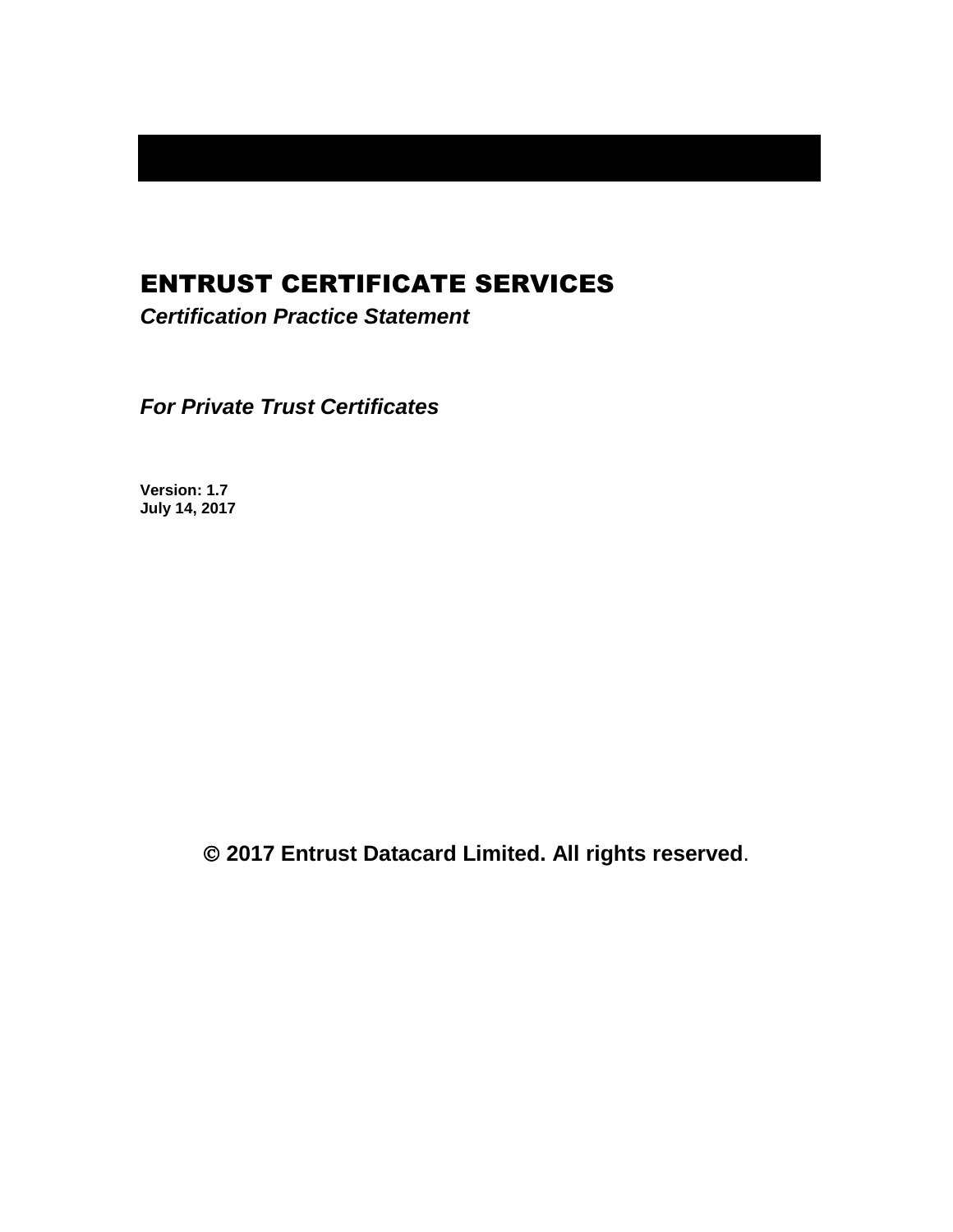# ENTRUST CERTIFICATE SERVICES

***Certification Practice Statement***

***For Private Trust Certificates***

**Version: 1.7**
**July 14, 2017**

**© 2017 Entrust Datacard Limited. All rights reserved.**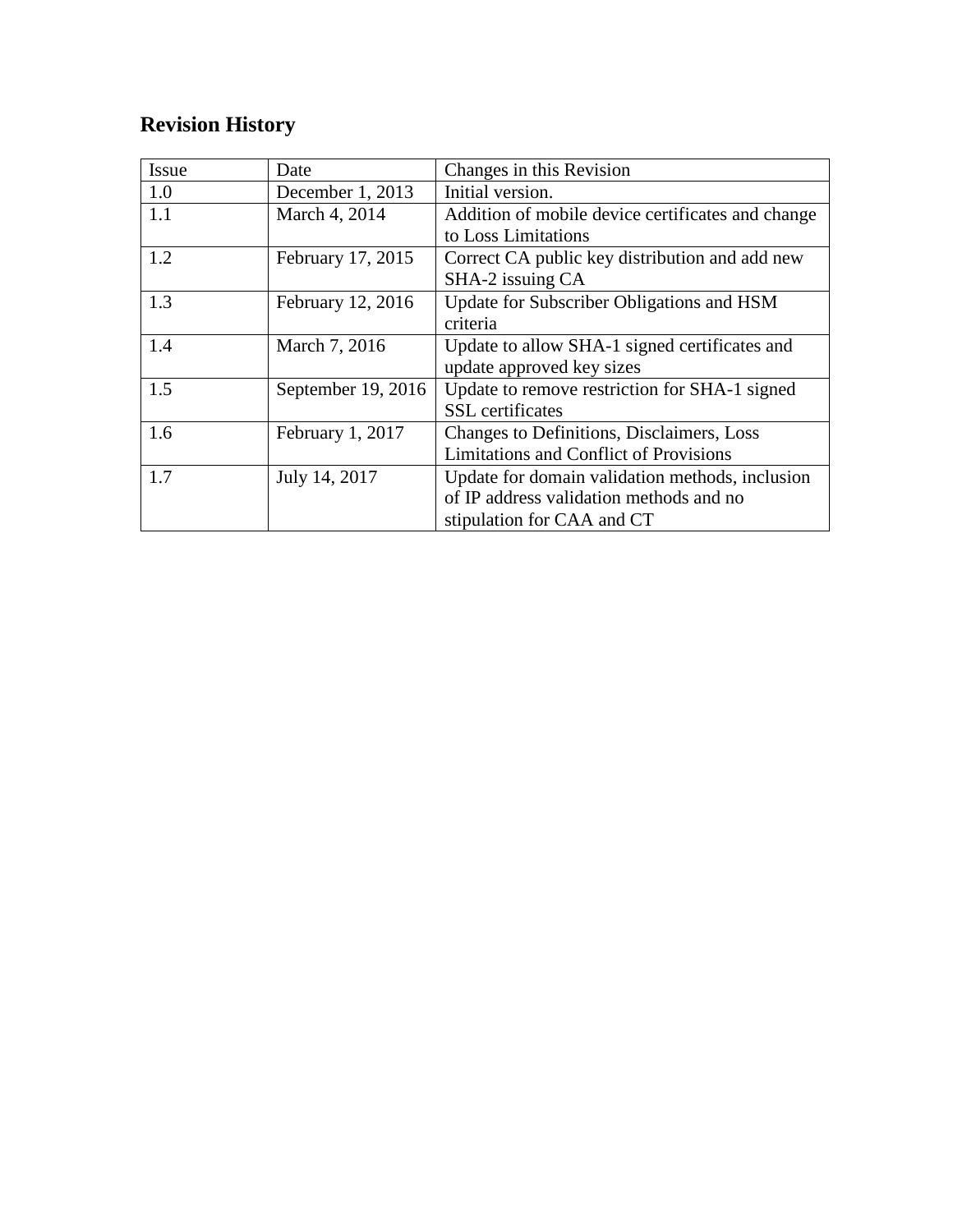## Revision History

| Issue | Date | Changes in this Revision |
|---|---|---|
| 1.0 | December 1, 2013 | Initial version. |
| 1.1 | March 4, 2014 | Addition of mobile device certificates and change to Loss Limitations |
| 1.2 | February 17, 2015 | Correct CA public key distribution and add new SHA-2 issuing CA |
| 1.3 | February 12, 2016 | Update for Subscriber Obligations and HSM criteria |
| 1.4 | March 7, 2016 | Update to allow SHA-1 signed certificates and update approved key sizes |
| 1.5 | September 19, 2016 | Update to remove restriction for SHA-1 signed SSL certificates |
| 1.6 | February 1, 2017 | Changes to Definitions, Disclaimers, Loss Limitations and Conflict of Provisions |
| 1.7 | July 14, 2017 | Update for domain validation methods, inclusion of IP address validation methods and no stipulation for CAA and CT |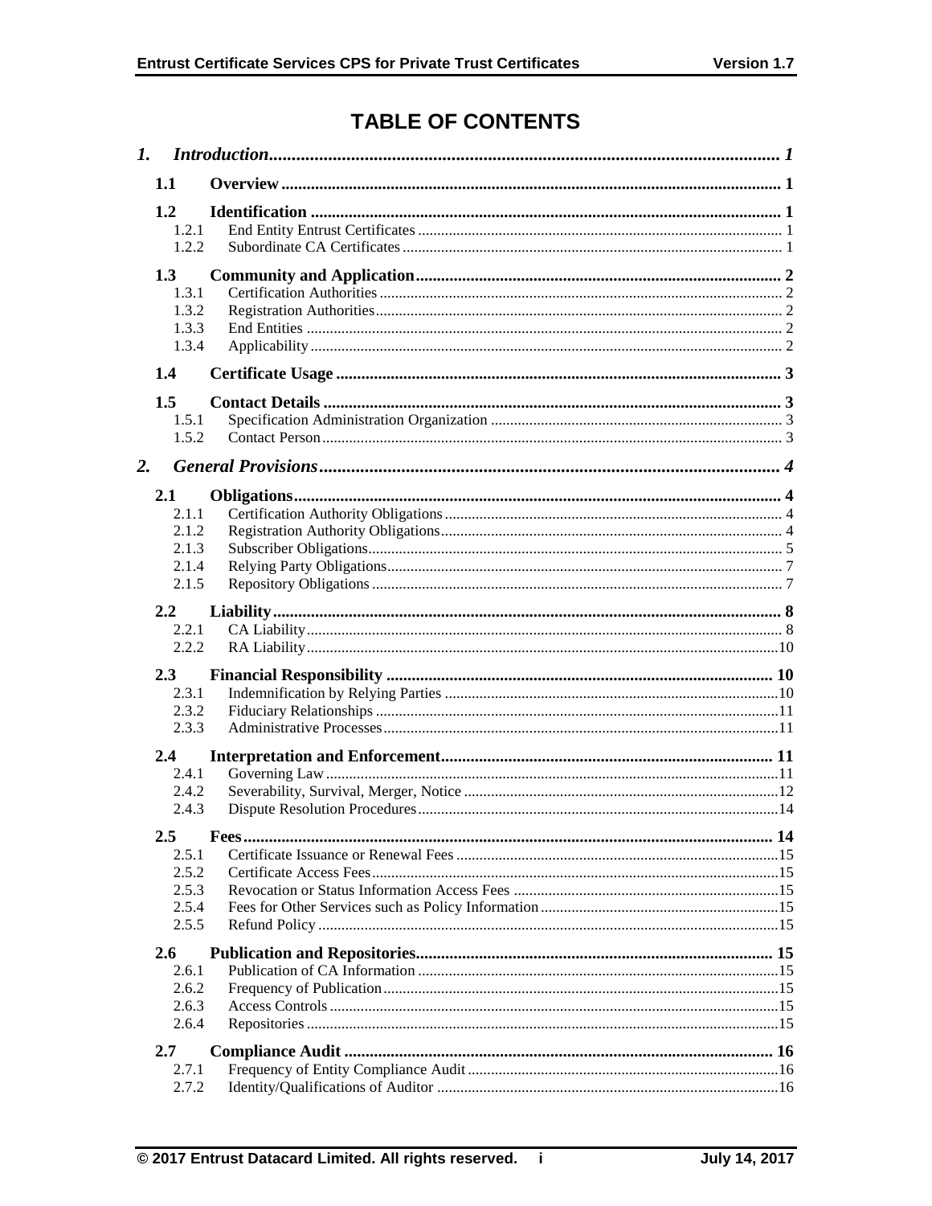# TABLE OF CONTENTS

*1. Introduction* ........ *1*

**1.1 Overview** ........ **1**

**1.2 Identification** ........ **1**

- 1.2.1 End Entity Entrust Certificates ........ 1
- 1.2.2 Subordinate CA Certificates ........ 1

**1.3 Community and Application** ........ **2**

- 1.3.1 Certification Authorities ........ 2
- 1.3.2 Registration Authorities ........ 2
- 1.3.3 End Entities ........ 2
- 1.3.4 Applicability ........ 2

**1.4 Certificate Usage** ........ **3**

**1.5 Contact Details** ........ **3**

- 1.5.1 Specification Administration Organization ........ 3
- 1.5.2 Contact Person ........ 3

*2. General Provisions* ........ *4*

**2.1 Obligations** ........ **4**

- 2.1.1 Certification Authority Obligations ........ 4
- 2.1.2 Registration Authority Obligations ........ 4
- 2.1.3 Subscriber Obligations ........ 5
- 2.1.4 Relying Party Obligations ........ 7
- 2.1.5 Repository Obligations ........ 7

**2.2 Liability** ........ **8**

- 2.2.1 CA Liability ........ 8
- 2.2.2 RA Liability ........ 10

**2.3 Financial Responsibility** ........ **10**

- 2.3.1 Indemnification by Relying Parties ........ 10
- 2.3.2 Fiduciary Relationships ........ 11
- 2.3.3 Administrative Processes ........ 11

**2.4 Interpretation and Enforcement** ........ **11**

- 2.4.1 Governing Law ........ 11
- 2.4.2 Severability, Survival, Merger, Notice ........ 12
- 2.4.3 Dispute Resolution Procedures ........ 14

**2.5 Fees** ........ **14**

- 2.5.1 Certificate Issuance or Renewal Fees ........ 15
- 2.5.2 Certificate Access Fees ........ 15
- 2.5.3 Revocation or Status Information Access Fees ........ 15
- 2.5.4 Fees for Other Services such as Policy Information ........ 15
- 2.5.5 Refund Policy ........ 15

**2.6 Publication and Repositories** ........ **15**

- 2.6.1 Publication of CA Information ........ 15
- 2.6.2 Frequency of Publication ........ 15
- 2.6.3 Access Controls ........ 15
- 2.6.4 Repositories ........ 15

**2.7 Compliance Audit** ........ **16**

- 2.7.1 Frequency of Entity Compliance Audit ........ 16
- 2.7.2 Identity/Qualifications of Auditor ........ 16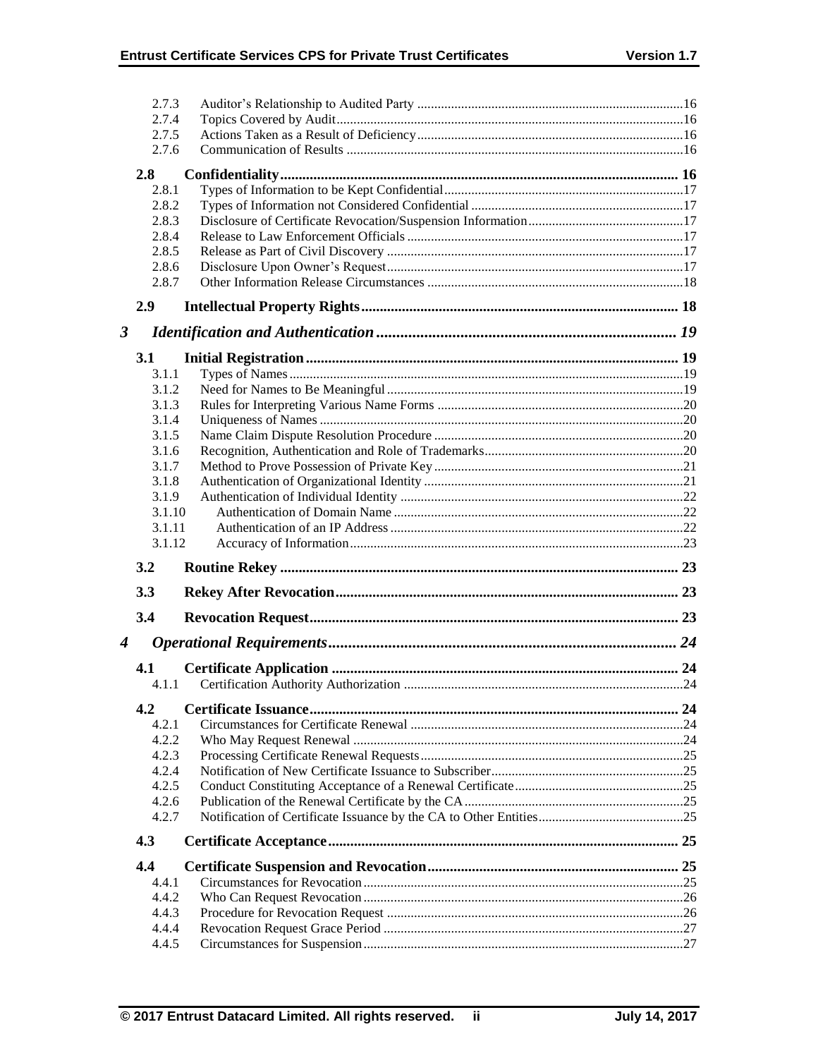2.7.3 Auditor's Relationship to Audited Party ....................................................................................16
2.7.4 Topics Covered by Audit....................................................................................................16
2.7.5 Actions Taken as a Result of Deficiency.............................................................................16
2.7.6 Communication of Results ..................................................................................................16

**2.8 Confidentiality............................................................................................................ 16**

2.8.1 Types of Information to be Kept Confidential.....................................................................17
2.8.2 Types of Information not Considered Confidential .............................................................17
2.8.3 Disclosure of Certificate Revocation/Suspension Information............................................17
2.8.4 Release to Law Enforcement Officials ................................................................................17
2.8.5 Release as Part of Civil Discovery ......................................................................................17
2.8.6 Disclosure Upon Owner's Request......................................................................................17
2.8.7 Other Information Release Circumstances ..........................................................................18

**2.9 Intellectual Property Rights..................................................................................... 18**

***3 Identification and Authentication ........................................................................... 19***

**3.1 Initial Registration.................................................................................................... 19**

3.1.1 Types of Names...................................................................................................................19
3.1.2 Need for Names to Be Meaningful......................................................................................19
3.1.3 Rules for Interpreting Various Name Forms .......................................................................20
3.1.4 Uniqueness of Names ..........................................................................................................20
3.1.5 Name Claim Dispute Resolution Procedure ........................................................................20
3.1.6 Recognition, Authentication and Role of Trademarks.........................................................20
3.1.7 Method to Prove Possession of Private Key........................................................................21
3.1.8 Authentication of Organizational Identity ...........................................................................21
3.1.9 Authentication of Individual Identity ..................................................................................22
3.1.10 Authentication of Domain Name ....................................................................................22
3.1.11 Authentication of an IP Address .....................................................................................22
3.1.12 Accuracy of Information.................................................................................................23

**3.2 Routine Rekey ........................................................................................................... 23**

**3.3 Rekey After Revocation............................................................................................ 23**

**3.4 Revocation Request.................................................................................................... 23**

***4 Operational Requirements....................................................................................... 24***

**4.1 Certificate Application ............................................................................................. 24**

4.1.1 Certification Authority Authorization .................................................................................24

**4.2 Certificate Issuance................................................................................................... 24**

4.2.1 Circumstances for Certificate Renewal ...............................................................................24
4.2.2 Who May Request Renewal ................................................................................................24
4.2.3 Processing Certificate Renewal Requests............................................................................25
4.2.4 Notification of New Certificate Issuance to Subscriber.......................................................25
4.2.5 Conduct Constituting Acceptance of a Renewal Certificate.................................................25
4.2.6 Publication of the Renewal Certificate by the CA...............................................................25
4.2.7 Notification of Certificate Issuance by the CA to Other Entities..........................................25

**4.3 Certificate Acceptance.............................................................................................. 25**

**4.4 Certificate Suspension and Revocation................................................................... 25**

4.4.1 Circumstances for Revocation.............................................................................................25
4.4.2 Who Can Request Revocation.............................................................................................26
4.4.3 Procedure for Revocation Request ......................................................................................26
4.4.4 Revocation Request Grace Period .......................................................................................27
4.4.5 Circumstances for Suspension.............................................................................................27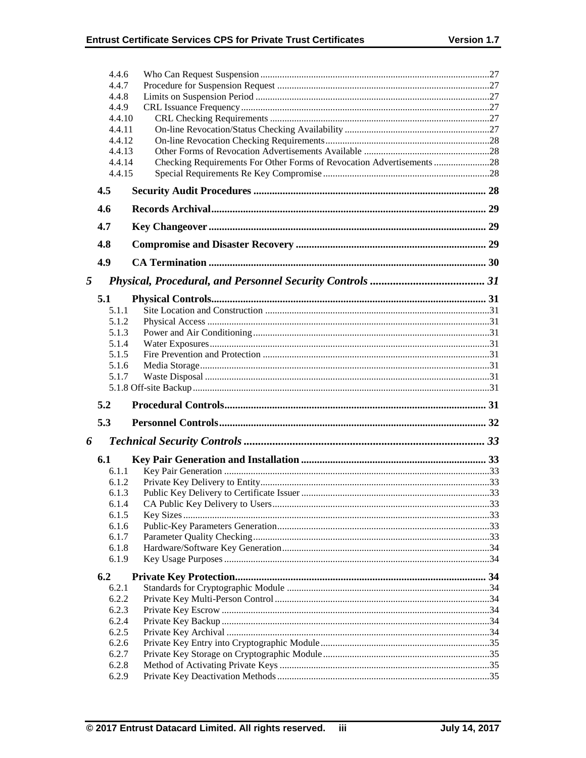4.4.6 Who Can Request Suspension ..... 27
4.4.7 Procedure for Suspension Request ..... 27
4.4.8 Limits on Suspension Period ..... 27
4.4.9 CRL Issuance Frequency ..... 27
4.4.10 CRL Checking Requirements ..... 27
4.4.11 On-line Revocation/Status Checking Availability ..... 27
4.4.12 On-line Revocation Checking Requirements ..... 28
4.4.13 Other Forms of Revocation Advertisements Available ..... 28
4.4.14 Checking Requirements For Other Forms of Revocation Advertisements ..... 28
4.4.15 Special Requirements Re Key Compromise ..... 28

**4.5 Security Audit Procedures ..... 28**

**4.6 Records Archival ..... 29**

**4.7 Key Changeover ..... 29**

**4.8 Compromise and Disaster Recovery ..... 29**

**4.9 CA Termination ..... 30**

***5 Physical, Procedural, and Personnel Security Controls ..... 31***

**5.1 Physical Controls ..... 31**

5.1.1 Site Location and Construction ..... 31
5.1.2 Physical Access ..... 31
5.1.3 Power and Air Conditioning ..... 31
5.1.4 Water Exposures ..... 31
5.1.5 Fire Prevention and Protection ..... 31
5.1.6 Media Storage ..... 31
5.1.7 Waste Disposal ..... 31
5.1.8 Off-site Backup ..... 31

**5.2 Procedural Controls ..... 31**

**5.3 Personnel Controls ..... 32**

***6 Technical Security Controls ..... 33***

**6.1 Key Pair Generation and Installation ..... 33**

6.1.1 Key Pair Generation ..... 33
6.1.2 Private Key Delivery to Entity ..... 33
6.1.3 Public Key Delivery to Certificate Issuer ..... 33
6.1.4 CA Public Key Delivery to Users ..... 33
6.1.5 Key Sizes ..... 33
6.1.6 Public-Key Parameters Generation ..... 33
6.1.7 Parameter Quality Checking ..... 33
6.1.8 Hardware/Software Key Generation ..... 34
6.1.9 Key Usage Purposes ..... 34

**6.2 Private Key Protection ..... 34**

6.2.1 Standards for Cryptographic Module ..... 34
6.2.2 Private Key Multi-Person Control ..... 34
6.2.3 Private Key Escrow ..... 34
6.2.4 Private Key Backup ..... 34
6.2.5 Private Key Archival ..... 34
6.2.6 Private Key Entry into Cryptographic Module ..... 35
6.2.7 Private Key Storage on Cryptographic Module ..... 35
6.2.8 Method of Activating Private Keys ..... 35
6.2.9 Private Key Deactivation Methods ..... 35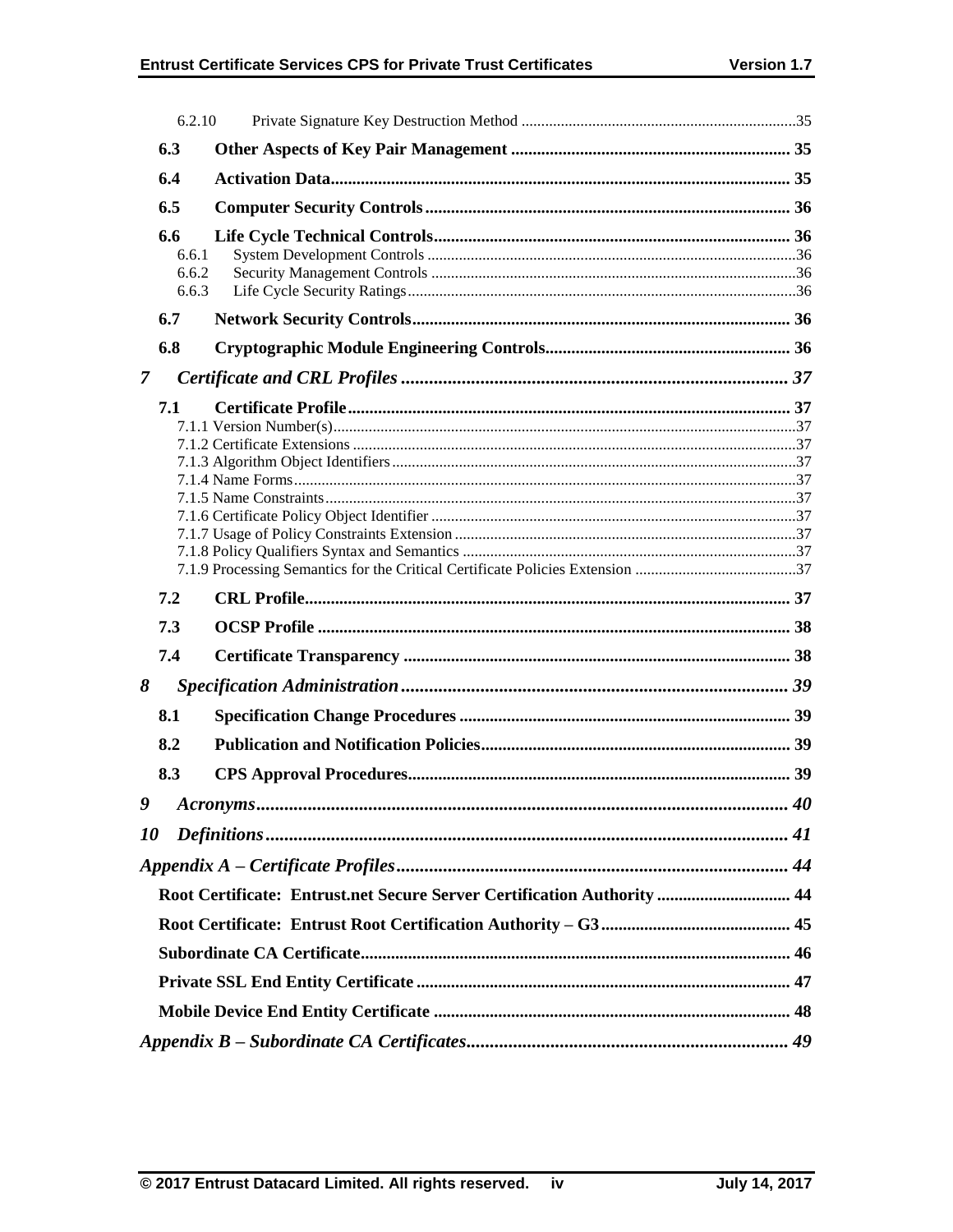6.2.10 Private Signature Key Destruction Method ....................................................................35

**6.3 Other Aspects of Key Pair Management ................................................................ 35**

**6.4 Activation Data........................................................................................................... 35**

**6.5 Computer Security Controls.................................................................................... 36**

**6.6 Life Cycle Technical Controls................................................................................... 36**

6.6.1 System Development Controls ...........................................................................................36

6.6.2 Security Management Controls ..........................................................................................36

6.6.3 Life Cycle Security Ratings.................................................................................................36

**6.7 Network Security Controls....................................................................................... 36**

**6.8 Cryptographic Module Engineering Controls......................................................... 36**

***7 Certificate and CRL Profiles .................................................................................. 37***

**7.1 Certificate Profile....................................................................................................... 37**

7.1.1 Version Number(s)....................................................................................................................37

7.1.2 Certificate Extensions ...............................................................................................................37

7.1.3 Algorithm Object Identifiers.....................................................................................................37

7.1.4 Name Forms..............................................................................................................................37

7.1.5 Name Constraints......................................................................................................................37

7.1.6 Certificate Policy Object Identifier ..........................................................................................37

7.1.7 Usage of Policy Constraints Extension ....................................................................................37

7.1.8 Policy Qualifiers Syntax and Semantics ..................................................................................37

7.1.9 Processing Semantics for the Critical Certificate Policies Extension .......................................37

**7.2 CRL Profile................................................................................................................. 37**

**7.3 OCSP Profile .............................................................................................................. 38**

**7.4 Certificate Transparency ......................................................................................... 38**

***8 Specification Administration.................................................................................... 39***

**8.1 Specification Change Procedures ............................................................................ 39**

**8.2 Publication and Notification Policies....................................................................... 39**

**8.3 CPS Approval Procedures......................................................................................... 39**

***9 Acronyms.................................................................................................................... 40***

***10 Definitions.................................................................................................................. 41***

***Appendix A – Certificate Profiles.................................................................................... 44***

**Root Certificate: Entrust.net Secure Server Certification Authority ............................... 44**

**Root Certificate: Entrust Root Certification Authority – G3............................................ 45**

**Subordinate CA Certificate................................................................................................... 46**

**Private SSL End Entity Certificate ....................................................................................... 47**

**Mobile Device End Entity Certificate .................................................................................. 48**

***Appendix B – Subordinate CA Certificates...................................................................... 49***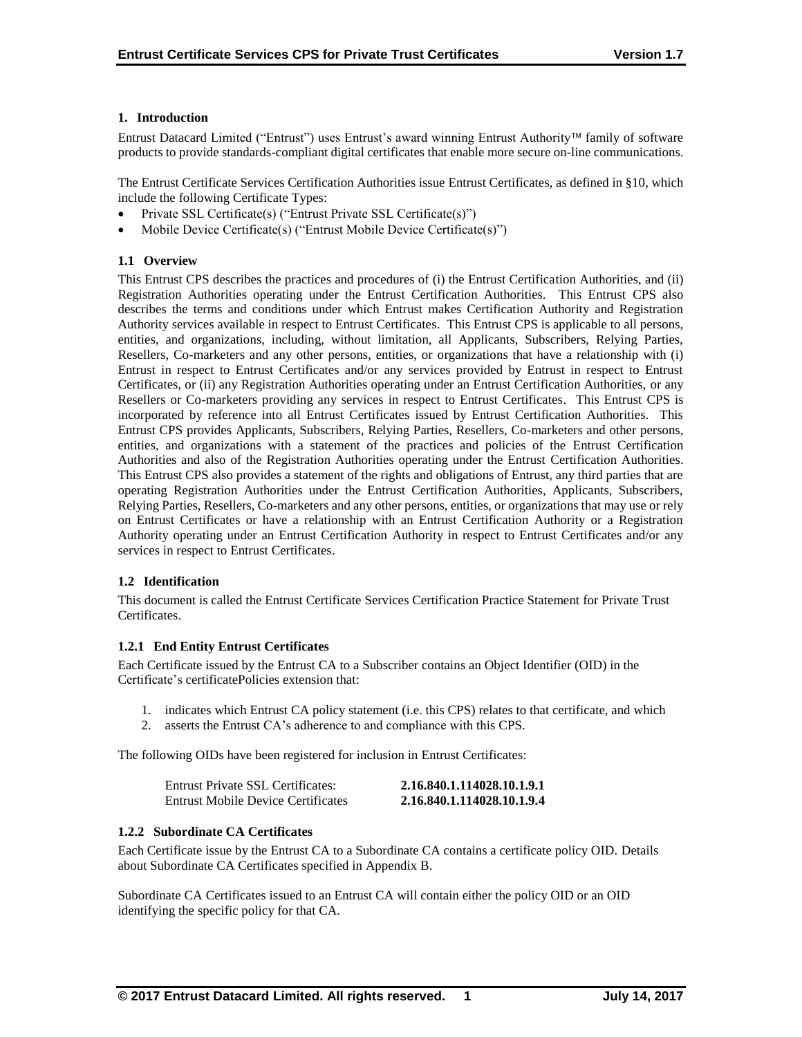# 1. Introduction

Entrust Datacard Limited ("Entrust") uses Entrust's award winning Entrust Authority™ family of software products to provide standards-compliant digital certificates that enable more secure on-line communications.

The Entrust Certificate Services Certification Authorities issue Entrust Certificates, as defined in §10, which include the following Certificate Types:

- Private SSL Certificate(s) ("Entrust Private SSL Certificate(s)")
- Mobile Device Certificate(s) ("Entrust Mobile Device Certificate(s)")

## 1.1 Overview

This Entrust CPS describes the practices and procedures of (i) the Entrust Certification Authorities, and (ii) Registration Authorities operating under the Entrust Certification Authorities. This Entrust CPS also describes the terms and conditions under which Entrust makes Certification Authority and Registration Authority services available in respect to Entrust Certificates. This Entrust CPS is applicable to all persons, entities, and organizations, including, without limitation, all Applicants, Subscribers, Relying Parties, Resellers, Co-marketers and any other persons, entities, or organizations that have a relationship with (i) Entrust in respect to Entrust Certificates and/or any services provided by Entrust in respect to Entrust Certificates, or (ii) any Registration Authorities operating under an Entrust Certification Authorities, or any Resellers or Co-marketers providing any services in respect to Entrust Certificates. This Entrust CPS is incorporated by reference into all Entrust Certificates issued by Entrust Certification Authorities. This Entrust CPS provides Applicants, Subscribers, Relying Parties, Resellers, Co-marketers and other persons, entities, and organizations with a statement of the practices and policies of the Entrust Certification Authorities and also of the Registration Authorities operating under the Entrust Certification Authorities. This Entrust CPS also provides a statement of the rights and obligations of Entrust, any third parties that are operating Registration Authorities under the Entrust Certification Authorities, Applicants, Subscribers, Relying Parties, Resellers, Co-marketers and any other persons, entities, or organizations that may use or rely on Entrust Certificates or have a relationship with an Entrust Certification Authority or a Registration Authority operating under an Entrust Certification Authority in respect to Entrust Certificates and/or any services in respect to Entrust Certificates.

## 1.2 Identification

This document is called the Entrust Certificate Services Certification Practice Statement for Private Trust Certificates.

### 1.2.1 End Entity Entrust Certificates

Each Certificate issued by the Entrust CA to a Subscriber contains an Object Identifier (OID) in the Certificate's certificatePolicies extension that:

1. indicates which Entrust CA policy statement (i.e. this CPS) relates to that certificate, and which
2. asserts the Entrust CA's adherence to and compliance with this CPS.

The following OIDs have been registered for inclusion in Entrust Certificates:

| | |
|---|---|
| Entrust Private SSL Certificates: | **2.16.840.1.114028.10.1.9.1** |
| Entrust Mobile Device Certificates | **2.16.840.1.114028.10.1.9.4** |

### 1.2.2 Subordinate CA Certificates

Each Certificate issue by the Entrust CA to a Subordinate CA contains a certificate policy OID. Details about Subordinate CA Certificates specified in Appendix B.

Subordinate CA Certificates issued to an Entrust CA will contain either the policy OID or an OID identifying the specific policy for that CA.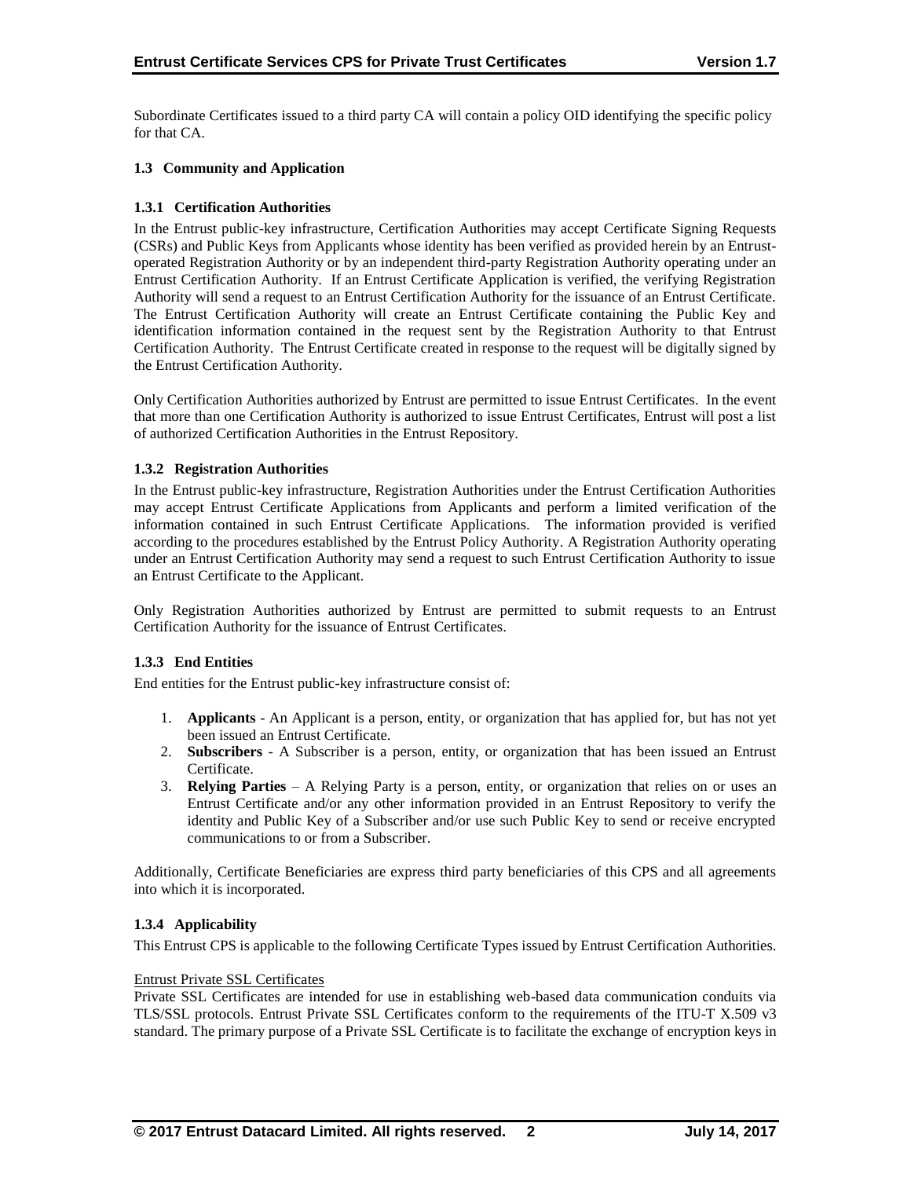Subordinate Certificates issued to a third party CA will contain a policy OID identifying the specific policy for that CA.

### 1.3 Community and Application

#### 1.3.1 Certification Authorities

In the Entrust public-key infrastructure, Certification Authorities may accept Certificate Signing Requests (CSRs) and Public Keys from Applicants whose identity has been verified as provided herein by an Entrust-operated Registration Authority or by an independent third-party Registration Authority operating under an Entrust Certification Authority. If an Entrust Certificate Application is verified, the verifying Registration Authority will send a request to an Entrust Certification Authority for the issuance of an Entrust Certificate. The Entrust Certification Authority will create an Entrust Certificate containing the Public Key and identification information contained in the request sent by the Registration Authority to that Entrust Certification Authority. The Entrust Certificate created in response to the request will be digitally signed by the Entrust Certification Authority.

Only Certification Authorities authorized by Entrust are permitted to issue Entrust Certificates. In the event that more than one Certification Authority is authorized to issue Entrust Certificates, Entrust will post a list of authorized Certification Authorities in the Entrust Repository.

#### 1.3.2 Registration Authorities

In the Entrust public-key infrastructure, Registration Authorities under the Entrust Certification Authorities may accept Entrust Certificate Applications from Applicants and perform a limited verification of the information contained in such Entrust Certificate Applications. The information provided is verified according to the procedures established by the Entrust Policy Authority. A Registration Authority operating under an Entrust Certification Authority may send a request to such Entrust Certification Authority to issue an Entrust Certificate to the Applicant.

Only Registration Authorities authorized by Entrust are permitted to submit requests to an Entrust Certification Authority for the issuance of Entrust Certificates.

#### 1.3.3 End Entities

End entities for the Entrust public-key infrastructure consist of:

1. **Applicants** - An Applicant is a person, entity, or organization that has applied for, but has not yet been issued an Entrust Certificate.
2. **Subscribers** - A Subscriber is a person, entity, or organization that has been issued an Entrust Certificate.
3. **Relying Parties** – A Relying Party is a person, entity, or organization that relies on or uses an Entrust Certificate and/or any other information provided in an Entrust Repository to verify the identity and Public Key of a Subscriber and/or use such Public Key to send or receive encrypted communications to or from a Subscriber.

Additionally, Certificate Beneficiaries are express third party beneficiaries of this CPS and all agreements into which it is incorporated.

#### 1.3.4 Applicability

This Entrust CPS is applicable to the following Certificate Types issued by Entrust Certification Authorities.

Entrust Private SSL Certificates

Private SSL Certificates are intended for use in establishing web-based data communication conduits via TLS/SSL protocols. Entrust Private SSL Certificates conform to the requirements of the ITU-T X.509 v3 standard. The primary purpose of a Private SSL Certificate is to facilitate the exchange of encryption keys in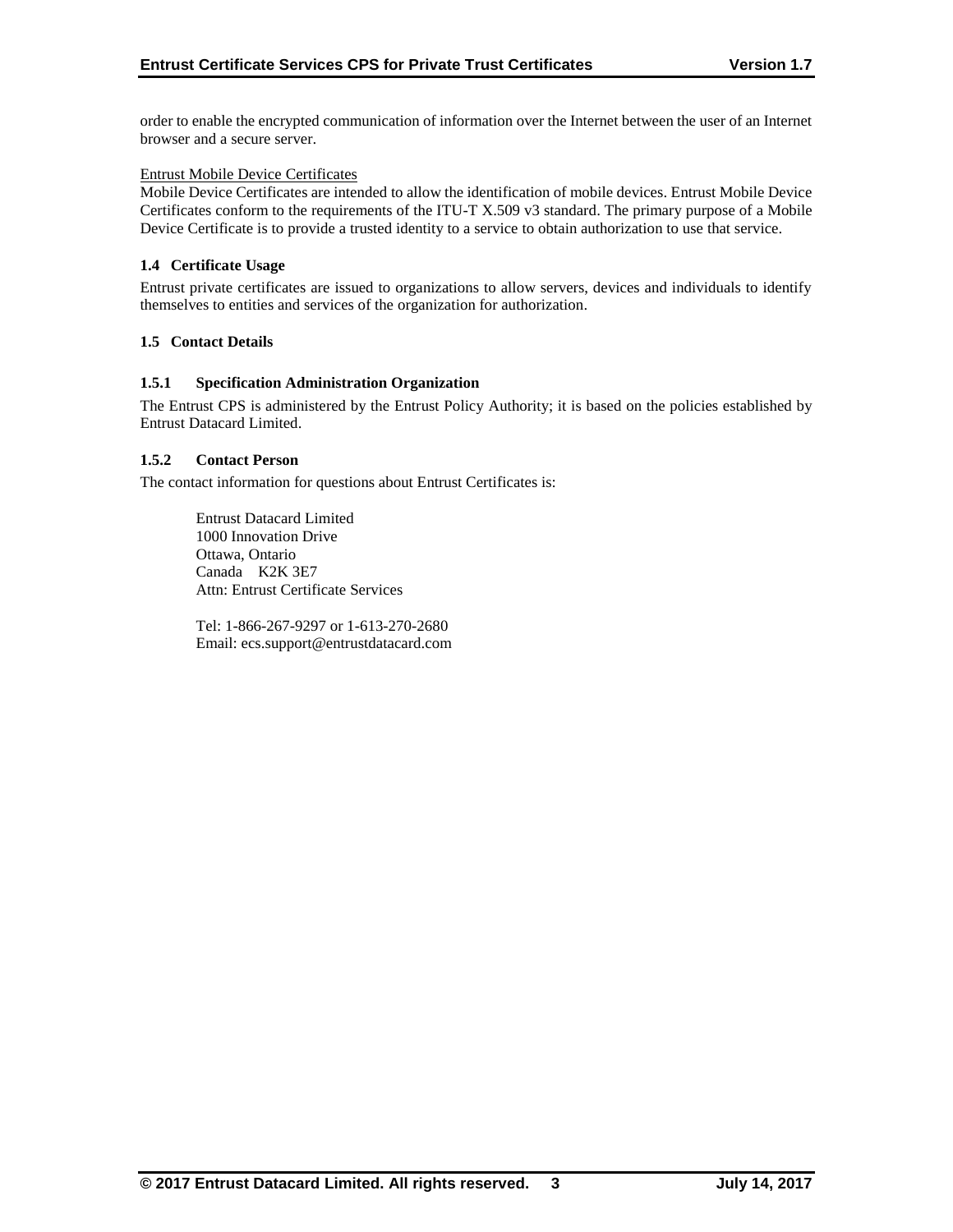order to enable the encrypted communication of information over the Internet between the user of an Internet browser and a secure server.

Entrust Mobile Device Certificates

Mobile Device Certificates are intended to allow the identification of mobile devices. Entrust Mobile Device Certificates conform to the requirements of the ITU-T X.509 v3 standard. The primary purpose of a Mobile Device Certificate is to provide a trusted identity to a service to obtain authorization to use that service.

## 1.4 Certificate Usage

Entrust private certificates are issued to organizations to allow servers, devices and individuals to identify themselves to entities and services of the organization for authorization.

## 1.5 Contact Details

### 1.5.1 Specification Administration Organization

The Entrust CPS is administered by the Entrust Policy Authority; it is based on the policies established by Entrust Datacard Limited.

### 1.5.2 Contact Person

The contact information for questions about Entrust Certificates is:

Entrust Datacard Limited
1000 Innovation Drive
Ottawa, Ontario
Canada K2K 3E7
Attn: Entrust Certificate Services

Tel: 1-866-267-9297 or 1-613-270-2680
Email: ecs.support@entrustdatacard.com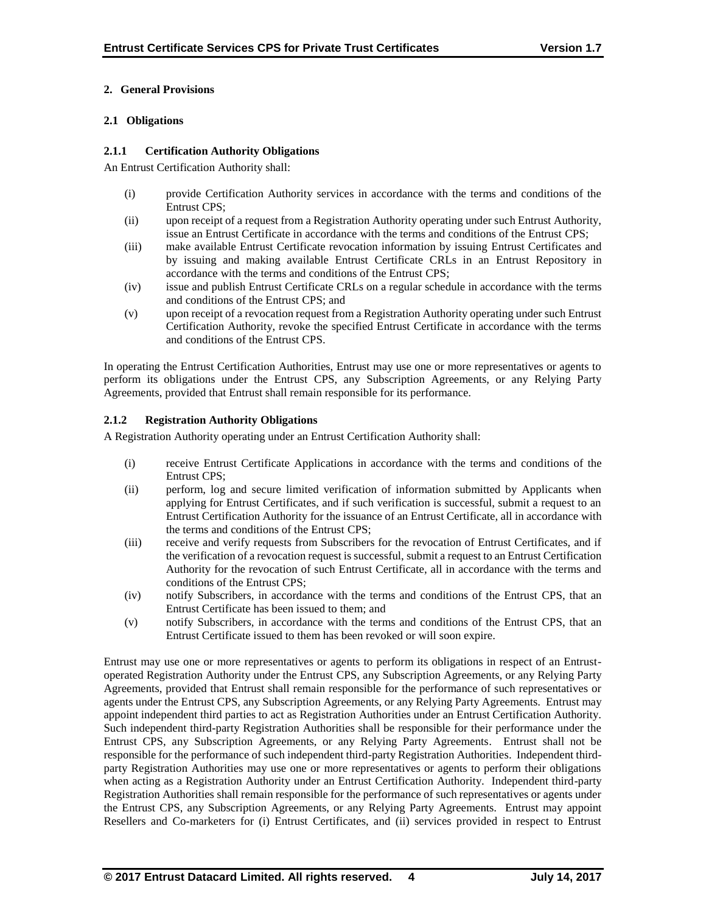## 2. General Provisions

### 2.1 Obligations

#### 2.1.1 Certification Authority Obligations

An Entrust Certification Authority shall:

(i) provide Certification Authority services in accordance with the terms and conditions of the Entrust CPS;

(ii) upon receipt of a request from a Registration Authority operating under such Entrust Authority, issue an Entrust Certificate in accordance with the terms and conditions of the Entrust CPS;

(iii) make available Entrust Certificate revocation information by issuing Entrust Certificates and by issuing and making available Entrust Certificate CRLs in an Entrust Repository in accordance with the terms and conditions of the Entrust CPS;

(iv) issue and publish Entrust Certificate CRLs on a regular schedule in accordance with the terms and conditions of the Entrust CPS; and

(v) upon receipt of a revocation request from a Registration Authority operating under such Entrust Certification Authority, revoke the specified Entrust Certificate in accordance with the terms and conditions of the Entrust CPS.

In operating the Entrust Certification Authorities, Entrust may use one or more representatives or agents to perform its obligations under the Entrust CPS, any Subscription Agreements, or any Relying Party Agreements, provided that Entrust shall remain responsible for its performance.

#### 2.1.2 Registration Authority Obligations

A Registration Authority operating under an Entrust Certification Authority shall:

(i) receive Entrust Certificate Applications in accordance with the terms and conditions of the Entrust CPS;

(ii) perform, log and secure limited verification of information submitted by Applicants when applying for Entrust Certificates, and if such verification is successful, submit a request to an Entrust Certification Authority for the issuance of an Entrust Certificate, all in accordance with the terms and conditions of the Entrust CPS;

(iii) receive and verify requests from Subscribers for the revocation of Entrust Certificates, and if the verification of a revocation request is successful, submit a request to an Entrust Certification Authority for the revocation of such Entrust Certificate, all in accordance with the terms and conditions of the Entrust CPS;

(iv) notify Subscribers, in accordance with the terms and conditions of the Entrust CPS, that an Entrust Certificate has been issued to them; and

(v) notify Subscribers, in accordance with the terms and conditions of the Entrust CPS, that an Entrust Certificate issued to them has been revoked or will soon expire.

Entrust may use one or more representatives or agents to perform its obligations in respect of an Entrust-operated Registration Authority under the Entrust CPS, any Subscription Agreements, or any Relying Party Agreements, provided that Entrust shall remain responsible for the performance of such representatives or agents under the Entrust CPS, any Subscription Agreements, or any Relying Party Agreements. Entrust may appoint independent third parties to act as Registration Authorities under an Entrust Certification Authority. Such independent third-party Registration Authorities shall be responsible for their performance under the Entrust CPS, any Subscription Agreements, or any Relying Party Agreements. Entrust shall not be responsible for the performance of such independent third-party Registration Authorities. Independent third-party Registration Authorities may use one or more representatives or agents to perform their obligations when acting as a Registration Authority under an Entrust Certification Authority. Independent third-party Registration Authorities shall remain responsible for the performance of such representatives or agents under the Entrust CPS, any Subscription Agreements, or any Relying Party Agreements. Entrust may appoint Resellers and Co-marketers for (i) Entrust Certificates, and (ii) services provided in respect to Entrust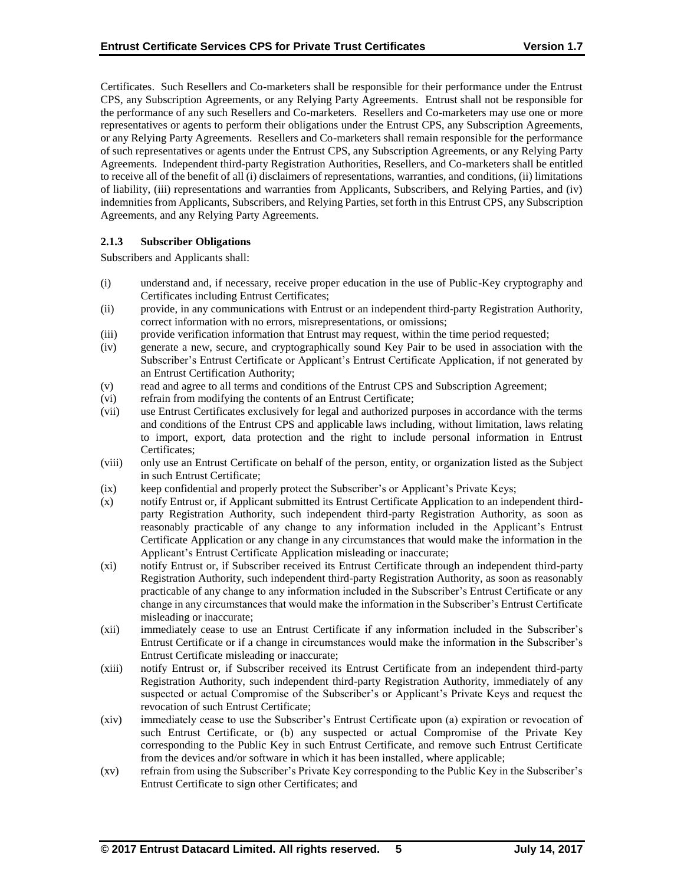Certificates. Such Resellers and Co-marketers shall be responsible for their performance under the Entrust CPS, any Subscription Agreements, or any Relying Party Agreements. Entrust shall not be responsible for the performance of any such Resellers and Co-marketers. Resellers and Co-marketers may use one or more representatives or agents to perform their obligations under the Entrust CPS, any Subscription Agreements, or any Relying Party Agreements. Resellers and Co-marketers shall remain responsible for the performance of such representatives or agents under the Entrust CPS, any Subscription Agreements, or any Relying Party Agreements. Independent third-party Registration Authorities, Resellers, and Co-marketers shall be entitled to receive all of the benefit of all (i) disclaimers of representations, warranties, and conditions, (ii) limitations of liability, (iii) representations and warranties from Applicants, Subscribers, and Relying Parties, and (iv) indemnities from Applicants, Subscribers, and Relying Parties, set forth in this Entrust CPS, any Subscription Agreements, and any Relying Party Agreements.

### 2.1.3 Subscriber Obligations

Subscribers and Applicants shall:

(i) understand and, if necessary, receive proper education in the use of Public-Key cryptography and Certificates including Entrust Certificates;

(ii) provide, in any communications with Entrust or an independent third-party Registration Authority, correct information with no errors, misrepresentations, or omissions;

(iii) provide verification information that Entrust may request, within the time period requested;

(iv) generate a new, secure, and cryptographically sound Key Pair to be used in association with the Subscriber's Entrust Certificate or Applicant's Entrust Certificate Application, if not generated by an Entrust Certification Authority;

(v) read and agree to all terms and conditions of the Entrust CPS and Subscription Agreement;

(vi) refrain from modifying the contents of an Entrust Certificate;

(vii) use Entrust Certificates exclusively for legal and authorized purposes in accordance with the terms and conditions of the Entrust CPS and applicable laws including, without limitation, laws relating to import, export, data protection and the right to include personal information in Entrust Certificates;

(viii) only use an Entrust Certificate on behalf of the person, entity, or organization listed as the Subject in such Entrust Certificate;

(ix) keep confidential and properly protect the Subscriber's or Applicant's Private Keys;

(x) notify Entrust or, if Applicant submitted its Entrust Certificate Application to an independent third-party Registration Authority, such independent third-party Registration Authority, as soon as reasonably practicable of any change to any information included in the Applicant's Entrust Certificate Application or any change in any circumstances that would make the information in the Applicant's Entrust Certificate Application misleading or inaccurate;

(xi) notify Entrust or, if Subscriber received its Entrust Certificate through an independent third-party Registration Authority, such independent third-party Registration Authority, as soon as reasonably practicable of any change to any information included in the Subscriber's Entrust Certificate or any change in any circumstances that would make the information in the Subscriber's Entrust Certificate misleading or inaccurate;

(xii) immediately cease to use an Entrust Certificate if any information included in the Subscriber's Entrust Certificate or if a change in circumstances would make the information in the Subscriber's Entrust Certificate misleading or inaccurate;

(xiii) notify Entrust or, if Subscriber received its Entrust Certificate from an independent third-party Registration Authority, such independent third-party Registration Authority, immediately of any suspected or actual Compromise of the Subscriber's or Applicant's Private Keys and request the revocation of such Entrust Certificate;

(xiv) immediately cease to use the Subscriber's Entrust Certificate upon (a) expiration or revocation of such Entrust Certificate, or (b) any suspected or actual Compromise of the Private Key corresponding to the Public Key in such Entrust Certificate, and remove such Entrust Certificate from the devices and/or software in which it has been installed, where applicable;

(xv) refrain from using the Subscriber's Private Key corresponding to the Public Key in the Subscriber's Entrust Certificate to sign other Certificates; and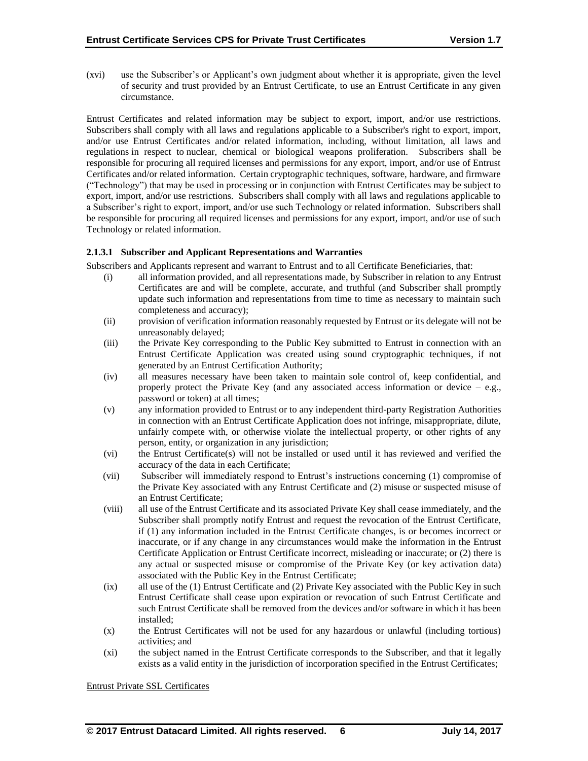(xvi) use the Subscriber's or Applicant's own judgment about whether it is appropriate, given the level of security and trust provided by an Entrust Certificate, to use an Entrust Certificate in any given circumstance.

Entrust Certificates and related information may be subject to export, import, and/or use restrictions. Subscribers shall comply with all laws and regulations applicable to a Subscriber's right to export, import, and/or use Entrust Certificates and/or related information, including, without limitation, all laws and regulations in respect to nuclear, chemical or biological weapons proliferation. Subscribers shall be responsible for procuring all required licenses and permissions for any export, import, and/or use of Entrust Certificates and/or related information. Certain cryptographic techniques, software, hardware, and firmware ("Technology") that may be used in processing or in conjunction with Entrust Certificates may be subject to export, import, and/or use restrictions. Subscribers shall comply with all laws and regulations applicable to a Subscriber's right to export, import, and/or use such Technology or related information. Subscribers shall be responsible for procuring all required licenses and permissions for any export, import, and/or use of such Technology or related information.

#### 2.1.3.1 Subscriber and Applicant Representations and Warranties

Subscribers and Applicants represent and warrant to Entrust and to all Certificate Beneficiaries, that:

(i) all information provided, and all representations made, by Subscriber in relation to any Entrust Certificates are and will be complete, accurate, and truthful (and Subscriber shall promptly update such information and representations from time to time as necessary to maintain such completeness and accuracy);

(ii) provision of verification information reasonably requested by Entrust or its delegate will not be unreasonably delayed;

(iii) the Private Key corresponding to the Public Key submitted to Entrust in connection with an Entrust Certificate Application was created using sound cryptographic techniques, if not generated by an Entrust Certification Authority;

(iv) all measures necessary have been taken to maintain sole control of, keep confidential, and properly protect the Private Key (and any associated access information or device – e.g., password or token) at all times;

(v) any information provided to Entrust or to any independent third-party Registration Authorities in connection with an Entrust Certificate Application does not infringe, misappropriate, dilute, unfairly compete with, or otherwise violate the intellectual property, or other rights of any person, entity, or organization in any jurisdiction;

(vi) the Entrust Certificate(s) will not be installed or used until it has reviewed and verified the accuracy of the data in each Certificate;

(vii) Subscriber will immediately respond to Entrust's instructions concerning (1) compromise of the Private Key associated with any Entrust Certificate and (2) misuse or suspected misuse of an Entrust Certificate;

(viii) all use of the Entrust Certificate and its associated Private Key shall cease immediately, and the Subscriber shall promptly notify Entrust and request the revocation of the Entrust Certificate, if (1) any information included in the Entrust Certificate changes, is or becomes incorrect or inaccurate, or if any change in any circumstances would make the information in the Entrust Certificate Application or Entrust Certificate incorrect, misleading or inaccurate; or (2) there is any actual or suspected misuse or compromise of the Private Key (or key activation data) associated with the Public Key in the Entrust Certificate;

(ix) all use of the (1) Entrust Certificate and (2) Private Key associated with the Public Key in such Entrust Certificate shall cease upon expiration or revocation of such Entrust Certificate and such Entrust Certificate shall be removed from the devices and/or software in which it has been installed;

(x) the Entrust Certificates will not be used for any hazardous or unlawful (including tortious) activities; and

(xi) the subject named in the Entrust Certificate corresponds to the Subscriber, and that it legally exists as a valid entity in the jurisdiction of incorporation specified in the Entrust Certificates;

Entrust Private SSL Certificates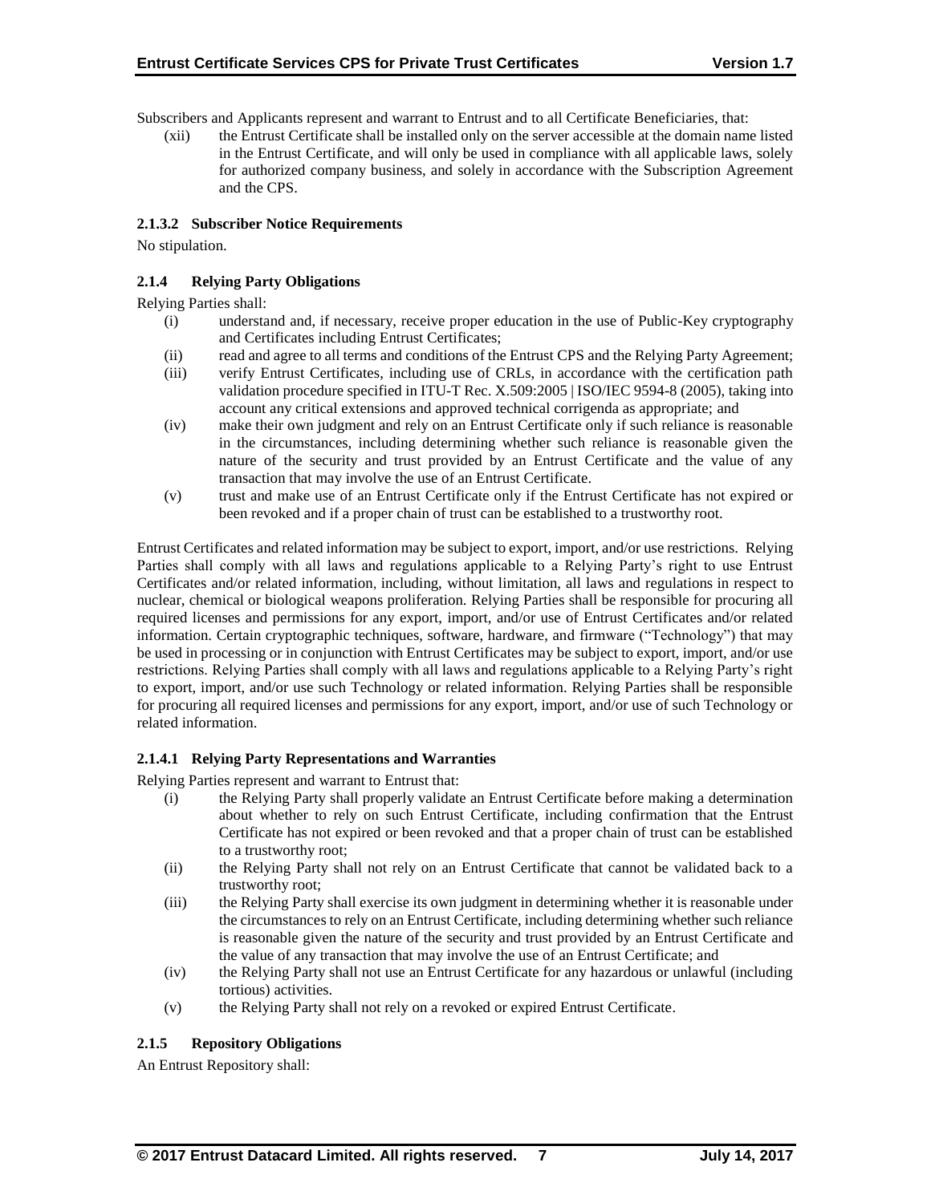Subscribers and Applicants represent and warrant to Entrust and to all Certificate Beneficiaries, that:

(xii) the Entrust Certificate shall be installed only on the server accessible at the domain name listed in the Entrust Certificate, and will only be used in compliance with all applicable laws, solely for authorized company business, and solely in accordance with the Subscription Agreement and the CPS.

#### 2.1.3.2 Subscriber Notice Requirements

No stipulation.

### 2.1.4 Relying Party Obligations

Relying Parties shall:

(i) understand and, if necessary, receive proper education in the use of Public-Key cryptography and Certificates including Entrust Certificates;

(ii) read and agree to all terms and conditions of the Entrust CPS and the Relying Party Agreement;

(iii) verify Entrust Certificates, including use of CRLs, in accordance with the certification path validation procedure specified in ITU-T Rec. X.509:2005 | ISO/IEC 9594-8 (2005), taking into account any critical extensions and approved technical corrigenda as appropriate; and

(iv) make their own judgment and rely on an Entrust Certificate only if such reliance is reasonable in the circumstances, including determining whether such reliance is reasonable given the nature of the security and trust provided by an Entrust Certificate and the value of any transaction that may involve the use of an Entrust Certificate.

(v) trust and make use of an Entrust Certificate only if the Entrust Certificate has not expired or been revoked and if a proper chain of trust can be established to a trustworthy root.

Entrust Certificates and related information may be subject to export, import, and/or use restrictions. Relying Parties shall comply with all laws and regulations applicable to a Relying Party's right to use Entrust Certificates and/or related information, including, without limitation, all laws and regulations in respect to nuclear, chemical or biological weapons proliferation. Relying Parties shall be responsible for procuring all required licenses and permissions for any export, import, and/or use of Entrust Certificates and/or related information. Certain cryptographic techniques, software, hardware, and firmware ("Technology") that may be used in processing or in conjunction with Entrust Certificates may be subject to export, import, and/or use restrictions. Relying Parties shall comply with all laws and regulations applicable to a Relying Party's right to export, import, and/or use such Technology or related information. Relying Parties shall be responsible for procuring all required licenses and permissions for any export, import, and/or use of such Technology or related information.

#### 2.1.4.1 Relying Party Representations and Warranties

Relying Parties represent and warrant to Entrust that:

(i) the Relying Party shall properly validate an Entrust Certificate before making a determination about whether to rely on such Entrust Certificate, including confirmation that the Entrust Certificate has not expired or been revoked and that a proper chain of trust can be established to a trustworthy root;

(ii) the Relying Party shall not rely on an Entrust Certificate that cannot be validated back to a trustworthy root;

(iii) the Relying Party shall exercise its own judgment in determining whether it is reasonable under the circumstances to rely on an Entrust Certificate, including determining whether such reliance is reasonable given the nature of the security and trust provided by an Entrust Certificate and the value of any transaction that may involve the use of an Entrust Certificate; and

(iv) the Relying Party shall not use an Entrust Certificate for any hazardous or unlawful (including tortious) activities.

(v) the Relying Party shall not rely on a revoked or expired Entrust Certificate.

### 2.1.5 Repository Obligations

An Entrust Repository shall: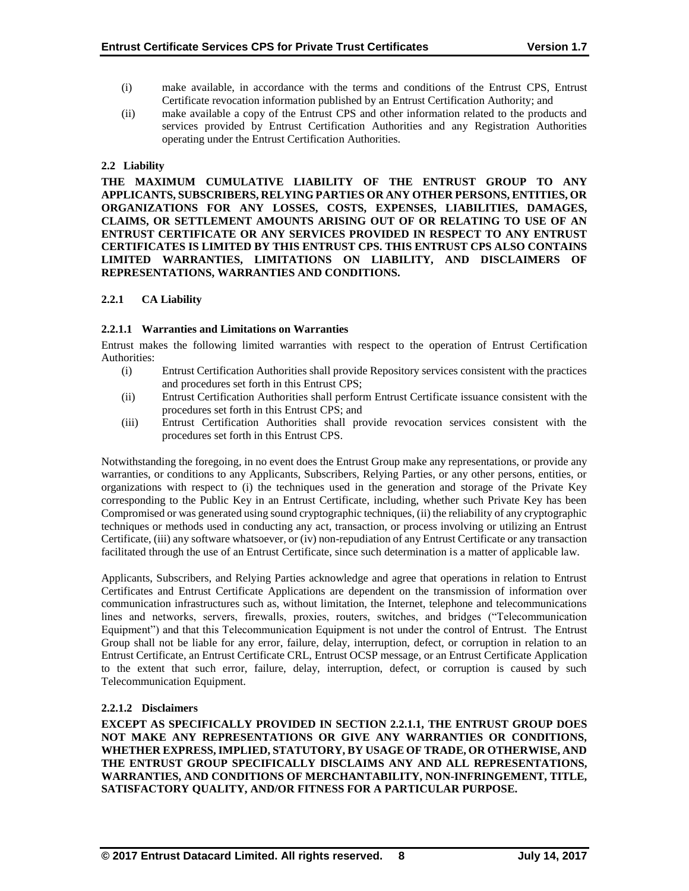(i) make available, in accordance with the terms and conditions of the Entrust CPS, Entrust Certificate revocation information published by an Entrust Certification Authority; and

(ii) make available a copy of the Entrust CPS and other information related to the products and services provided by Entrust Certification Authorities and any Registration Authorities operating under the Entrust Certification Authorities.

### 2.2 Liability

**THE MAXIMUM CUMULATIVE LIABILITY OF THE ENTRUST GROUP TO ANY APPLICANTS, SUBSCRIBERS, RELYING PARTIES OR ANY OTHER PERSONS, ENTITIES, OR ORGANIZATIONS FOR ANY LOSSES, COSTS, EXPENSES, LIABILITIES, DAMAGES, CLAIMS, OR SETTLEMENT AMOUNTS ARISING OUT OF OR RELATING TO USE OF AN ENTRUST CERTIFICATE OR ANY SERVICES PROVIDED IN RESPECT TO ANY ENTRUST CERTIFICATES IS LIMITED BY THIS ENTRUST CPS. THIS ENTRUST CPS ALSO CONTAINS LIMITED WARRANTIES, LIMITATIONS ON LIABILITY, AND DISCLAIMERS OF REPRESENTATIONS, WARRANTIES AND CONDITIONS.**

### 2.2.1 CA Liability

#### 2.2.1.1 Warranties and Limitations on Warranties

Entrust makes the following limited warranties with respect to the operation of Entrust Certification Authorities:

(i) Entrust Certification Authorities shall provide Repository services consistent with the practices and procedures set forth in this Entrust CPS;

(ii) Entrust Certification Authorities shall perform Entrust Certificate issuance consistent with the procedures set forth in this Entrust CPS; and

(iii) Entrust Certification Authorities shall provide revocation services consistent with the procedures set forth in this Entrust CPS.

Notwithstanding the foregoing, in no event does the Entrust Group make any representations, or provide any warranties, or conditions to any Applicants, Subscribers, Relying Parties, or any other persons, entities, or organizations with respect to (i) the techniques used in the generation and storage of the Private Key corresponding to the Public Key in an Entrust Certificate, including, whether such Private Key has been Compromised or was generated using sound cryptographic techniques, (ii) the reliability of any cryptographic techniques or methods used in conducting any act, transaction, or process involving or utilizing an Entrust Certificate, (iii) any software whatsoever, or (iv) non-repudiation of any Entrust Certificate or any transaction facilitated through the use of an Entrust Certificate, since such determination is a matter of applicable law.

Applicants, Subscribers, and Relying Parties acknowledge and agree that operations in relation to Entrust Certificates and Entrust Certificate Applications are dependent on the transmission of information over communication infrastructures such as, without limitation, the Internet, telephone and telecommunications lines and networks, servers, firewalls, proxies, routers, switches, and bridges ("Telecommunication Equipment") and that this Telecommunication Equipment is not under the control of Entrust. The Entrust Group shall not be liable for any error, failure, delay, interruption, defect, or corruption in relation to an Entrust Certificate, an Entrust Certificate CRL, Entrust OCSP message, or an Entrust Certificate Application to the extent that such error, failure, delay, interruption, defect, or corruption is caused by such Telecommunication Equipment.

#### 2.2.1.2 Disclaimers

**EXCEPT AS SPECIFICALLY PROVIDED IN SECTION 2.2.1.1, THE ENTRUST GROUP DOES NOT MAKE ANY REPRESENTATIONS OR GIVE ANY WARRANTIES OR CONDITIONS, WHETHER EXPRESS, IMPLIED, STATUTORY, BY USAGE OF TRADE, OR OTHERWISE, AND THE ENTRUST GROUP SPECIFICALLY DISCLAIMS ANY AND ALL REPRESENTATIONS, WARRANTIES, AND CONDITIONS OF MERCHANTABILITY, NON-INFRINGEMENT, TITLE, SATISFACTORY QUALITY, AND/OR FITNESS FOR A PARTICULAR PURPOSE.**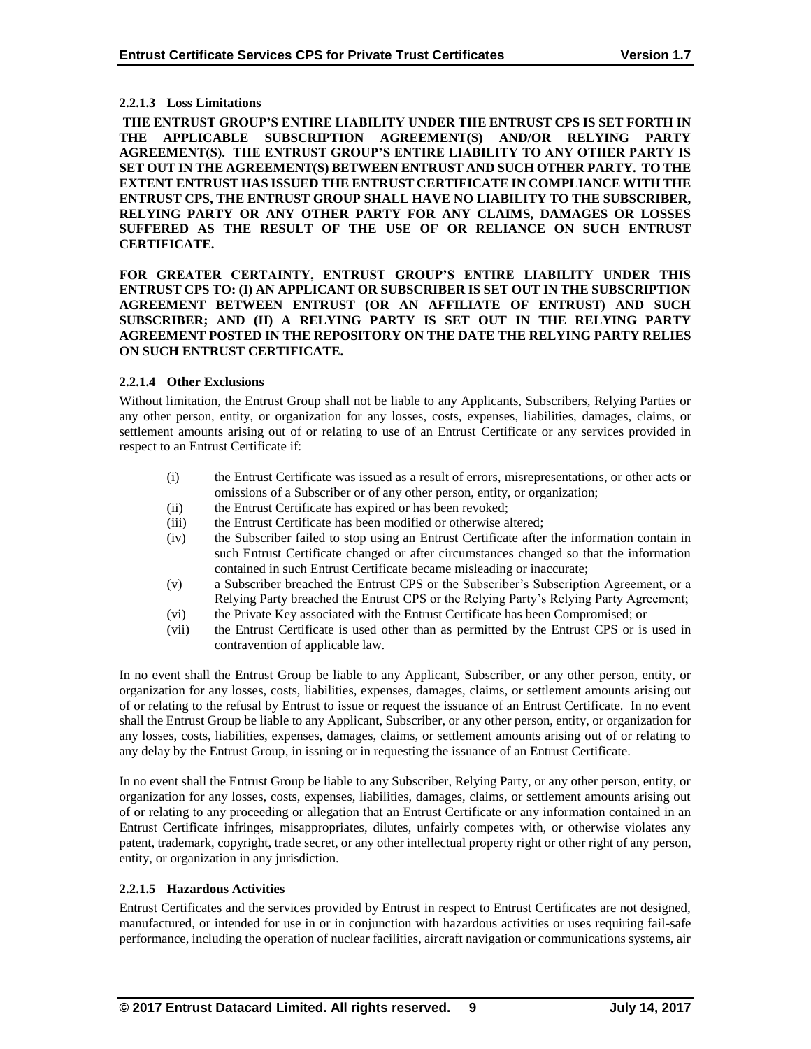#### 2.2.1.3 Loss Limitations

**THE ENTRUST GROUP'S ENTIRE LIABILITY UNDER THE ENTRUST CPS IS SET FORTH IN THE APPLICABLE SUBSCRIPTION AGREEMENT(S) AND/OR RELYING PARTY AGREEMENT(S). THE ENTRUST GROUP'S ENTIRE LIABILITY TO ANY OTHER PARTY IS SET OUT IN THE AGREEMENT(S) BETWEEN ENTRUST AND SUCH OTHER PARTY. TO THE EXTENT ENTRUST HAS ISSUED THE ENTRUST CERTIFICATE IN COMPLIANCE WITH THE ENTRUST CPS, THE ENTRUST GROUP SHALL HAVE NO LIABILITY TO THE SUBSCRIBER, RELYING PARTY OR ANY OTHER PARTY FOR ANY CLAIMS, DAMAGES OR LOSSES SUFFERED AS THE RESULT OF THE USE OF OR RELIANCE ON SUCH ENTRUST CERTIFICATE.**

**FOR GREATER CERTAINTY, ENTRUST GROUP'S ENTIRE LIABILITY UNDER THIS ENTRUST CPS TO: (I) AN APPLICANT OR SUBSCRIBER IS SET OUT IN THE SUBSCRIPTION AGREEMENT BETWEEN ENTRUST (OR AN AFFILIATE OF ENTRUST) AND SUCH SUBSCRIBER; AND (II) A RELYING PARTY IS SET OUT IN THE RELYING PARTY AGREEMENT POSTED IN THE REPOSITORY ON THE DATE THE RELYING PARTY RELIES ON SUCH ENTRUST CERTIFICATE.**

#### 2.2.1.4 Other Exclusions

Without limitation, the Entrust Group shall not be liable to any Applicants, Subscribers, Relying Parties or any other person, entity, or organization for any losses, costs, expenses, liabilities, damages, claims, or settlement amounts arising out of or relating to use of an Entrust Certificate or any services provided in respect to an Entrust Certificate if:

(i) the Entrust Certificate was issued as a result of errors, misrepresentations, or other acts or omissions of a Subscriber or of any other person, entity, or organization;
(ii) the Entrust Certificate has expired or has been revoked;
(iii) the Entrust Certificate has been modified or otherwise altered;
(iv) the Subscriber failed to stop using an Entrust Certificate after the information contain in such Entrust Certificate changed or after circumstances changed so that the information contained in such Entrust Certificate became misleading or inaccurate;
(v) a Subscriber breached the Entrust CPS or the Subscriber's Subscription Agreement, or a Relying Party breached the Entrust CPS or the Relying Party's Relying Party Agreement;
(vi) the Private Key associated with the Entrust Certificate has been Compromised; or
(vii) the Entrust Certificate is used other than as permitted by the Entrust CPS or is used in contravention of applicable law.

In no event shall the Entrust Group be liable to any Applicant, Subscriber, or any other person, entity, or organization for any losses, costs, liabilities, expenses, damages, claims, or settlement amounts arising out of or relating to the refusal by Entrust to issue or request the issuance of an Entrust Certificate. In no event shall the Entrust Group be liable to any Applicant, Subscriber, or any other person, entity, or organization for any losses, costs, liabilities, expenses, damages, claims, or settlement amounts arising out of or relating to any delay by the Entrust Group, in issuing or in requesting the issuance of an Entrust Certificate.

In no event shall the Entrust Group be liable to any Subscriber, Relying Party, or any other person, entity, or organization for any losses, costs, expenses, liabilities, damages, claims, or settlement amounts arising out of or relating to any proceeding or allegation that an Entrust Certificate or any information contained in an Entrust Certificate infringes, misappropriates, dilutes, unfairly competes with, or otherwise violates any patent, trademark, copyright, trade secret, or any other intellectual property right or other right of any person, entity, or organization in any jurisdiction.

#### 2.2.1.5 Hazardous Activities

Entrust Certificates and the services provided by Entrust in respect to Entrust Certificates are not designed, manufactured, or intended for use in or in conjunction with hazardous activities or uses requiring fail-safe performance, including the operation of nuclear facilities, aircraft navigation or communications systems, air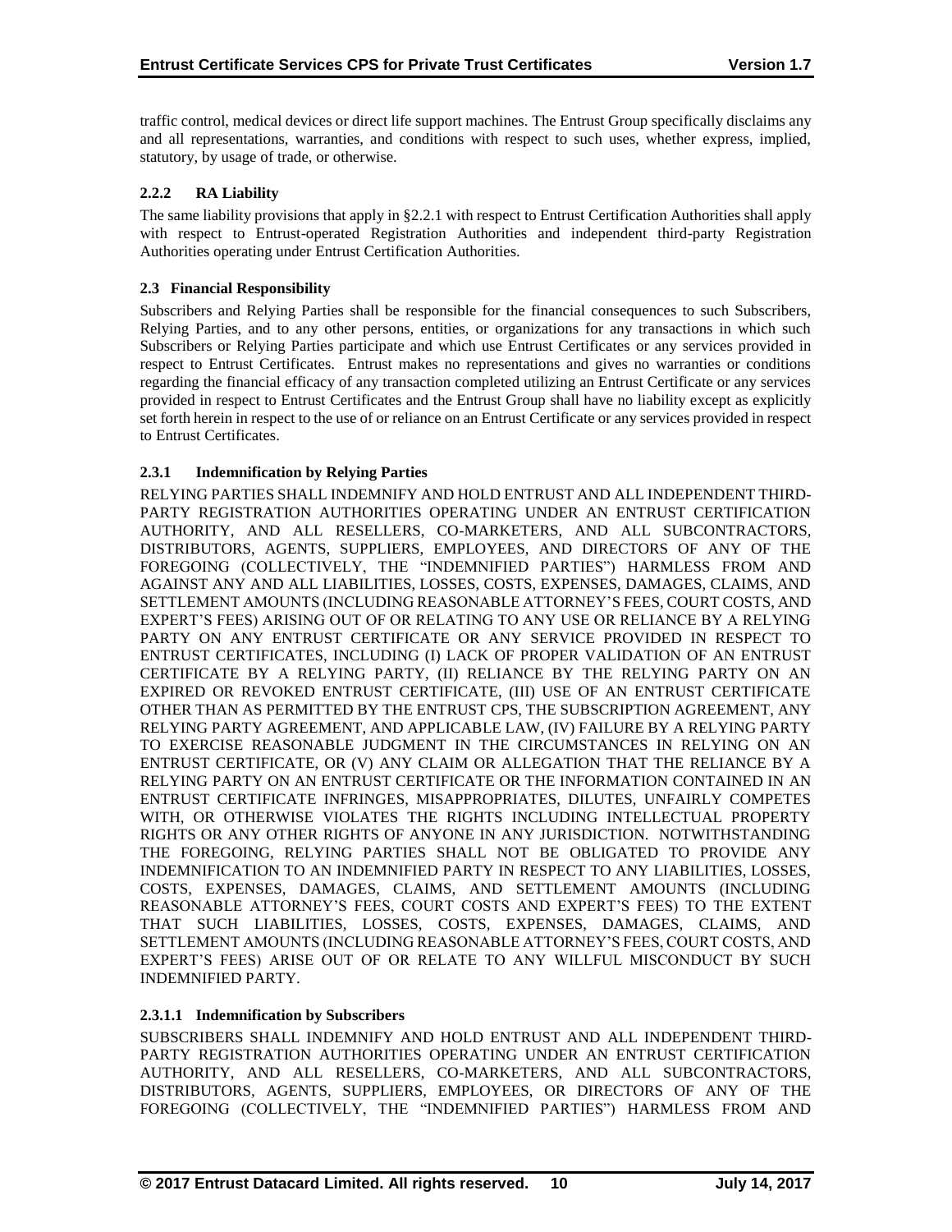traffic control, medical devices or direct life support machines. The Entrust Group specifically disclaims any and all representations, warranties, and conditions with respect to such uses, whether express, implied, statutory, by usage of trade, or otherwise.

### 2.2.2 RA Liability

The same liability provisions that apply in §2.2.1 with respect to Entrust Certification Authorities shall apply with respect to Entrust-operated Registration Authorities and independent third-party Registration Authorities operating under Entrust Certification Authorities.

## 2.3 Financial Responsibility

Subscribers and Relying Parties shall be responsible for the financial consequences to such Subscribers, Relying Parties, and to any other persons, entities, or organizations for any transactions in which such Subscribers or Relying Parties participate and which use Entrust Certificates or any services provided in respect to Entrust Certificates. Entrust makes no representations and gives no warranties or conditions regarding the financial efficacy of any transaction completed utilizing an Entrust Certificate or any services provided in respect to Entrust Certificates and the Entrust Group shall have no liability except as explicitly set forth herein in respect to the use of or reliance on an Entrust Certificate or any services provided in respect to Entrust Certificates.

### 2.3.1 Indemnification by Relying Parties

RELYING PARTIES SHALL INDEMNIFY AND HOLD ENTRUST AND ALL INDEPENDENT THIRD-PARTY REGISTRATION AUTHORITIES OPERATING UNDER AN ENTRUST CERTIFICATION AUTHORITY, AND ALL RESELLERS, CO-MARKETERS, AND ALL SUBCONTRACTORS, DISTRIBUTORS, AGENTS, SUPPLIERS, EMPLOYEES, AND DIRECTORS OF ANY OF THE FOREGOING (COLLECTIVELY, THE "INDEMNIFIED PARTIES") HARMLESS FROM AND AGAINST ANY AND ALL LIABILITIES, LOSSES, COSTS, EXPENSES, DAMAGES, CLAIMS, AND SETTLEMENT AMOUNTS (INCLUDING REASONABLE ATTORNEY'S FEES, COURT COSTS, AND EXPERT'S FEES) ARISING OUT OF OR RELATING TO ANY USE OR RELIANCE BY A RELYING PARTY ON ANY ENTRUST CERTIFICATE OR ANY SERVICE PROVIDED IN RESPECT TO ENTRUST CERTIFICATES, INCLUDING (I) LACK OF PROPER VALIDATION OF AN ENTRUST CERTIFICATE BY A RELYING PARTY, (II) RELIANCE BY THE RELYING PARTY ON AN EXPIRED OR REVOKED ENTRUST CERTIFICATE, (III) USE OF AN ENTRUST CERTIFICATE OTHER THAN AS PERMITTED BY THE ENTRUST CPS, THE SUBSCRIPTION AGREEMENT, ANY RELYING PARTY AGREEMENT, AND APPLICABLE LAW, (IV) FAILURE BY A RELYING PARTY TO EXERCISE REASONABLE JUDGMENT IN THE CIRCUMSTANCES IN RELYING ON AN ENTRUST CERTIFICATE, OR (V) ANY CLAIM OR ALLEGATION THAT THE RELIANCE BY A RELYING PARTY ON AN ENTRUST CERTIFICATE OR THE INFORMATION CONTAINED IN AN ENTRUST CERTIFICATE INFRINGES, MISAPPROPRIATES, DILUTES, UNFAIRLY COMPETES WITH, OR OTHERWISE VIOLATES THE RIGHTS INCLUDING INTELLECTUAL PROPERTY RIGHTS OR ANY OTHER RIGHTS OF ANYONE IN ANY JURISDICTION. NOTWITHSTANDING THE FOREGOING, RELYING PARTIES SHALL NOT BE OBLIGATED TO PROVIDE ANY INDEMNIFICATION TO AN INDEMNIFIED PARTY IN RESPECT TO ANY LIABILITIES, LOSSES, COSTS, EXPENSES, DAMAGES, CLAIMS, AND SETTLEMENT AMOUNTS (INCLUDING REASONABLE ATTORNEY'S FEES, COURT COSTS AND EXPERT'S FEES) TO THE EXTENT THAT SUCH LIABILITIES, LOSSES, COSTS, EXPENSES, DAMAGES, CLAIMS, AND SETTLEMENT AMOUNTS (INCLUDING REASONABLE ATTORNEY'S FEES, COURT COSTS, AND EXPERT'S FEES) ARISE OUT OF OR RELATE TO ANY WILLFUL MISCONDUCT BY SUCH INDEMNIFIED PARTY.

#### 2.3.1.1 Indemnification by Subscribers

SUBSCRIBERS SHALL INDEMNIFY AND HOLD ENTRUST AND ALL INDEPENDENT THIRD-PARTY REGISTRATION AUTHORITIES OPERATING UNDER AN ENTRUST CERTIFICATION AUTHORITY, AND ALL RESELLERS, CO-MARKETERS, AND ALL SUBCONTRACTORS, DISTRIBUTORS, AGENTS, SUPPLIERS, EMPLOYEES, OR DIRECTORS OF ANY OF THE FOREGOING (COLLECTIVELY, THE "INDEMNIFIED PARTIES") HARMLESS FROM AND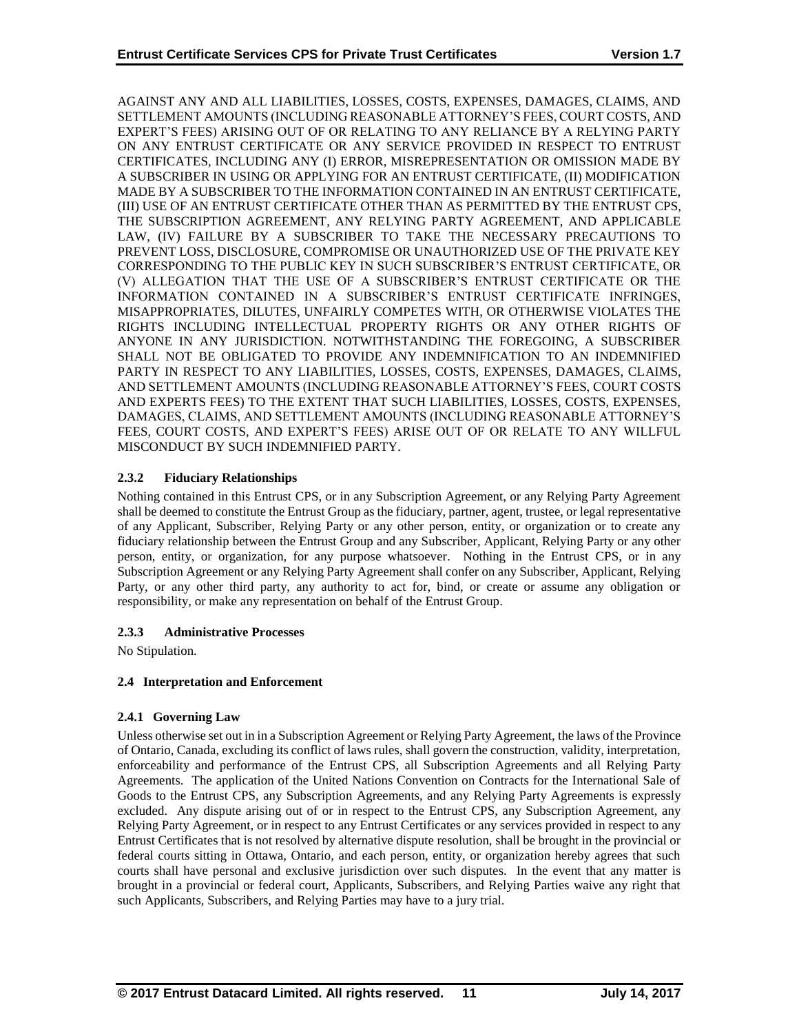AGAINST ANY AND ALL LIABILITIES, LOSSES, COSTS, EXPENSES, DAMAGES, CLAIMS, AND SETTLEMENT AMOUNTS (INCLUDING REASONABLE ATTORNEY'S FEES, COURT COSTS, AND EXPERT'S FEES) ARISING OUT OF OR RELATING TO ANY RELIANCE BY A RELYING PARTY ON ANY ENTRUST CERTIFICATE OR ANY SERVICE PROVIDED IN RESPECT TO ENTRUST CERTIFICATES, INCLUDING ANY (I) ERROR, MISREPRESENTATION OR OMISSION MADE BY A SUBSCRIBER IN USING OR APPLYING FOR AN ENTRUST CERTIFICATE, (II) MODIFICATION MADE BY A SUBSCRIBER TO THE INFORMATION CONTAINED IN AN ENTRUST CERTIFICATE, (III) USE OF AN ENTRUST CERTIFICATE OTHER THAN AS PERMITTED BY THE ENTRUST CPS, THE SUBSCRIPTION AGREEMENT, ANY RELYING PARTY AGREEMENT, AND APPLICABLE LAW, (IV) FAILURE BY A SUBSCRIBER TO TAKE THE NECESSARY PRECAUTIONS TO PREVENT LOSS, DISCLOSURE, COMPROMISE OR UNAUTHORIZED USE OF THE PRIVATE KEY CORRESPONDING TO THE PUBLIC KEY IN SUCH SUBSCRIBER'S ENTRUST CERTIFICATE, OR (V) ALLEGATION THAT THE USE OF A SUBSCRIBER'S ENTRUST CERTIFICATE OR THE INFORMATION CONTAINED IN A SUBSCRIBER'S ENTRUST CERTIFICATE INFRINGES, MISAPPROPRIATES, DILUTES, UNFAIRLY COMPETES WITH, OR OTHERWISE VIOLATES THE RIGHTS INCLUDING INTELLECTUAL PROPERTY RIGHTS OR ANY OTHER RIGHTS OF ANYONE IN ANY JURISDICTION. NOTWITHSTANDING THE FOREGOING, A SUBSCRIBER SHALL NOT BE OBLIGATED TO PROVIDE ANY INDEMNIFICATION TO AN INDEMNIFIED PARTY IN RESPECT TO ANY LIABILITIES, LOSSES, COSTS, EXPENSES, DAMAGES, CLAIMS, AND SETTLEMENT AMOUNTS (INCLUDING REASONABLE ATTORNEY'S FEES, COURT COSTS AND EXPERTS FEES) TO THE EXTENT THAT SUCH LIABILITIES, LOSSES, COSTS, EXPENSES, DAMAGES, CLAIMS, AND SETTLEMENT AMOUNTS (INCLUDING REASONABLE ATTORNEY'S FEES, COURT COSTS, AND EXPERT'S FEES) ARISE OUT OF OR RELATE TO ANY WILLFUL MISCONDUCT BY SUCH INDEMNIFIED PARTY.

### 2.3.2 Fiduciary Relationships

Nothing contained in this Entrust CPS, or in any Subscription Agreement, or any Relying Party Agreement shall be deemed to constitute the Entrust Group as the fiduciary, partner, agent, trustee, or legal representative of any Applicant, Subscriber, Relying Party or any other person, entity, or organization or to create any fiduciary relationship between the Entrust Group and any Subscriber, Applicant, Relying Party or any other person, entity, or organization, for any purpose whatsoever. Nothing in the Entrust CPS, or in any Subscription Agreement or any Relying Party Agreement shall confer on any Subscriber, Applicant, Relying Party, or any other third party, any authority to act for, bind, or create or assume any obligation or responsibility, or make any representation on behalf of the Entrust Group.

### 2.3.3 Administrative Processes

No Stipulation.

## 2.4 Interpretation and Enforcement

### 2.4.1 Governing Law

Unless otherwise set out in in a Subscription Agreement or Relying Party Agreement, the laws of the Province of Ontario, Canada, excluding its conflict of laws rules, shall govern the construction, validity, interpretation, enforceability and performance of the Entrust CPS, all Subscription Agreements and all Relying Party Agreements. The application of the United Nations Convention on Contracts for the International Sale of Goods to the Entrust CPS, any Subscription Agreements, and any Relying Party Agreements is expressly excluded. Any dispute arising out of or in respect to the Entrust CPS, any Subscription Agreement, any Relying Party Agreement, or in respect to any Entrust Certificates or any services provided in respect to any Entrust Certificates that is not resolved by alternative dispute resolution, shall be brought in the provincial or federal courts sitting in Ottawa, Ontario, and each person, entity, or organization hereby agrees that such courts shall have personal and exclusive jurisdiction over such disputes. In the event that any matter is brought in a provincial or federal court, Applicants, Subscribers, and Relying Parties waive any right that such Applicants, Subscribers, and Relying Parties may have to a jury trial.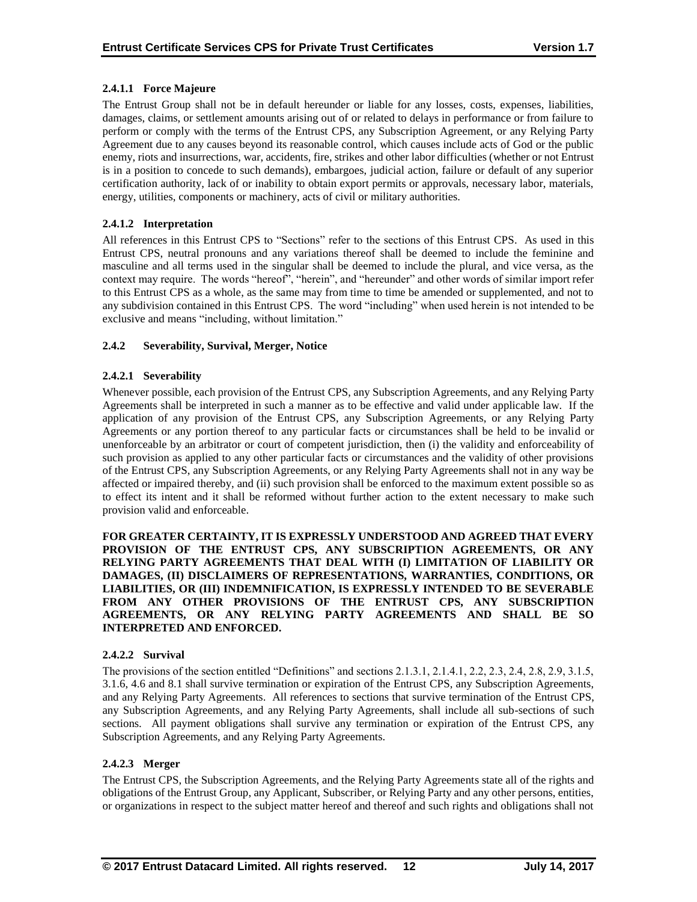#### 2.4.1.1 Force Majeure

The Entrust Group shall not be in default hereunder or liable for any losses, costs, expenses, liabilities, damages, claims, or settlement amounts arising out of or related to delays in performance or from failure to perform or comply with the terms of the Entrust CPS, any Subscription Agreement, or any Relying Party Agreement due to any causes beyond its reasonable control, which causes include acts of God or the public enemy, riots and insurrections, war, accidents, fire, strikes and other labor difficulties (whether or not Entrust is in a position to concede to such demands), embargoes, judicial action, failure or default of any superior certification authority, lack of or inability to obtain export permits or approvals, necessary labor, materials, energy, utilities, components or machinery, acts of civil or military authorities.

#### 2.4.1.2 Interpretation

All references in this Entrust CPS to "Sections" refer to the sections of this Entrust CPS. As used in this Entrust CPS, neutral pronouns and any variations thereof shall be deemed to include the feminine and masculine and all terms used in the singular shall be deemed to include the plural, and vice versa, as the context may require. The words "hereof", "herein", and "hereunder" and other words of similar import refer to this Entrust CPS as a whole, as the same may from time to time be amended or supplemented, and not to any subdivision contained in this Entrust CPS. The word "including" when used herein is not intended to be exclusive and means "including, without limitation."

### 2.4.2 Severability, Survival, Merger, Notice

#### 2.4.2.1 Severability

Whenever possible, each provision of the Entrust CPS, any Subscription Agreements, and any Relying Party Agreements shall be interpreted in such a manner as to be effective and valid under applicable law. If the application of any provision of the Entrust CPS, any Subscription Agreements, or any Relying Party Agreements or any portion thereof to any particular facts or circumstances shall be held to be invalid or unenforceable by an arbitrator or court of competent jurisdiction, then (i) the validity and enforceability of such provision as applied to any other particular facts or circumstances and the validity of other provisions of the Entrust CPS, any Subscription Agreements, or any Relying Party Agreements shall not in any way be affected or impaired thereby, and (ii) such provision shall be enforced to the maximum extent possible so as to effect its intent and it shall be reformed without further action to the extent necessary to make such provision valid and enforceable.

**FOR GREATER CERTAINTY, IT IS EXPRESSLY UNDERSTOOD AND AGREED THAT EVERY PROVISION OF THE ENTRUST CPS, ANY SUBSCRIPTION AGREEMENTS, OR ANY RELYING PARTY AGREEMENTS THAT DEAL WITH (I) LIMITATION OF LIABILITY OR DAMAGES, (II) DISCLAIMERS OF REPRESENTATIONS, WARRANTIES, CONDITIONS, OR LIABILITIES, OR (III) INDEMNIFICATION, IS EXPRESSLY INTENDED TO BE SEVERABLE FROM ANY OTHER PROVISIONS OF THE ENTRUST CPS, ANY SUBSCRIPTION AGREEMENTS, OR ANY RELYING PARTY AGREEMENTS AND SHALL BE SO INTERPRETED AND ENFORCED.**

#### 2.4.2.2 Survival

The provisions of the section entitled "Definitions" and sections 2.1.3.1, 2.1.4.1, 2.2, 2.3, 2.4, 2.8, 2.9, 3.1.5, 3.1.6, 4.6 and 8.1 shall survive termination or expiration of the Entrust CPS, any Subscription Agreements, and any Relying Party Agreements. All references to sections that survive termination of the Entrust CPS, any Subscription Agreements, and any Relying Party Agreements, shall include all sub-sections of such sections. All payment obligations shall survive any termination or expiration of the Entrust CPS, any Subscription Agreements, and any Relying Party Agreements.

#### 2.4.2.3 Merger

The Entrust CPS, the Subscription Agreements, and the Relying Party Agreements state all of the rights and obligations of the Entrust Group, any Applicant, Subscriber, or Relying Party and any other persons, entities, or organizations in respect to the subject matter hereof and thereof and such rights and obligations shall not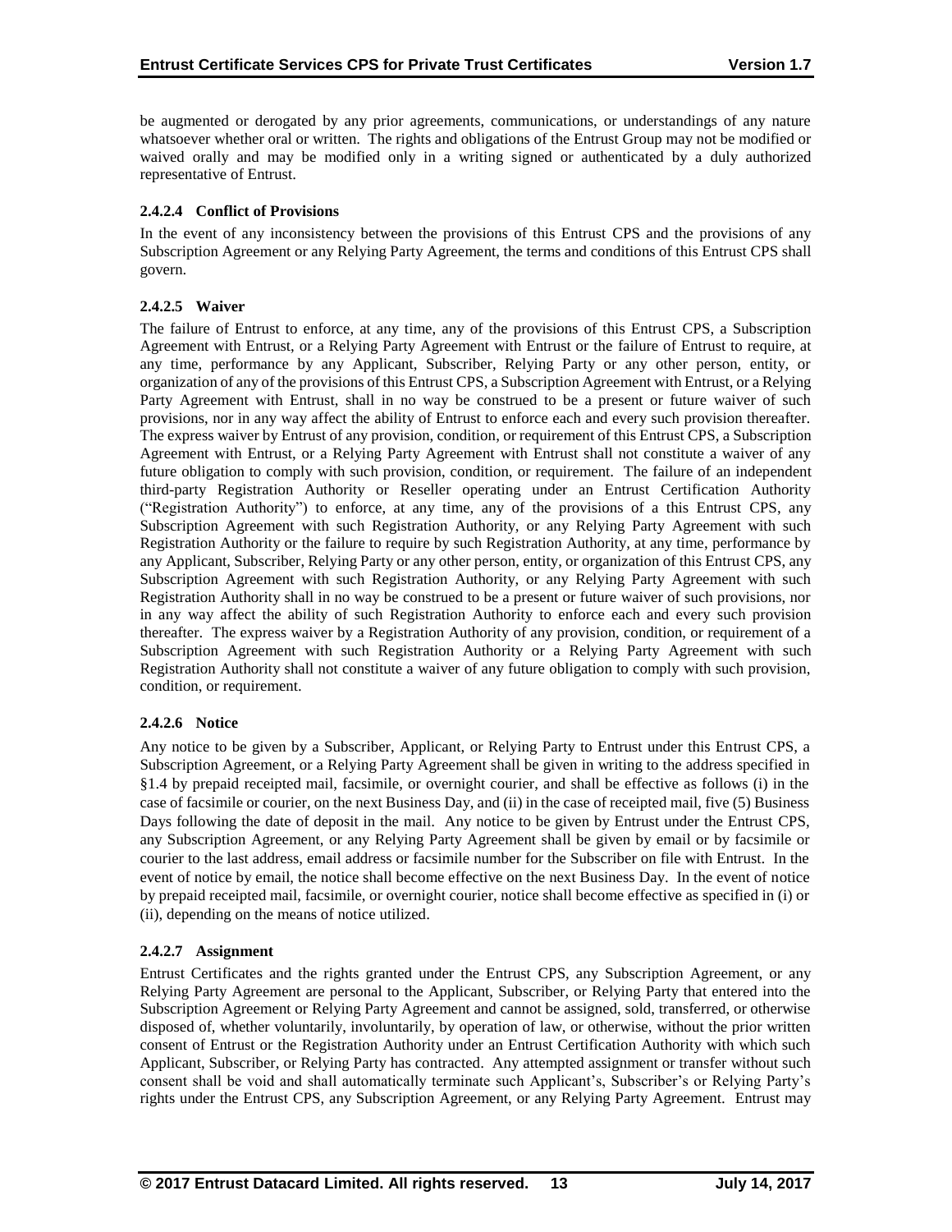be augmented or derogated by any prior agreements, communications, or understandings of any nature whatsoever whether oral or written. The rights and obligations of the Entrust Group may not be modified or waived orally and may be modified only in a writing signed or authenticated by a duly authorized representative of Entrust.

#### 2.4.2.4 Conflict of Provisions

In the event of any inconsistency between the provisions of this Entrust CPS and the provisions of any Subscription Agreement or any Relying Party Agreement, the terms and conditions of this Entrust CPS shall govern.

#### 2.4.2.5 Waiver

The failure of Entrust to enforce, at any time, any of the provisions of this Entrust CPS, a Subscription Agreement with Entrust, or a Relying Party Agreement with Entrust or the failure of Entrust to require, at any time, performance by any Applicant, Subscriber, Relying Party or any other person, entity, or organization of any of the provisions of this Entrust CPS, a Subscription Agreement with Entrust, or a Relying Party Agreement with Entrust, shall in no way be construed to be a present or future waiver of such provisions, nor in any way affect the ability of Entrust to enforce each and every such provision thereafter. The express waiver by Entrust of any provision, condition, or requirement of this Entrust CPS, a Subscription Agreement with Entrust, or a Relying Party Agreement with Entrust shall not constitute a waiver of any future obligation to comply with such provision, condition, or requirement. The failure of an independent third-party Registration Authority or Reseller operating under an Entrust Certification Authority ("Registration Authority") to enforce, at any time, any of the provisions of a this Entrust CPS, any Subscription Agreement with such Registration Authority, or any Relying Party Agreement with such Registration Authority or the failure to require by such Registration Authority, at any time, performance by any Applicant, Subscriber, Relying Party or any other person, entity, or organization of this Entrust CPS, any Subscription Agreement with such Registration Authority, or any Relying Party Agreement with such Registration Authority shall in no way be construed to be a present or future waiver of such provisions, nor in any way affect the ability of such Registration Authority to enforce each and every such provision thereafter. The express waiver by a Registration Authority of any provision, condition, or requirement of a Subscription Agreement with such Registration Authority or a Relying Party Agreement with such Registration Authority shall not constitute a waiver of any future obligation to comply with such provision, condition, or requirement.

#### 2.4.2.6 Notice

Any notice to be given by a Subscriber, Applicant, or Relying Party to Entrust under this Entrust CPS, a Subscription Agreement, or a Relying Party Agreement shall be given in writing to the address specified in §1.4 by prepaid receipted mail, facsimile, or overnight courier, and shall be effective as follows (i) in the case of facsimile or courier, on the next Business Day, and (ii) in the case of receipted mail, five (5) Business Days following the date of deposit in the mail. Any notice to be given by Entrust under the Entrust CPS, any Subscription Agreement, or any Relying Party Agreement shall be given by email or by facsimile or courier to the last address, email address or facsimile number for the Subscriber on file with Entrust. In the event of notice by email, the notice shall become effective on the next Business Day. In the event of notice by prepaid receipted mail, facsimile, or overnight courier, notice shall become effective as specified in (i) or (ii), depending on the means of notice utilized.

#### 2.4.2.7 Assignment

Entrust Certificates and the rights granted under the Entrust CPS, any Subscription Agreement, or any Relying Party Agreement are personal to the Applicant, Subscriber, or Relying Party that entered into the Subscription Agreement or Relying Party Agreement and cannot be assigned, sold, transferred, or otherwise disposed of, whether voluntarily, involuntarily, by operation of law, or otherwise, without the prior written consent of Entrust or the Registration Authority under an Entrust Certification Authority with which such Applicant, Subscriber, or Relying Party has contracted. Any attempted assignment or transfer without such consent shall be void and shall automatically terminate such Applicant's, Subscriber's or Relying Party's rights under the Entrust CPS, any Subscription Agreement, or any Relying Party Agreement. Entrust may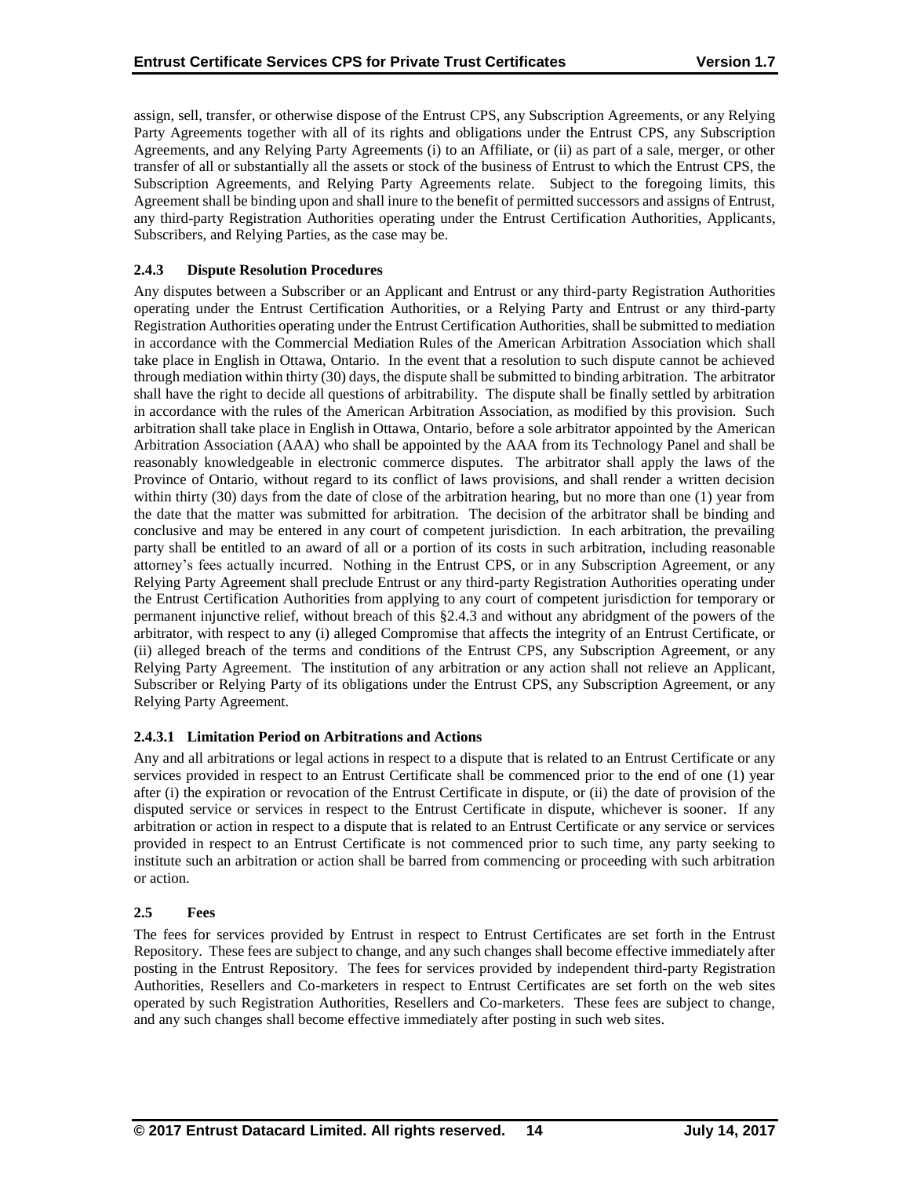assign, sell, transfer, or otherwise dispose of the Entrust CPS, any Subscription Agreements, or any Relying Party Agreements together with all of its rights and obligations under the Entrust CPS, any Subscription Agreements, and any Relying Party Agreements (i) to an Affiliate, or (ii) as part of a sale, merger, or other transfer of all or substantially all the assets or stock of the business of Entrust to which the Entrust CPS, the Subscription Agreements, and Relying Party Agreements relate. Subject to the foregoing limits, this Agreement shall be binding upon and shall inure to the benefit of permitted successors and assigns of Entrust, any third-party Registration Authorities operating under the Entrust Certification Authorities, Applicants, Subscribers, and Relying Parties, as the case may be.

### 2.4.3 Dispute Resolution Procedures

Any disputes between a Subscriber or an Applicant and Entrust or any third-party Registration Authorities operating under the Entrust Certification Authorities, or a Relying Party and Entrust or any third-party Registration Authorities operating under the Entrust Certification Authorities, shall be submitted to mediation in accordance with the Commercial Mediation Rules of the American Arbitration Association which shall take place in English in Ottawa, Ontario. In the event that a resolution to such dispute cannot be achieved through mediation within thirty (30) days, the dispute shall be submitted to binding arbitration. The arbitrator shall have the right to decide all questions of arbitrability. The dispute shall be finally settled by arbitration in accordance with the rules of the American Arbitration Association, as modified by this provision. Such arbitration shall take place in English in Ottawa, Ontario, before a sole arbitrator appointed by the American Arbitration Association (AAA) who shall be appointed by the AAA from its Technology Panel and shall be reasonably knowledgeable in electronic commerce disputes. The arbitrator shall apply the laws of the Province of Ontario, without regard to its conflict of laws provisions, and shall render a written decision within thirty (30) days from the date of close of the arbitration hearing, but no more than one (1) year from the date that the matter was submitted for arbitration. The decision of the arbitrator shall be binding and conclusive and may be entered in any court of competent jurisdiction. In each arbitration, the prevailing party shall be entitled to an award of all or a portion of its costs in such arbitration, including reasonable attorney's fees actually incurred. Nothing in the Entrust CPS, or in any Subscription Agreement, or any Relying Party Agreement shall preclude Entrust or any third-party Registration Authorities operating under the Entrust Certification Authorities from applying to any court of competent jurisdiction for temporary or permanent injunctive relief, without breach of this §2.4.3 and without any abridgment of the powers of the arbitrator, with respect to any (i) alleged Compromise that affects the integrity of an Entrust Certificate, or (ii) alleged breach of the terms and conditions of the Entrust CPS, any Subscription Agreement, or any Relying Party Agreement. The institution of any arbitration or any action shall not relieve an Applicant, Subscriber or Relying Party of its obligations under the Entrust CPS, any Subscription Agreement, or any Relying Party Agreement.

#### 2.4.3.1 Limitation Period on Arbitrations and Actions

Any and all arbitrations or legal actions in respect to a dispute that is related to an Entrust Certificate or any services provided in respect to an Entrust Certificate shall be commenced prior to the end of one (1) year after (i) the expiration or revocation of the Entrust Certificate in dispute, or (ii) the date of provision of the disputed service or services in respect to the Entrust Certificate in dispute, whichever is sooner. If any arbitration or action in respect to a dispute that is related to an Entrust Certificate or any service or services provided in respect to an Entrust Certificate is not commenced prior to such time, any party seeking to institute such an arbitration or action shall be barred from commencing or proceeding with such arbitration or action.

## 2.5 Fees

The fees for services provided by Entrust in respect to Entrust Certificates are set forth in the Entrust Repository. These fees are subject to change, and any such changes shall become effective immediately after posting in the Entrust Repository. The fees for services provided by independent third-party Registration Authorities, Resellers and Co-marketers in respect to Entrust Certificates are set forth on the web sites operated by such Registration Authorities, Resellers and Co-marketers. These fees are subject to change, and any such changes shall become effective immediately after posting in such web sites.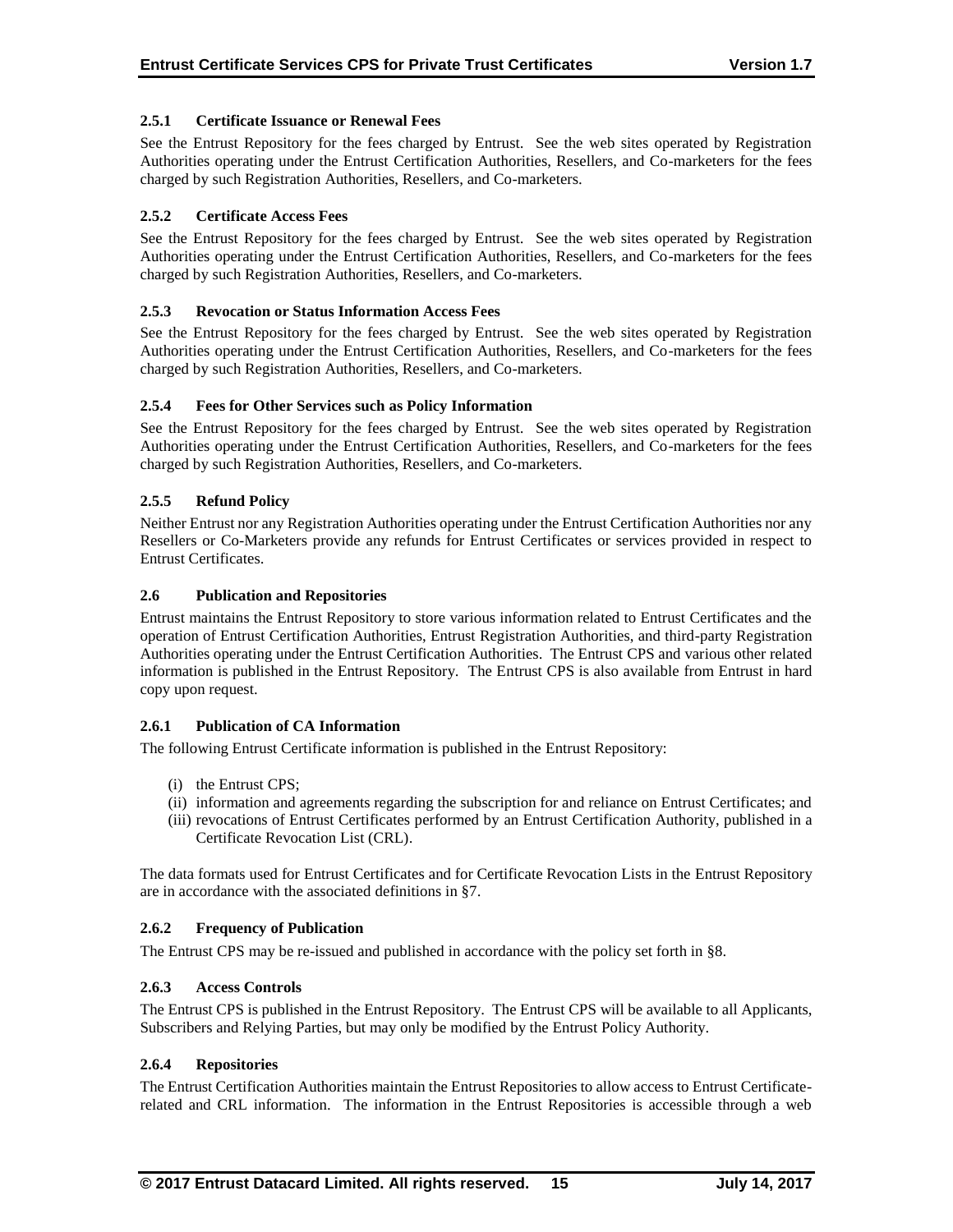### 2.5.1 Certificate Issuance or Renewal Fees

See the Entrust Repository for the fees charged by Entrust. See the web sites operated by Registration Authorities operating under the Entrust Certification Authorities, Resellers, and Co-marketers for the fees charged by such Registration Authorities, Resellers, and Co-marketers.

### 2.5.2 Certificate Access Fees

See the Entrust Repository for the fees charged by Entrust. See the web sites operated by Registration Authorities operating under the Entrust Certification Authorities, Resellers, and Co-marketers for the fees charged by such Registration Authorities, Resellers, and Co-marketers.

### 2.5.3 Revocation or Status Information Access Fees

See the Entrust Repository for the fees charged by Entrust. See the web sites operated by Registration Authorities operating under the Entrust Certification Authorities, Resellers, and Co-marketers for the fees charged by such Registration Authorities, Resellers, and Co-marketers.

### 2.5.4 Fees for Other Services such as Policy Information

See the Entrust Repository for the fees charged by Entrust. See the web sites operated by Registration Authorities operating under the Entrust Certification Authorities, Resellers, and Co-marketers for the fees charged by such Registration Authorities, Resellers, and Co-marketers.

### 2.5.5 Refund Policy

Neither Entrust nor any Registration Authorities operating under the Entrust Certification Authorities nor any Resellers or Co-Marketers provide any refunds for Entrust Certificates or services provided in respect to Entrust Certificates.

## 2.6 Publication and Repositories

Entrust maintains the Entrust Repository to store various information related to Entrust Certificates and the operation of Entrust Certification Authorities, Entrust Registration Authorities, and third-party Registration Authorities operating under the Entrust Certification Authorities. The Entrust CPS and various other related information is published in the Entrust Repository. The Entrust CPS is also available from Entrust in hard copy upon request.

### 2.6.1 Publication of CA Information

The following Entrust Certificate information is published in the Entrust Repository:

- (i) the Entrust CPS;
- (ii) information and agreements regarding the subscription for and reliance on Entrust Certificates; and
- (iii) revocations of Entrust Certificates performed by an Entrust Certification Authority, published in a Certificate Revocation List (CRL).

The data formats used for Entrust Certificates and for Certificate Revocation Lists in the Entrust Repository are in accordance with the associated definitions in §7.

### 2.6.2 Frequency of Publication

The Entrust CPS may be re-issued and published in accordance with the policy set forth in §8.

### 2.6.3 Access Controls

The Entrust CPS is published in the Entrust Repository. The Entrust CPS will be available to all Applicants, Subscribers and Relying Parties, but may only be modified by the Entrust Policy Authority.

### 2.6.4 Repositories

The Entrust Certification Authorities maintain the Entrust Repositories to allow access to Entrust Certificate-related and CRL information. The information in the Entrust Repositories is accessible through a web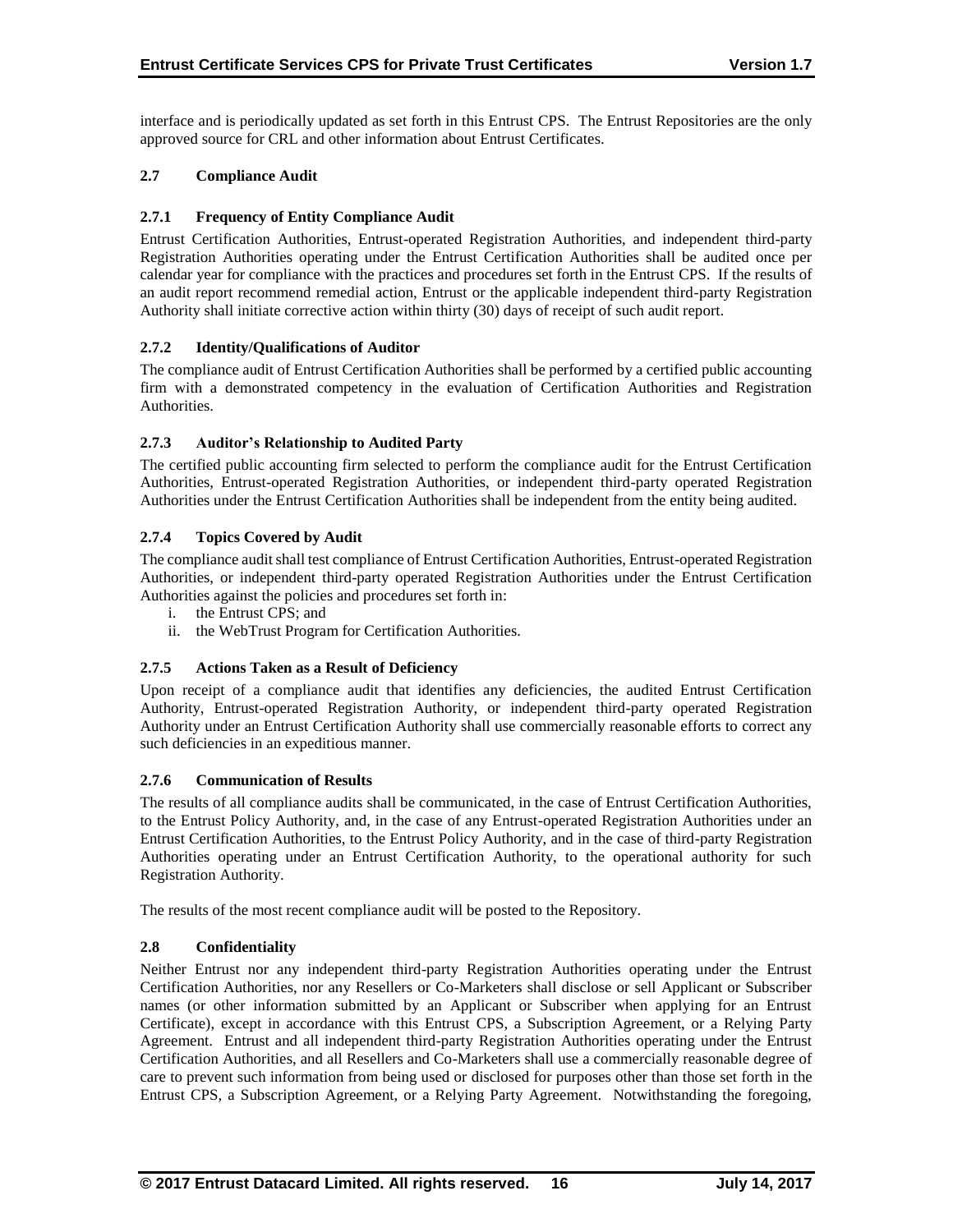interface and is periodically updated as set forth in this Entrust CPS. The Entrust Repositories are the only approved source for CRL and other information about Entrust Certificates.

## 2.7 Compliance Audit

### 2.7.1 Frequency of Entity Compliance Audit

Entrust Certification Authorities, Entrust-operated Registration Authorities, and independent third-party Registration Authorities operating under the Entrust Certification Authorities shall be audited once per calendar year for compliance with the practices and procedures set forth in the Entrust CPS. If the results of an audit report recommend remedial action, Entrust or the applicable independent third-party Registration Authority shall initiate corrective action within thirty (30) days of receipt of such audit report.

### 2.7.2 Identity/Qualifications of Auditor

The compliance audit of Entrust Certification Authorities shall be performed by a certified public accounting firm with a demonstrated competency in the evaluation of Certification Authorities and Registration Authorities.

### 2.7.3 Auditor's Relationship to Audited Party

The certified public accounting firm selected to perform the compliance audit for the Entrust Certification Authorities, Entrust-operated Registration Authorities, or independent third-party operated Registration Authorities under the Entrust Certification Authorities shall be independent from the entity being audited.

### 2.7.4 Topics Covered by Audit

The compliance audit shall test compliance of Entrust Certification Authorities, Entrust-operated Registration Authorities, or independent third-party operated Registration Authorities under the Entrust Certification Authorities against the policies and procedures set forth in:

i. the Entrust CPS; and
ii. the WebTrust Program for Certification Authorities.

### 2.7.5 Actions Taken as a Result of Deficiency

Upon receipt of a compliance audit that identifies any deficiencies, the audited Entrust Certification Authority, Entrust-operated Registration Authority, or independent third-party operated Registration Authority under an Entrust Certification Authority shall use commercially reasonable efforts to correct any such deficiencies in an expeditious manner.

### 2.7.6 Communication of Results

The results of all compliance audits shall be communicated, in the case of Entrust Certification Authorities, to the Entrust Policy Authority, and, in the case of any Entrust-operated Registration Authorities under an Entrust Certification Authorities, to the Entrust Policy Authority, and in the case of third-party Registration Authorities operating under an Entrust Certification Authority, to the operational authority for such Registration Authority.

The results of the most recent compliance audit will be posted to the Repository.

## 2.8 Confidentiality

Neither Entrust nor any independent third-party Registration Authorities operating under the Entrust Certification Authorities, nor any Resellers or Co-Marketers shall disclose or sell Applicant or Subscriber names (or other information submitted by an Applicant or Subscriber when applying for an Entrust Certificate), except in accordance with this Entrust CPS, a Subscription Agreement, or a Relying Party Agreement. Entrust and all independent third-party Registration Authorities operating under the Entrust Certification Authorities, and all Resellers and Co-Marketers shall use a commercially reasonable degree of care to prevent such information from being used or disclosed for purposes other than those set forth in the Entrust CPS, a Subscription Agreement, or a Relying Party Agreement. Notwithstanding the foregoing,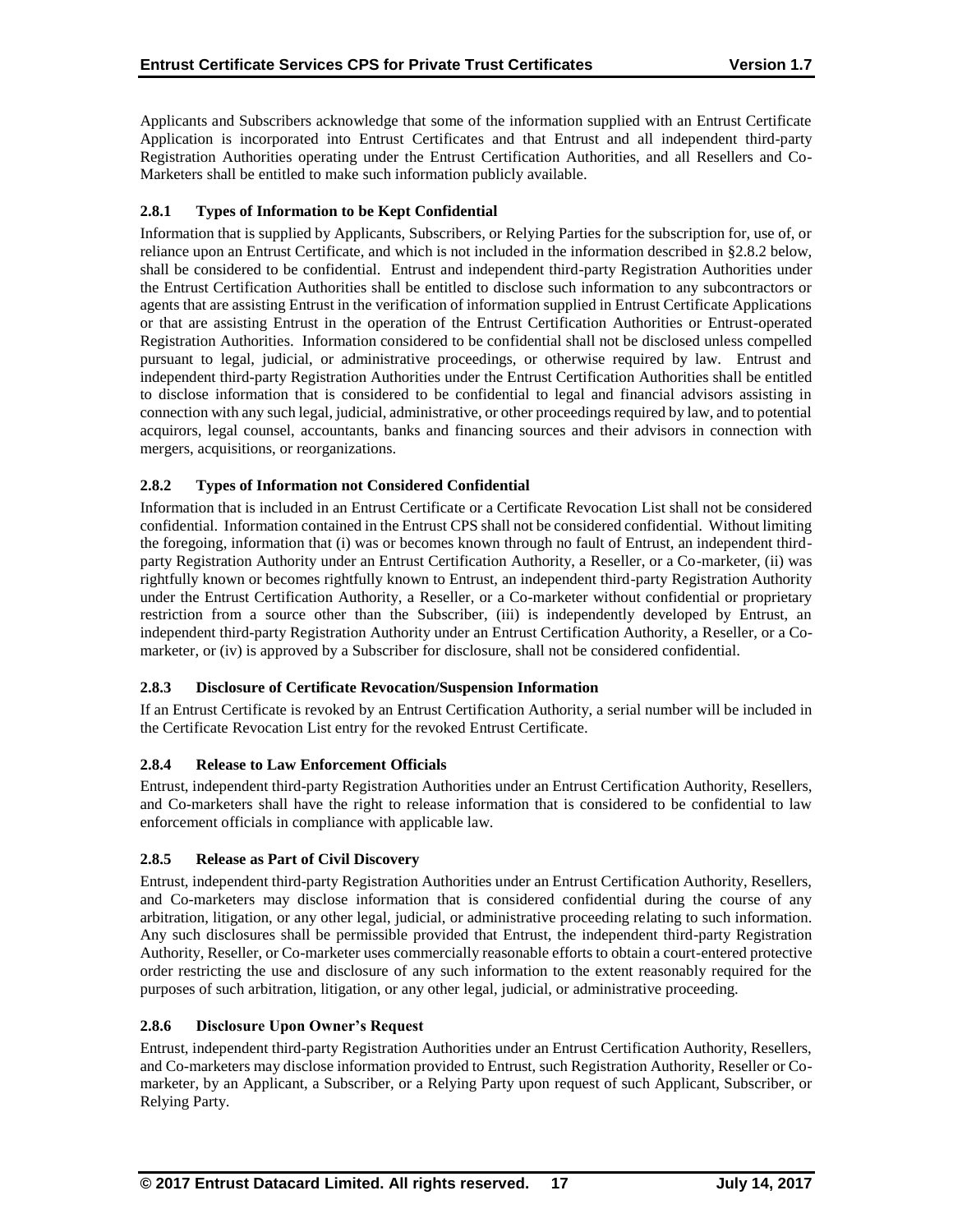Applicants and Subscribers acknowledge that some of the information supplied with an Entrust Certificate Application is incorporated into Entrust Certificates and that Entrust and all independent third-party Registration Authorities operating under the Entrust Certification Authorities, and all Resellers and Co-Marketers shall be entitled to make such information publicly available.

### 2.8.1 Types of Information to be Kept Confidential

Information that is supplied by Applicants, Subscribers, or Relying Parties for the subscription for, use of, or reliance upon an Entrust Certificate, and which is not included in the information described in §2.8.2 below, shall be considered to be confidential. Entrust and independent third-party Registration Authorities under the Entrust Certification Authorities shall be entitled to disclose such information to any subcontractors or agents that are assisting Entrust in the verification of information supplied in Entrust Certificate Applications or that are assisting Entrust in the operation of the Entrust Certification Authorities or Entrust-operated Registration Authorities. Information considered to be confidential shall not be disclosed unless compelled pursuant to legal, judicial, or administrative proceedings, or otherwise required by law. Entrust and independent third-party Registration Authorities under the Entrust Certification Authorities shall be entitled to disclose information that is considered to be confidential to legal and financial advisors assisting in connection with any such legal, judicial, administrative, or other proceedings required by law, and to potential acquirors, legal counsel, accountants, banks and financing sources and their advisors in connection with mergers, acquisitions, or reorganizations.

### 2.8.2 Types of Information not Considered Confidential

Information that is included in an Entrust Certificate or a Certificate Revocation List shall not be considered confidential. Information contained in the Entrust CPS shall not be considered confidential. Without limiting the foregoing, information that (i) was or becomes known through no fault of Entrust, an independent third-party Registration Authority under an Entrust Certification Authority, a Reseller, or a Co-marketer, (ii) was rightfully known or becomes rightfully known to Entrust, an independent third-party Registration Authority under the Entrust Certification Authority, a Reseller, or a Co-marketer without confidential or proprietary restriction from a source other than the Subscriber, (iii) is independently developed by Entrust, an independent third-party Registration Authority under an Entrust Certification Authority, a Reseller, or a Co-marketer, or (iv) is approved by a Subscriber for disclosure, shall not be considered confidential.

### 2.8.3 Disclosure of Certificate Revocation/Suspension Information

If an Entrust Certificate is revoked by an Entrust Certification Authority, a serial number will be included in the Certificate Revocation List entry for the revoked Entrust Certificate.

### 2.8.4 Release to Law Enforcement Officials

Entrust, independent third-party Registration Authorities under an Entrust Certification Authority, Resellers, and Co-marketers shall have the right to release information that is considered to be confidential to law enforcement officials in compliance with applicable law.

### 2.8.5 Release as Part of Civil Discovery

Entrust, independent third-party Registration Authorities under an Entrust Certification Authority, Resellers, and Co-marketers may disclose information that is considered confidential during the course of any arbitration, litigation, or any other legal, judicial, or administrative proceeding relating to such information. Any such disclosures shall be permissible provided that Entrust, the independent third-party Registration Authority, Reseller, or Co-marketer uses commercially reasonable efforts to obtain a court-entered protective order restricting the use and disclosure of any such information to the extent reasonably required for the purposes of such arbitration, litigation, or any other legal, judicial, or administrative proceeding.

### 2.8.6 Disclosure Upon Owner's Request

Entrust, independent third-party Registration Authorities under an Entrust Certification Authority, Resellers, and Co-marketers may disclose information provided to Entrust, such Registration Authority, Reseller or Co-marketer, by an Applicant, a Subscriber, or a Relying Party upon request of such Applicant, Subscriber, or Relying Party.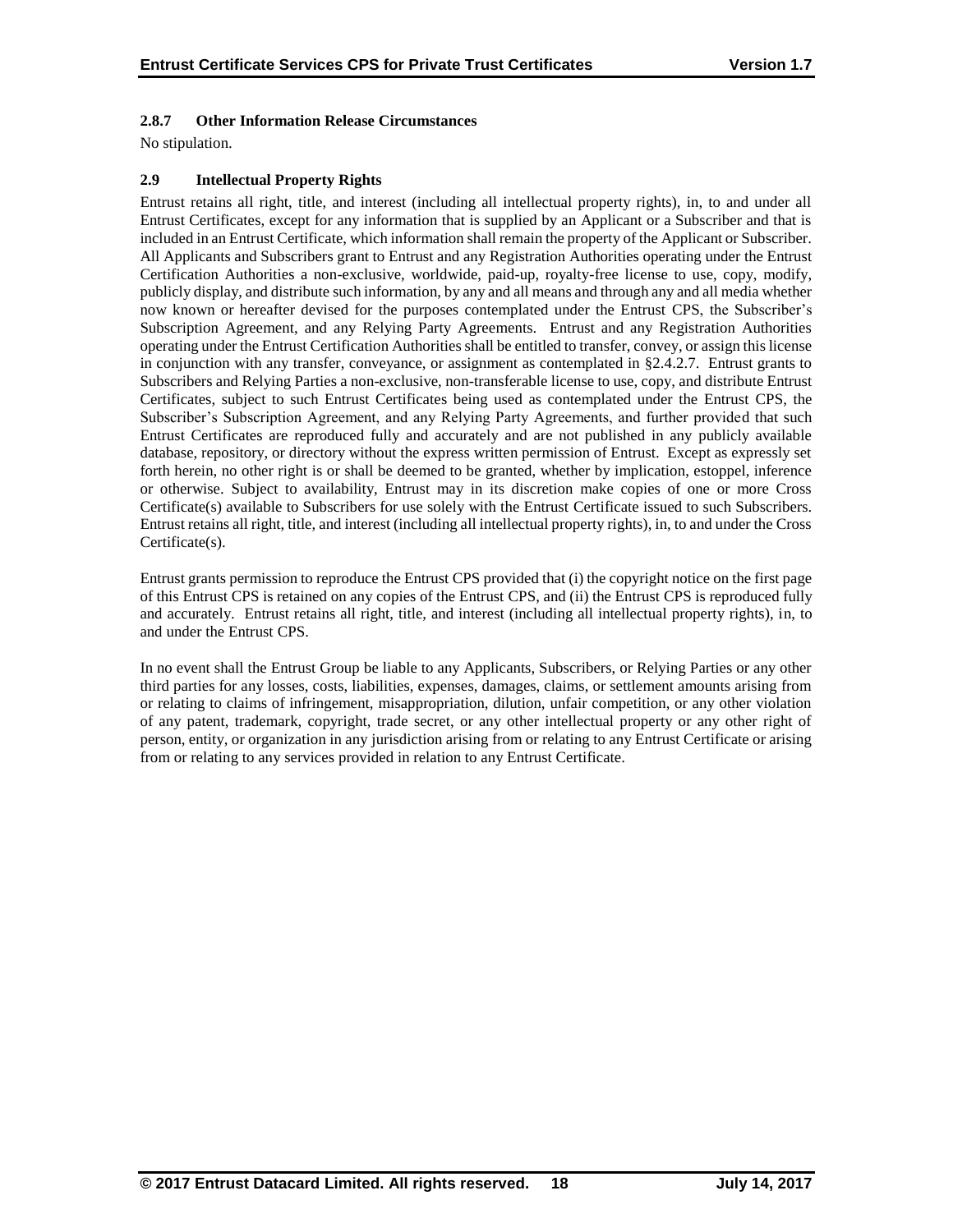### 2.8.7 Other Information Release Circumstances

No stipulation.

## 2.9 Intellectual Property Rights

Entrust retains all right, title, and interest (including all intellectual property rights), in, to and under all Entrust Certificates, except for any information that is supplied by an Applicant or a Subscriber and that is included in an Entrust Certificate, which information shall remain the property of the Applicant or Subscriber. All Applicants and Subscribers grant to Entrust and any Registration Authorities operating under the Entrust Certification Authorities a non-exclusive, worldwide, paid-up, royalty-free license to use, copy, modify, publicly display, and distribute such information, by any and all means and through any and all media whether now known or hereafter devised for the purposes contemplated under the Entrust CPS, the Subscriber's Subscription Agreement, and any Relying Party Agreements. Entrust and any Registration Authorities operating under the Entrust Certification Authorities shall be entitled to transfer, convey, or assign this license in conjunction with any transfer, conveyance, or assignment as contemplated in §2.4.2.7. Entrust grants to Subscribers and Relying Parties a non-exclusive, non-transferable license to use, copy, and distribute Entrust Certificates, subject to such Entrust Certificates being used as contemplated under the Entrust CPS, the Subscriber's Subscription Agreement, and any Relying Party Agreements, and further provided that such Entrust Certificates are reproduced fully and accurately and are not published in any publicly available database, repository, or directory without the express written permission of Entrust. Except as expressly set forth herein, no other right is or shall be deemed to be granted, whether by implication, estoppel, inference or otherwise. Subject to availability, Entrust may in its discretion make copies of one or more Cross Certificate(s) available to Subscribers for use solely with the Entrust Certificate issued to such Subscribers. Entrust retains all right, title, and interest (including all intellectual property rights), in, to and under the Cross Certificate(s).

Entrust grants permission to reproduce the Entrust CPS provided that (i) the copyright notice on the first page of this Entrust CPS is retained on any copies of the Entrust CPS, and (ii) the Entrust CPS is reproduced fully and accurately. Entrust retains all right, title, and interest (including all intellectual property rights), in, to and under the Entrust CPS.

In no event shall the Entrust Group be liable to any Applicants, Subscribers, or Relying Parties or any other third parties for any losses, costs, liabilities, expenses, damages, claims, or settlement amounts arising from or relating to claims of infringement, misappropriation, dilution, unfair competition, or any other violation of any patent, trademark, copyright, trade secret, or any other intellectual property or any other right of person, entity, or organization in any jurisdiction arising from or relating to any Entrust Certificate or arising from or relating to any services provided in relation to any Entrust Certificate.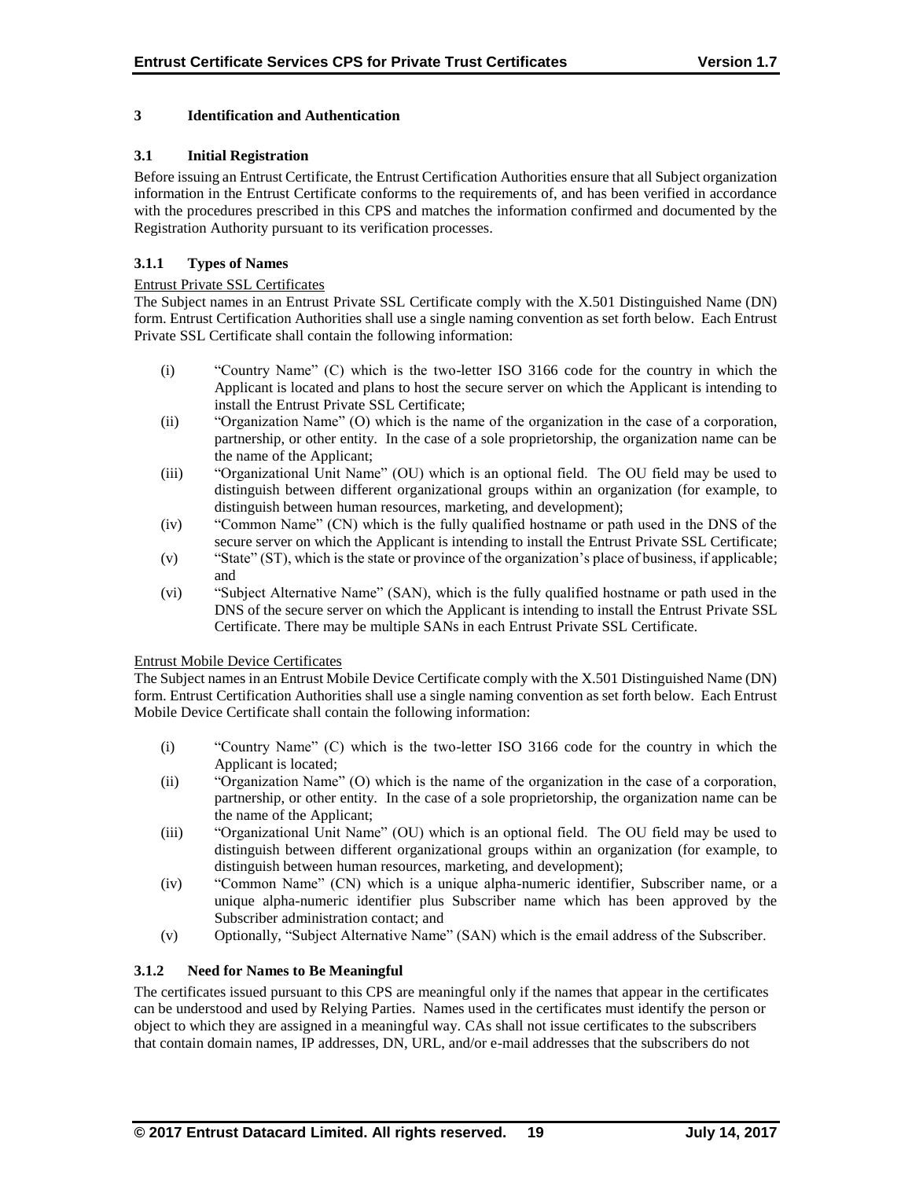# 3 Identification and Authentication

## 3.1 Initial Registration

Before issuing an Entrust Certificate, the Entrust Certification Authorities ensure that all Subject organization information in the Entrust Certificate conforms to the requirements of, and has been verified in accordance with the procedures prescribed in this CPS and matches the information confirmed and documented by the Registration Authority pursuant to its verification processes.

### 3.1.1 Types of Names

Entrust Private SSL Certificates

The Subject names in an Entrust Private SSL Certificate comply with the X.501 Distinguished Name (DN) form. Entrust Certification Authorities shall use a single naming convention as set forth below. Each Entrust Private SSL Certificate shall contain the following information:

(i) "Country Name" (C) which is the two-letter ISO 3166 code for the country in which the Applicant is located and plans to host the secure server on which the Applicant is intending to install the Entrust Private SSL Certificate;

(ii) "Organization Name" (O) which is the name of the organization in the case of a corporation, partnership, or other entity. In the case of a sole proprietorship, the organization name can be the name of the Applicant;

(iii) "Organizational Unit Name" (OU) which is an optional field. The OU field may be used to distinguish between different organizational groups within an organization (for example, to distinguish between human resources, marketing, and development);

(iv) "Common Name" (CN) which is the fully qualified hostname or path used in the DNS of the secure server on which the Applicant is intending to install the Entrust Private SSL Certificate;

(v) "State" (ST), which is the state or province of the organization's place of business, if applicable; and

(vi) "Subject Alternative Name" (SAN), which is the fully qualified hostname or path used in the DNS of the secure server on which the Applicant is intending to install the Entrust Private SSL Certificate. There may be multiple SANs in each Entrust Private SSL Certificate.

Entrust Mobile Device Certificates

The Subject names in an Entrust Mobile Device Certificate comply with the X.501 Distinguished Name (DN) form. Entrust Certification Authorities shall use a single naming convention as set forth below. Each Entrust Mobile Device Certificate shall contain the following information:

(i) "Country Name" (C) which is the two-letter ISO 3166 code for the country in which the Applicant is located;

(ii) "Organization Name" (O) which is the name of the organization in the case of a corporation, partnership, or other entity. In the case of a sole proprietorship, the organization name can be the name of the Applicant;

(iii) "Organizational Unit Name" (OU) which is an optional field. The OU field may be used to distinguish between different organizational groups within an organization (for example, to distinguish between human resources, marketing, and development);

(iv) "Common Name" (CN) which is a unique alpha-numeric identifier, Subscriber name, or a unique alpha-numeric identifier plus Subscriber name which has been approved by the Subscriber administration contact; and

(v) Optionally, "Subject Alternative Name" (SAN) which is the email address of the Subscriber.

### 3.1.2 Need for Names to Be Meaningful

The certificates issued pursuant to this CPS are meaningful only if the names that appear in the certificates can be understood and used by Relying Parties. Names used in the certificates must identify the person or object to which they are assigned in a meaningful way. CAs shall not issue certificates to the subscribers that contain domain names, IP addresses, DN, URL, and/or e-mail addresses that the subscribers do not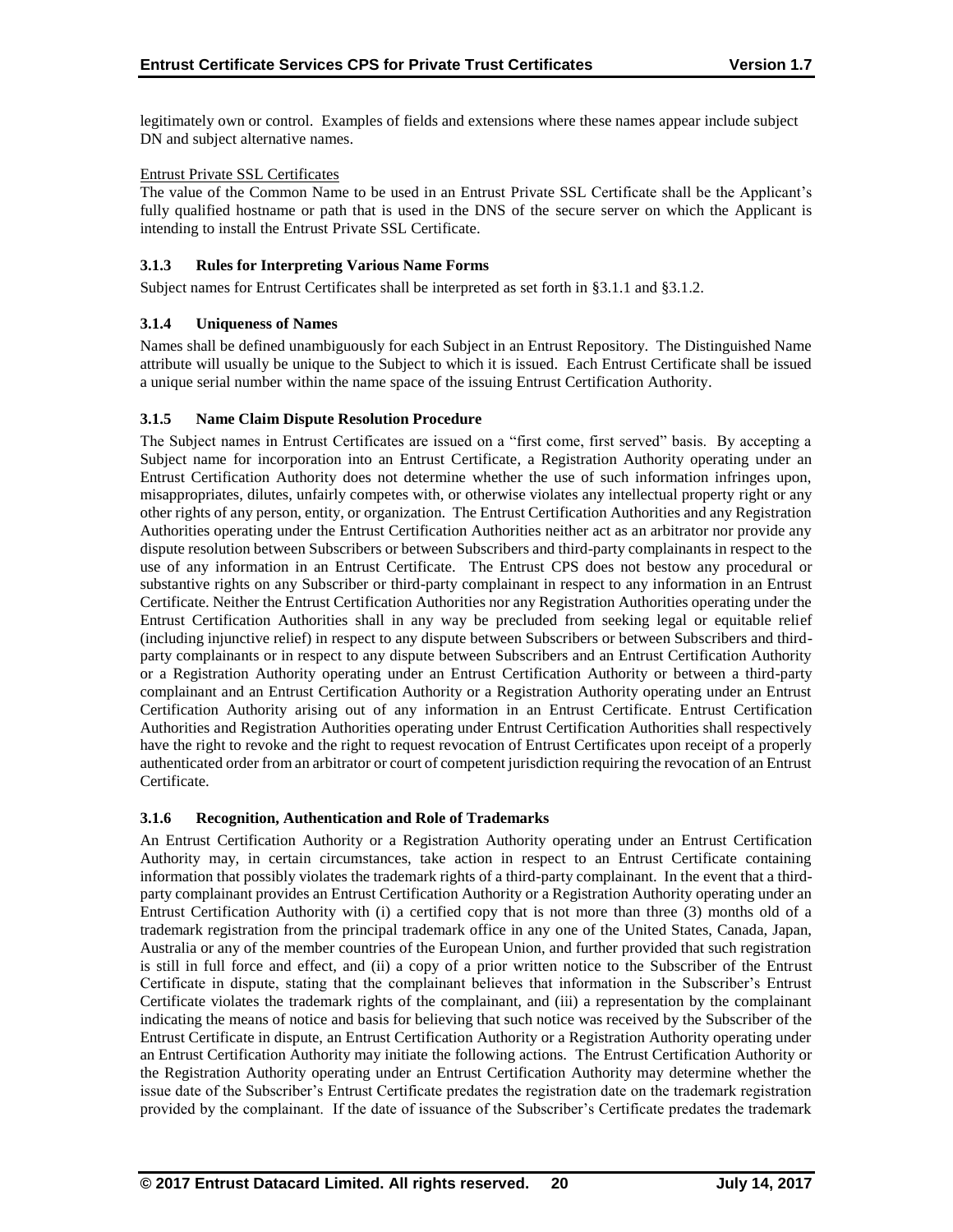legitimately own or control. Examples of fields and extensions where these names appear include subject DN and subject alternative names.

Entrust Private SSL Certificates

The value of the Common Name to be used in an Entrust Private SSL Certificate shall be the Applicant's fully qualified hostname or path that is used in the DNS of the secure server on which the Applicant is intending to install the Entrust Private SSL Certificate.

### 3.1.3 Rules for Interpreting Various Name Forms

Subject names for Entrust Certificates shall be interpreted as set forth in §3.1.1 and §3.1.2.

### 3.1.4 Uniqueness of Names

Names shall be defined unambiguously for each Subject in an Entrust Repository. The Distinguished Name attribute will usually be unique to the Subject to which it is issued. Each Entrust Certificate shall be issued a unique serial number within the name space of the issuing Entrust Certification Authority.

### 3.1.5 Name Claim Dispute Resolution Procedure

The Subject names in Entrust Certificates are issued on a "first come, first served" basis. By accepting a Subject name for incorporation into an Entrust Certificate, a Registration Authority operating under an Entrust Certification Authority does not determine whether the use of such information infringes upon, misappropriates, dilutes, unfairly competes with, or otherwise violates any intellectual property right or any other rights of any person, entity, or organization. The Entrust Certification Authorities and any Registration Authorities operating under the Entrust Certification Authorities neither act as an arbitrator nor provide any dispute resolution between Subscribers or between Subscribers and third-party complainants in respect to the use of any information in an Entrust Certificate. The Entrust CPS does not bestow any procedural or substantive rights on any Subscriber or third-party complainant in respect to any information in an Entrust Certificate. Neither the Entrust Certification Authorities nor any Registration Authorities operating under the Entrust Certification Authorities shall in any way be precluded from seeking legal or equitable relief (including injunctive relief) in respect to any dispute between Subscribers or between Subscribers and third-party complainants or in respect to any dispute between Subscribers and an Entrust Certification Authority or a Registration Authority operating under an Entrust Certification Authority or between a third-party complainant and an Entrust Certification Authority or a Registration Authority operating under an Entrust Certification Authority arising out of any information in an Entrust Certificate. Entrust Certification Authorities and Registration Authorities operating under Entrust Certification Authorities shall respectively have the right to revoke and the right to request revocation of Entrust Certificates upon receipt of a properly authenticated order from an arbitrator or court of competent jurisdiction requiring the revocation of an Entrust Certificate.

### 3.1.6 Recognition, Authentication and Role of Trademarks

An Entrust Certification Authority or a Registration Authority operating under an Entrust Certification Authority may, in certain circumstances, take action in respect to an Entrust Certificate containing information that possibly violates the trademark rights of a third-party complainant. In the event that a third-party complainant provides an Entrust Certification Authority or a Registration Authority operating under an Entrust Certification Authority with (i) a certified copy that is not more than three (3) months old of a trademark registration from the principal trademark office in any one of the United States, Canada, Japan, Australia or any of the member countries of the European Union, and further provided that such registration is still in full force and effect, and (ii) a copy of a prior written notice to the Subscriber of the Entrust Certificate in dispute, stating that the complainant believes that information in the Subscriber's Entrust Certificate violates the trademark rights of the complainant, and (iii) a representation by the complainant indicating the means of notice and basis for believing that such notice was received by the Subscriber of the Entrust Certificate in dispute, an Entrust Certification Authority or a Registration Authority operating under an Entrust Certification Authority may initiate the following actions. The Entrust Certification Authority or the Registration Authority operating under an Entrust Certification Authority may determine whether the issue date of the Subscriber's Entrust Certificate predates the registration date on the trademark registration provided by the complainant. If the date of issuance of the Subscriber's Certificate predates the trademark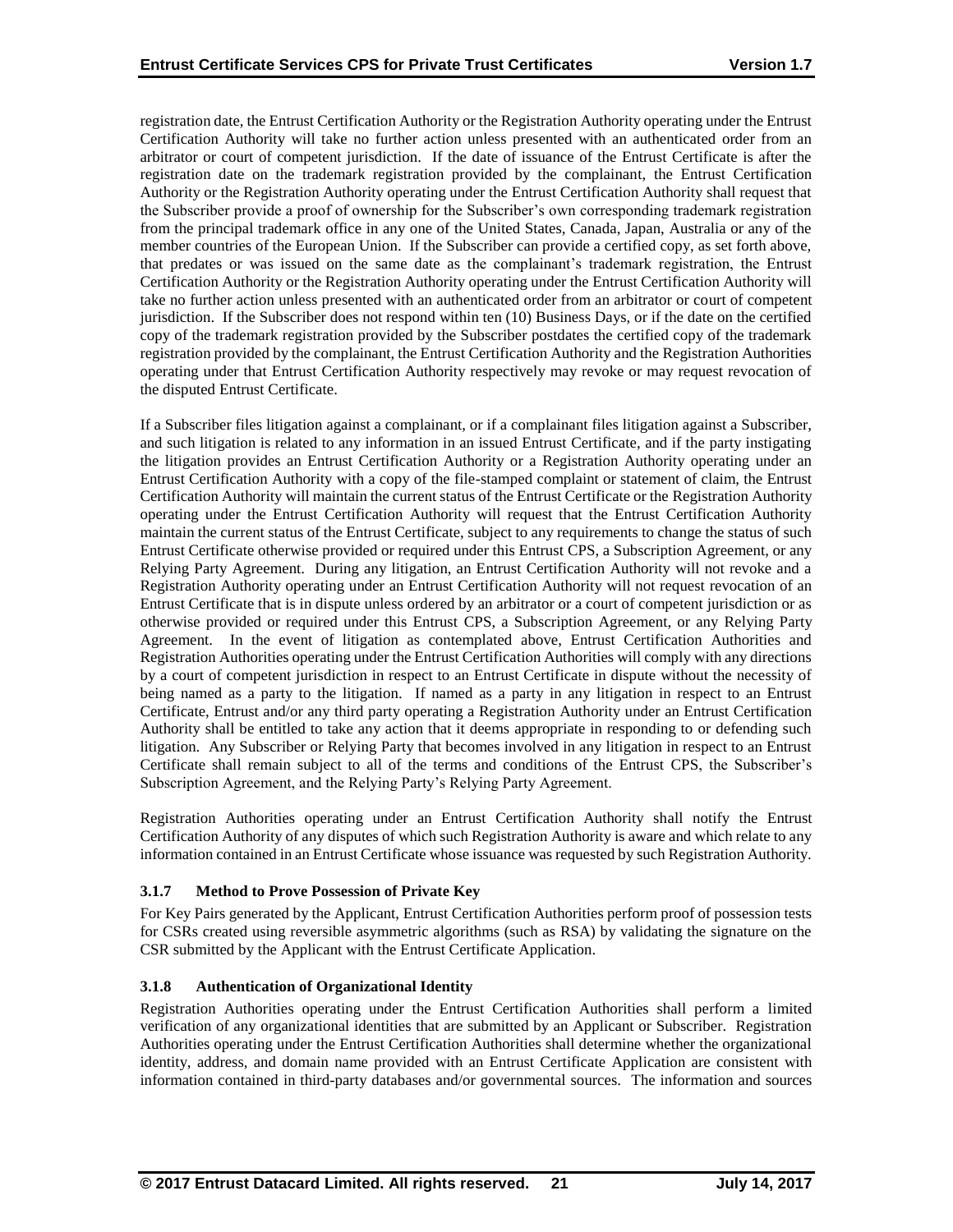registration date, the Entrust Certification Authority or the Registration Authority operating under the Entrust Certification Authority will take no further action unless presented with an authenticated order from an arbitrator or court of competent jurisdiction. If the date of issuance of the Entrust Certificate is after the registration date on the trademark registration provided by the complainant, the Entrust Certification Authority or the Registration Authority operating under the Entrust Certification Authority shall request that the Subscriber provide a proof of ownership for the Subscriber's own corresponding trademark registration from the principal trademark office in any one of the United States, Canada, Japan, Australia or any of the member countries of the European Union. If the Subscriber can provide a certified copy, as set forth above, that predates or was issued on the same date as the complainant's trademark registration, the Entrust Certification Authority or the Registration Authority operating under the Entrust Certification Authority will take no further action unless presented with an authenticated order from an arbitrator or court of competent jurisdiction. If the Subscriber does not respond within ten (10) Business Days, or if the date on the certified copy of the trademark registration provided by the Subscriber postdates the certified copy of the trademark registration provided by the complainant, the Entrust Certification Authority and the Registration Authorities operating under that Entrust Certification Authority respectively may revoke or may request revocation of the disputed Entrust Certificate.

If a Subscriber files litigation against a complainant, or if a complainant files litigation against a Subscriber, and such litigation is related to any information in an issued Entrust Certificate, and if the party instigating the litigation provides an Entrust Certification Authority or a Registration Authority operating under an Entrust Certification Authority with a copy of the file-stamped complaint or statement of claim, the Entrust Certification Authority will maintain the current status of the Entrust Certificate or the Registration Authority operating under the Entrust Certification Authority will request that the Entrust Certification Authority maintain the current status of the Entrust Certificate, subject to any requirements to change the status of such Entrust Certificate otherwise provided or required under this Entrust CPS, a Subscription Agreement, or any Relying Party Agreement. During any litigation, an Entrust Certification Authority will not revoke and a Registration Authority operating under an Entrust Certification Authority will not request revocation of an Entrust Certificate that is in dispute unless ordered by an arbitrator or a court of competent jurisdiction or as otherwise provided or required under this Entrust CPS, a Subscription Agreement, or any Relying Party Agreement. In the event of litigation as contemplated above, Entrust Certification Authorities and Registration Authorities operating under the Entrust Certification Authorities will comply with any directions by a court of competent jurisdiction in respect to an Entrust Certificate in dispute without the necessity of being named as a party to the litigation. If named as a party in any litigation in respect to an Entrust Certificate, Entrust and/or any third party operating a Registration Authority under an Entrust Certification Authority shall be entitled to take any action that it deems appropriate in responding to or defending such litigation. Any Subscriber or Relying Party that becomes involved in any litigation in respect to an Entrust Certificate shall remain subject to all of the terms and conditions of the Entrust CPS, the Subscriber's Subscription Agreement, and the Relying Party's Relying Party Agreement.

Registration Authorities operating under an Entrust Certification Authority shall notify the Entrust Certification Authority of any disputes of which such Registration Authority is aware and which relate to any information contained in an Entrust Certificate whose issuance was requested by such Registration Authority.

### 3.1.7 Method to Prove Possession of Private Key

For Key Pairs generated by the Applicant, Entrust Certification Authorities perform proof of possession tests for CSRs created using reversible asymmetric algorithms (such as RSA) by validating the signature on the CSR submitted by the Applicant with the Entrust Certificate Application.

### 3.1.8 Authentication of Organizational Identity

Registration Authorities operating under the Entrust Certification Authorities shall perform a limited verification of any organizational identities that are submitted by an Applicant or Subscriber. Registration Authorities operating under the Entrust Certification Authorities shall determine whether the organizational identity, address, and domain name provided with an Entrust Certificate Application are consistent with information contained in third-party databases and/or governmental sources. The information and sources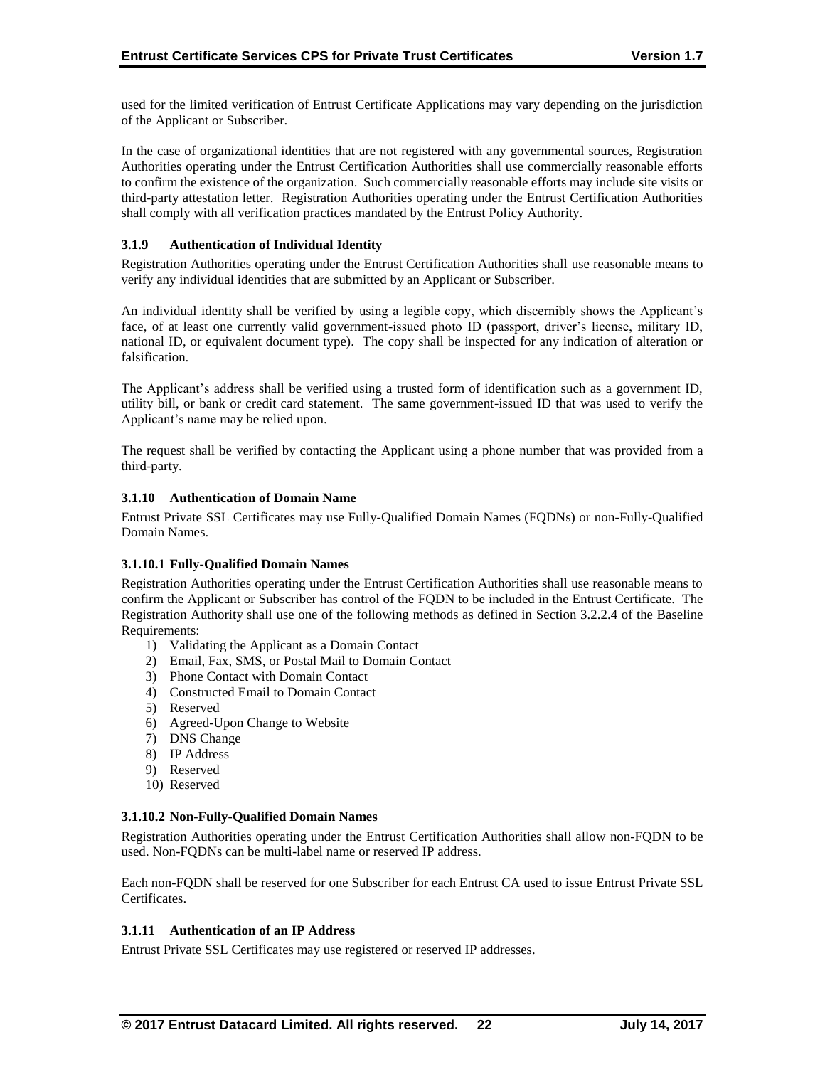used for the limited verification of Entrust Certificate Applications may vary depending on the jurisdiction of the Applicant or Subscriber.

In the case of organizational identities that are not registered with any governmental sources, Registration Authorities operating under the Entrust Certification Authorities shall use commercially reasonable efforts to confirm the existence of the organization. Such commercially reasonable efforts may include site visits or third-party attestation letter. Registration Authorities operating under the Entrust Certification Authorities shall comply with all verification practices mandated by the Entrust Policy Authority.

### 3.1.9 Authentication of Individual Identity

Registration Authorities operating under the Entrust Certification Authorities shall use reasonable means to verify any individual identities that are submitted by an Applicant or Subscriber.

An individual identity shall be verified by using a legible copy, which discernibly shows the Applicant's face, of at least one currently valid government-issued photo ID (passport, driver's license, military ID, national ID, or equivalent document type). The copy shall be inspected for any indication of alteration or falsification.

The Applicant's address shall be verified using a trusted form of identification such as a government ID, utility bill, or bank or credit card statement. The same government-issued ID that was used to verify the Applicant's name may be relied upon.

The request shall be verified by contacting the Applicant using a phone number that was provided from a third-party.

### 3.1.10 Authentication of Domain Name

Entrust Private SSL Certificates may use Fully-Qualified Domain Names (FQDNs) or non-Fully-Qualified Domain Names.

#### 3.1.10.1 Fully-Qualified Domain Names

Registration Authorities operating under the Entrust Certification Authorities shall use reasonable means to confirm the Applicant or Subscriber has control of the FQDN to be included in the Entrust Certificate. The Registration Authority shall use one of the following methods as defined in Section 3.2.2.4 of the Baseline Requirements:

1) Validating the Applicant as a Domain Contact
2) Email, Fax, SMS, or Postal Mail to Domain Contact
3) Phone Contact with Domain Contact
4) Constructed Email to Domain Contact
5) Reserved
6) Agreed-Upon Change to Website
7) DNS Change
8) IP Address
9) Reserved
10) Reserved

#### 3.1.10.2 Non-Fully-Qualified Domain Names

Registration Authorities operating under the Entrust Certification Authorities shall allow non-FQDN to be used. Non-FQDNs can be multi-label name or reserved IP address.

Each non-FQDN shall be reserved for one Subscriber for each Entrust CA used to issue Entrust Private SSL Certificates.

### 3.1.11 Authentication of an IP Address

Entrust Private SSL Certificates may use registered or reserved IP addresses.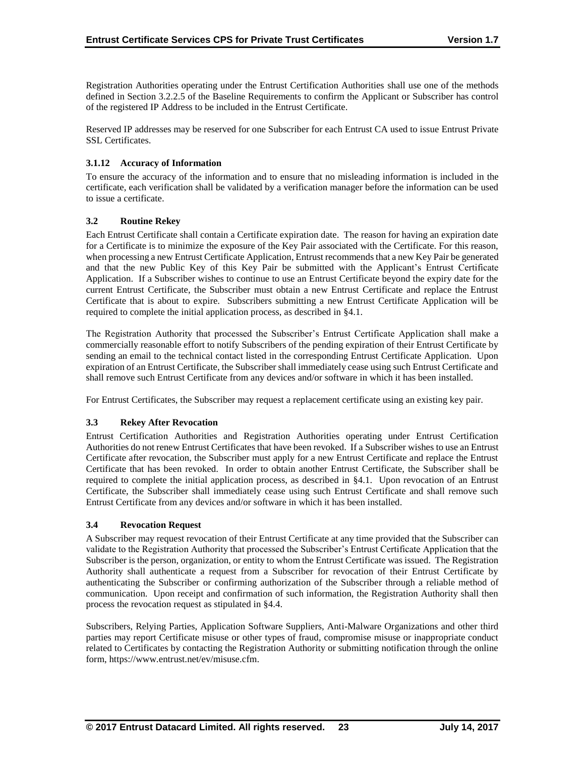Registration Authorities operating under the Entrust Certification Authorities shall use one of the methods defined in Section 3.2.2.5 of the Baseline Requirements to confirm the Applicant or Subscriber has control of the registered IP Address to be included in the Entrust Certificate.

Reserved IP addresses may be reserved for one Subscriber for each Entrust CA used to issue Entrust Private SSL Certificates.

### 3.1.12 Accuracy of Information

To ensure the accuracy of the information and to ensure that no misleading information is included in the certificate, each verification shall be validated by a verification manager before the information can be used to issue a certificate.

## 3.2 Routine Rekey

Each Entrust Certificate shall contain a Certificate expiration date. The reason for having an expiration date for a Certificate is to minimize the exposure of the Key Pair associated with the Certificate. For this reason, when processing a new Entrust Certificate Application, Entrust recommends that a new Key Pair be generated and that the new Public Key of this Key Pair be submitted with the Applicant's Entrust Certificate Application. If a Subscriber wishes to continue to use an Entrust Certificate beyond the expiry date for the current Entrust Certificate, the Subscriber must obtain a new Entrust Certificate and replace the Entrust Certificate that is about to expire. Subscribers submitting a new Entrust Certificate Application will be required to complete the initial application process, as described in §4.1.

The Registration Authority that processed the Subscriber's Entrust Certificate Application shall make a commercially reasonable effort to notify Subscribers of the pending expiration of their Entrust Certificate by sending an email to the technical contact listed in the corresponding Entrust Certificate Application. Upon expiration of an Entrust Certificate, the Subscriber shall immediately cease using such Entrust Certificate and shall remove such Entrust Certificate from any devices and/or software in which it has been installed.

For Entrust Certificates, the Subscriber may request a replacement certificate using an existing key pair.

## 3.3 Rekey After Revocation

Entrust Certification Authorities and Registration Authorities operating under Entrust Certification Authorities do not renew Entrust Certificates that have been revoked. If a Subscriber wishes to use an Entrust Certificate after revocation, the Subscriber must apply for a new Entrust Certificate and replace the Entrust Certificate that has been revoked. In order to obtain another Entrust Certificate, the Subscriber shall be required to complete the initial application process, as described in §4.1. Upon revocation of an Entrust Certificate, the Subscriber shall immediately cease using such Entrust Certificate and shall remove such Entrust Certificate from any devices and/or software in which it has been installed.

## 3.4 Revocation Request

A Subscriber may request revocation of their Entrust Certificate at any time provided that the Subscriber can validate to the Registration Authority that processed the Subscriber's Entrust Certificate Application that the Subscriber is the person, organization, or entity to whom the Entrust Certificate was issued. The Registration Authority shall authenticate a request from a Subscriber for revocation of their Entrust Certificate by authenticating the Subscriber or confirming authorization of the Subscriber through a reliable method of communication. Upon receipt and confirmation of such information, the Registration Authority shall then process the revocation request as stipulated in §4.4.

Subscribers, Relying Parties, Application Software Suppliers, Anti-Malware Organizations and other third parties may report Certificate misuse or other types of fraud, compromise misuse or inappropriate conduct related to Certificates by contacting the Registration Authority or submitting notification through the online form, https://www.entrust.net/ev/misuse.cfm.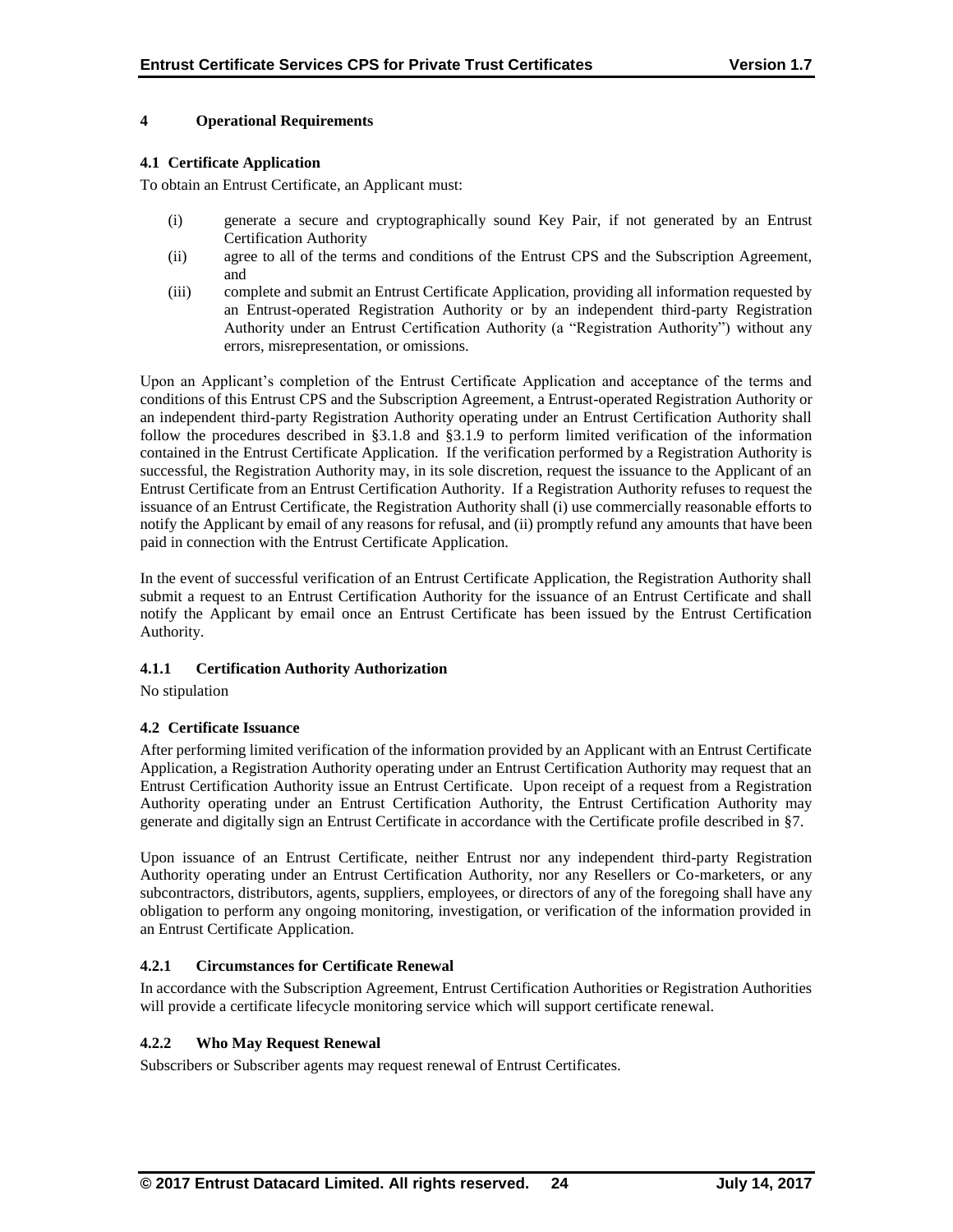# 4 Operational Requirements

## 4.1 Certificate Application

To obtain an Entrust Certificate, an Applicant must:

(i) generate a secure and cryptographically sound Key Pair, if not generated by an Entrust Certification Authority

(ii) agree to all of the terms and conditions of the Entrust CPS and the Subscription Agreement, and

(iii) complete and submit an Entrust Certificate Application, providing all information requested by an Entrust-operated Registration Authority or by an independent third-party Registration Authority under an Entrust Certification Authority (a "Registration Authority") without any errors, misrepresentation, or omissions.

Upon an Applicant's completion of the Entrust Certificate Application and acceptance of the terms and conditions of this Entrust CPS and the Subscription Agreement, a Entrust-operated Registration Authority or an independent third-party Registration Authority operating under an Entrust Certification Authority shall follow the procedures described in §3.1.8 and §3.1.9 to perform limited verification of the information contained in the Entrust Certificate Application. If the verification performed by a Registration Authority is successful, the Registration Authority may, in its sole discretion, request the issuance to the Applicant of an Entrust Certificate from an Entrust Certification Authority. If a Registration Authority refuses to request the issuance of an Entrust Certificate, the Registration Authority shall (i) use commercially reasonable efforts to notify the Applicant by email of any reasons for refusal, and (ii) promptly refund any amounts that have been paid in connection with the Entrust Certificate Application.

In the event of successful verification of an Entrust Certificate Application, the Registration Authority shall submit a request to an Entrust Certification Authority for the issuance of an Entrust Certificate and shall notify the Applicant by email once an Entrust Certificate has been issued by the Entrust Certification Authority.

### 4.1.1 Certification Authority Authorization

No stipulation

## 4.2 Certificate Issuance

After performing limited verification of the information provided by an Applicant with an Entrust Certificate Application, a Registration Authority operating under an Entrust Certification Authority may request that an Entrust Certification Authority issue an Entrust Certificate. Upon receipt of a request from a Registration Authority operating under an Entrust Certification Authority, the Entrust Certification Authority may generate and digitally sign an Entrust Certificate in accordance with the Certificate profile described in §7.

Upon issuance of an Entrust Certificate, neither Entrust nor any independent third-party Registration Authority operating under an Entrust Certification Authority, nor any Resellers or Co-marketers, or any subcontractors, distributors, agents, suppliers, employees, or directors of any of the foregoing shall have any obligation to perform any ongoing monitoring, investigation, or verification of the information provided in an Entrust Certificate Application.

### 4.2.1 Circumstances for Certificate Renewal

In accordance with the Subscription Agreement, Entrust Certification Authorities or Registration Authorities will provide a certificate lifecycle monitoring service which will support certificate renewal.

### 4.2.2 Who May Request Renewal

Subscribers or Subscriber agents may request renewal of Entrust Certificates.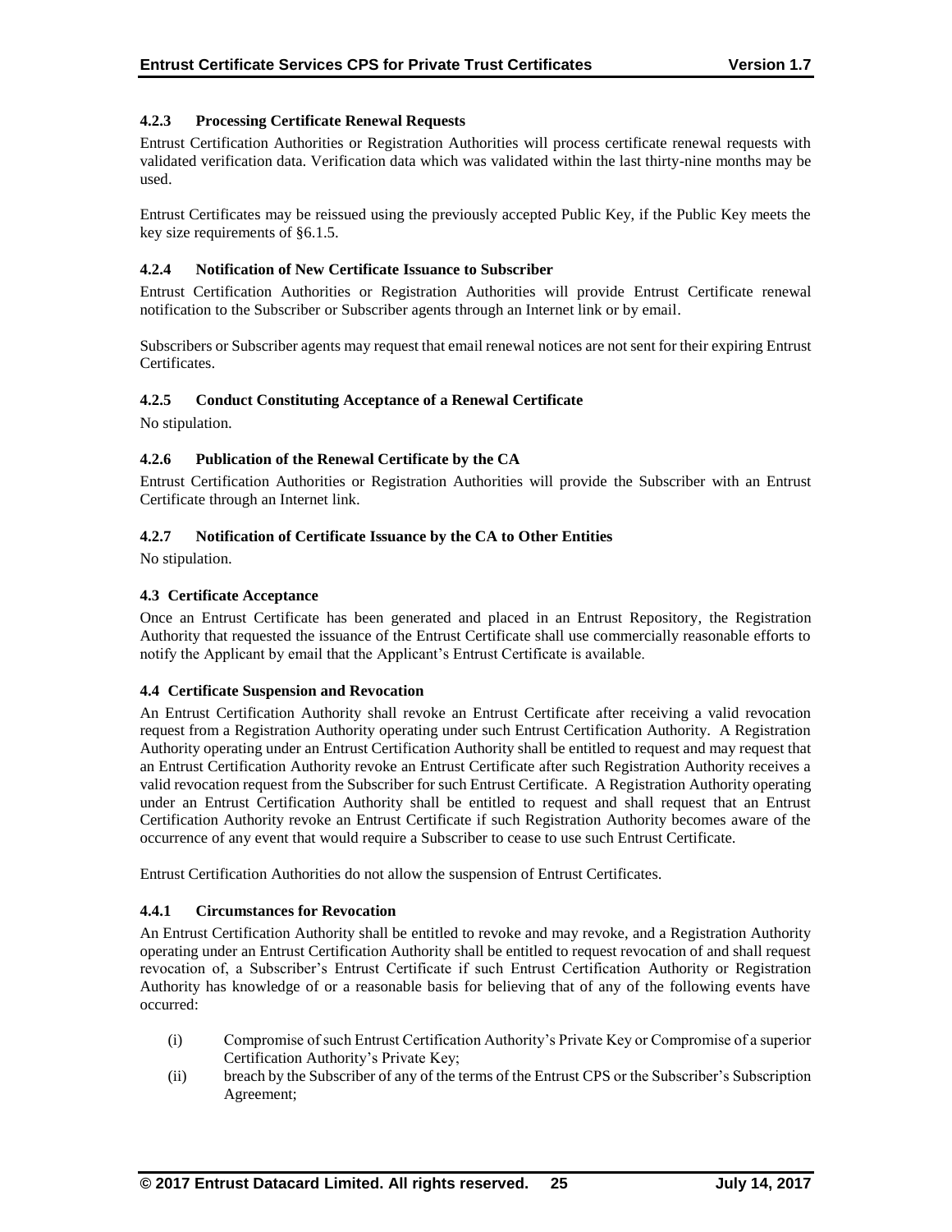#### 4.2.3 Processing Certificate Renewal Requests

Entrust Certification Authorities or Registration Authorities will process certificate renewal requests with validated verification data. Verification data which was validated within the last thirty-nine months may be used.

Entrust Certificates may be reissued using the previously accepted Public Key, if the Public Key meets the key size requirements of §6.1.5.

#### 4.2.4 Notification of New Certificate Issuance to Subscriber

Entrust Certification Authorities or Registration Authorities will provide Entrust Certificate renewal notification to the Subscriber or Subscriber agents through an Internet link or by email.

Subscribers or Subscriber agents may request that email renewal notices are not sent for their expiring Entrust Certificates.

#### 4.2.5 Conduct Constituting Acceptance of a Renewal Certificate

No stipulation.

#### 4.2.6 Publication of the Renewal Certificate by the CA

Entrust Certification Authorities or Registration Authorities will provide the Subscriber with an Entrust Certificate through an Internet link.

#### 4.2.7 Notification of Certificate Issuance by the CA to Other Entities

No stipulation.

### 4.3 Certificate Acceptance

Once an Entrust Certificate has been generated and placed in an Entrust Repository, the Registration Authority that requested the issuance of the Entrust Certificate shall use commercially reasonable efforts to notify the Applicant by email that the Applicant's Entrust Certificate is available.

### 4.4 Certificate Suspension and Revocation

An Entrust Certification Authority shall revoke an Entrust Certificate after receiving a valid revocation request from a Registration Authority operating under such Entrust Certification Authority. A Registration Authority operating under an Entrust Certification Authority shall be entitled to request and may request that an Entrust Certification Authority revoke an Entrust Certificate after such Registration Authority receives a valid revocation request from the Subscriber for such Entrust Certificate. A Registration Authority operating under an Entrust Certification Authority shall be entitled to request and shall request that an Entrust Certification Authority revoke an Entrust Certificate if such Registration Authority becomes aware of the occurrence of any event that would require a Subscriber to cease to use such Entrust Certificate.

Entrust Certification Authorities do not allow the suspension of Entrust Certificates.

#### 4.4.1 Circumstances for Revocation

An Entrust Certification Authority shall be entitled to revoke and may revoke, and a Registration Authority operating under an Entrust Certification Authority shall be entitled to request revocation of and shall request revocation of, a Subscriber's Entrust Certificate if such Entrust Certification Authority or Registration Authority has knowledge of or a reasonable basis for believing that of any of the following events have occurred:

(i) Compromise of such Entrust Certification Authority's Private Key or Compromise of a superior Certification Authority's Private Key;

(ii) breach by the Subscriber of any of the terms of the Entrust CPS or the Subscriber's Subscription Agreement;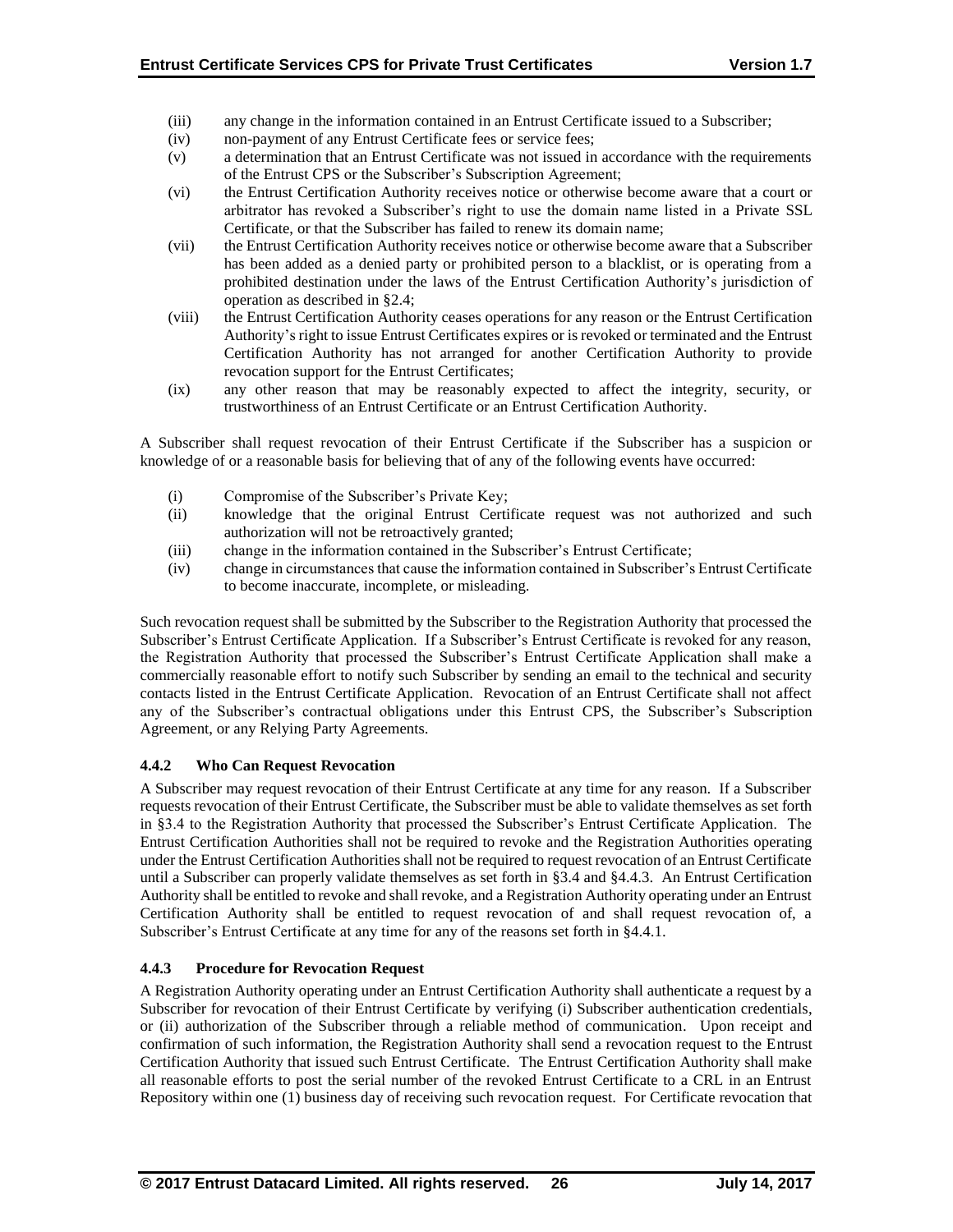- (iii) any change in the information contained in an Entrust Certificate issued to a Subscriber;
- (iv) non-payment of any Entrust Certificate fees or service fees;
- (v) a determination that an Entrust Certificate was not issued in accordance with the requirements of the Entrust CPS or the Subscriber's Subscription Agreement;
- (vi) the Entrust Certification Authority receives notice or otherwise become aware that a court or arbitrator has revoked a Subscriber's right to use the domain name listed in a Private SSL Certificate, or that the Subscriber has failed to renew its domain name;
- (vii) the Entrust Certification Authority receives notice or otherwise become aware that a Subscriber has been added as a denied party or prohibited person to a blacklist, or is operating from a prohibited destination under the laws of the Entrust Certification Authority's jurisdiction of operation as described in §2.4;
- (viii) the Entrust Certification Authority ceases operations for any reason or the Entrust Certification Authority's right to issue Entrust Certificates expires or is revoked or terminated and the Entrust Certification Authority has not arranged for another Certification Authority to provide revocation support for the Entrust Certificates;
- (ix) any other reason that may be reasonably expected to affect the integrity, security, or trustworthiness of an Entrust Certificate or an Entrust Certification Authority.

A Subscriber shall request revocation of their Entrust Certificate if the Subscriber has a suspicion or knowledge of or a reasonable basis for believing that of any of the following events have occurred:

- (i) Compromise of the Subscriber's Private Key;
- (ii) knowledge that the original Entrust Certificate request was not authorized and such authorization will not be retroactively granted;
- (iii) change in the information contained in the Subscriber's Entrust Certificate;
- (iv) change in circumstances that cause the information contained in Subscriber's Entrust Certificate to become inaccurate, incomplete, or misleading.

Such revocation request shall be submitted by the Subscriber to the Registration Authority that processed the Subscriber's Entrust Certificate Application. If a Subscriber's Entrust Certificate is revoked for any reason, the Registration Authority that processed the Subscriber's Entrust Certificate Application shall make a commercially reasonable effort to notify such Subscriber by sending an email to the technical and security contacts listed in the Entrust Certificate Application. Revocation of an Entrust Certificate shall not affect any of the Subscriber's contractual obligations under this Entrust CPS, the Subscriber's Subscription Agreement, or any Relying Party Agreements.

### 4.4.2 Who Can Request Revocation

A Subscriber may request revocation of their Entrust Certificate at any time for any reason. If a Subscriber requests revocation of their Entrust Certificate, the Subscriber must be able to validate themselves as set forth in §3.4 to the Registration Authority that processed the Subscriber's Entrust Certificate Application. The Entrust Certification Authorities shall not be required to revoke and the Registration Authorities operating under the Entrust Certification Authorities shall not be required to request revocation of an Entrust Certificate until a Subscriber can properly validate themselves as set forth in §3.4 and §4.4.3. An Entrust Certification Authority shall be entitled to revoke and shall revoke, and a Registration Authority operating under an Entrust Certification Authority shall be entitled to request revocation of and shall request revocation of, a Subscriber's Entrust Certificate at any time for any of the reasons set forth in §4.4.1.

### 4.4.3 Procedure for Revocation Request

A Registration Authority operating under an Entrust Certification Authority shall authenticate a request by a Subscriber for revocation of their Entrust Certificate by verifying (i) Subscriber authentication credentials, or (ii) authorization of the Subscriber through a reliable method of communication. Upon receipt and confirmation of such information, the Registration Authority shall send a revocation request to the Entrust Certification Authority that issued such Entrust Certificate. The Entrust Certification Authority shall make all reasonable efforts to post the serial number of the revoked Entrust Certificate to a CRL in an Entrust Repository within one (1) business day of receiving such revocation request. For Certificate revocation that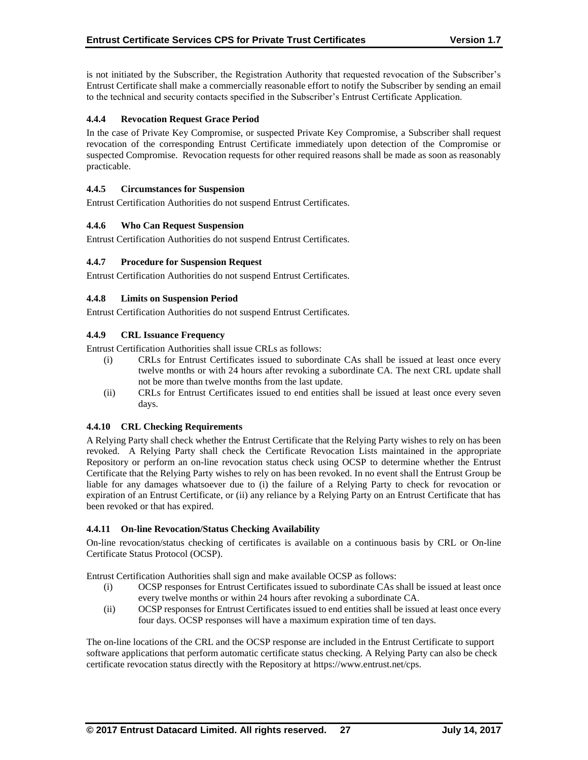is not initiated by the Subscriber, the Registration Authority that requested revocation of the Subscriber's Entrust Certificate shall make a commercially reasonable effort to notify the Subscriber by sending an email to the technical and security contacts specified in the Subscriber's Entrust Certificate Application.

### 4.4.4 Revocation Request Grace Period

In the case of Private Key Compromise, or suspected Private Key Compromise, a Subscriber shall request revocation of the corresponding Entrust Certificate immediately upon detection of the Compromise or suspected Compromise. Revocation requests for other required reasons shall be made as soon as reasonably practicable.

### 4.4.5 Circumstances for Suspension

Entrust Certification Authorities do not suspend Entrust Certificates.

### 4.4.6 Who Can Request Suspension

Entrust Certification Authorities do not suspend Entrust Certificates.

### 4.4.7 Procedure for Suspension Request

Entrust Certification Authorities do not suspend Entrust Certificates.

### 4.4.8 Limits on Suspension Period

Entrust Certification Authorities do not suspend Entrust Certificates.

### 4.4.9 CRL Issuance Frequency

Entrust Certification Authorities shall issue CRLs as follows:

(i) CRLs for Entrust Certificates issued to subordinate CAs shall be issued at least once every twelve months or with 24 hours after revoking a subordinate CA. The next CRL update shall not be more than twelve months from the last update.

(ii) CRLs for Entrust Certificates issued to end entities shall be issued at least once every seven days.

### 4.4.10 CRL Checking Requirements

A Relying Party shall check whether the Entrust Certificate that the Relying Party wishes to rely on has been revoked. A Relying Party shall check the Certificate Revocation Lists maintained in the appropriate Repository or perform an on-line revocation status check using OCSP to determine whether the Entrust Certificate that the Relying Party wishes to rely on has been revoked. In no event shall the Entrust Group be liable for any damages whatsoever due to (i) the failure of a Relying Party to check for revocation or expiration of an Entrust Certificate, or (ii) any reliance by a Relying Party on an Entrust Certificate that has been revoked or that has expired.

### 4.4.11 On-line Revocation/Status Checking Availability

On-line revocation/status checking of certificates is available on a continuous basis by CRL or On-line Certificate Status Protocol (OCSP).

Entrust Certification Authorities shall sign and make available OCSP as follows:

(i) OCSP responses for Entrust Certificates issued to subordinate CAs shall be issued at least once every twelve months or within 24 hours after revoking a subordinate CA.

(ii) OCSP responses for Entrust Certificates issued to end entities shall be issued at least once every four days. OCSP responses will have a maximum expiration time of ten days.

The on-line locations of the CRL and the OCSP response are included in the Entrust Certificate to support software applications that perform automatic certificate status checking. A Relying Party can also be check certificate revocation status directly with the Repository at https://www.entrust.net/cps.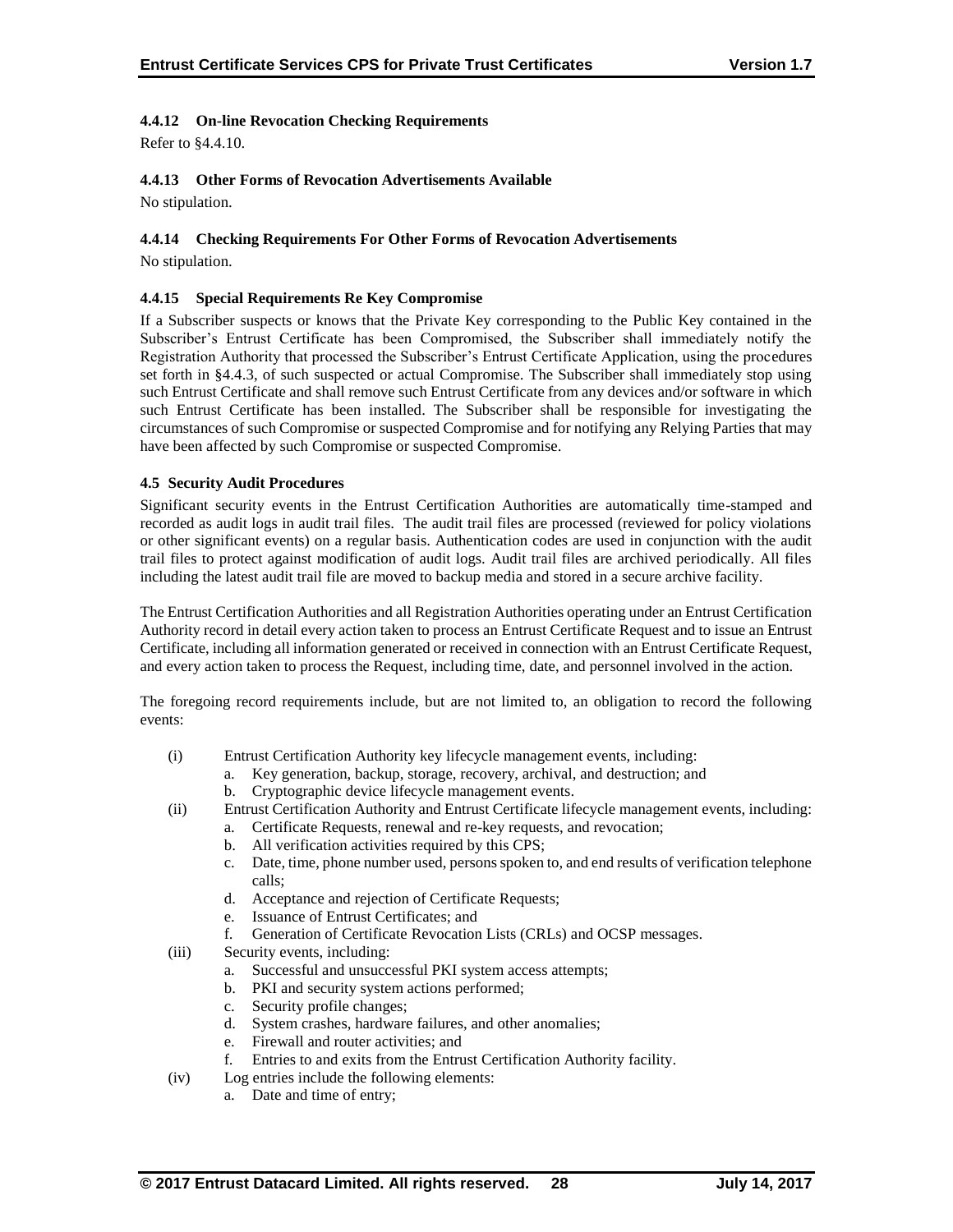#### 4.4.12 On-line Revocation Checking Requirements

Refer to §4.4.10.

#### 4.4.13 Other Forms of Revocation Advertisements Available

No stipulation.

#### 4.4.14 Checking Requirements For Other Forms of Revocation Advertisements

No stipulation.

#### 4.4.15 Special Requirements Re Key Compromise

If a Subscriber suspects or knows that the Private Key corresponding to the Public Key contained in the Subscriber's Entrust Certificate has been Compromised, the Subscriber shall immediately notify the Registration Authority that processed the Subscriber's Entrust Certificate Application, using the procedures set forth in §4.4.3, of such suspected or actual Compromise. The Subscriber shall immediately stop using such Entrust Certificate and shall remove such Entrust Certificate from any devices and/or software in which such Entrust Certificate has been installed. The Subscriber shall be responsible for investigating the circumstances of such Compromise or suspected Compromise and for notifying any Relying Parties that may have been affected by such Compromise or suspected Compromise.

### 4.5 Security Audit Procedures

Significant security events in the Entrust Certification Authorities are automatically time-stamped and recorded as audit logs in audit trail files. The audit trail files are processed (reviewed for policy violations or other significant events) on a regular basis. Authentication codes are used in conjunction with the audit trail files to protect against modification of audit logs. Audit trail files are archived periodically. All files including the latest audit trail file are moved to backup media and stored in a secure archive facility.

The Entrust Certification Authorities and all Registration Authorities operating under an Entrust Certification Authority record in detail every action taken to process an Entrust Certificate Request and to issue an Entrust Certificate, including all information generated or received in connection with an Entrust Certificate Request, and every action taken to process the Request, including time, date, and personnel involved in the action.

The foregoing record requirements include, but are not limited to, an obligation to record the following events:

(i) Entrust Certification Authority key lifecycle management events, including:
  a. Key generation, backup, storage, recovery, archival, and destruction; and
  b. Cryptographic device lifecycle management events.

(ii) Entrust Certification Authority and Entrust Certificate lifecycle management events, including:
  a. Certificate Requests, renewal and re-key requests, and revocation;
  b. All verification activities required by this CPS;
  c. Date, time, phone number used, persons spoken to, and end results of verification telephone calls;
  d. Acceptance and rejection of Certificate Requests;
  e. Issuance of Entrust Certificates; and
  f. Generation of Certificate Revocation Lists (CRLs) and OCSP messages.

(iii) Security events, including:
  a. Successful and unsuccessful PKI system access attempts;
  b. PKI and security system actions performed;
  c. Security profile changes;
  d. System crashes, hardware failures, and other anomalies;
  e. Firewall and router activities; and
  f. Entries to and exits from the Entrust Certification Authority facility.

(iv) Log entries include the following elements:
  a. Date and time of entry;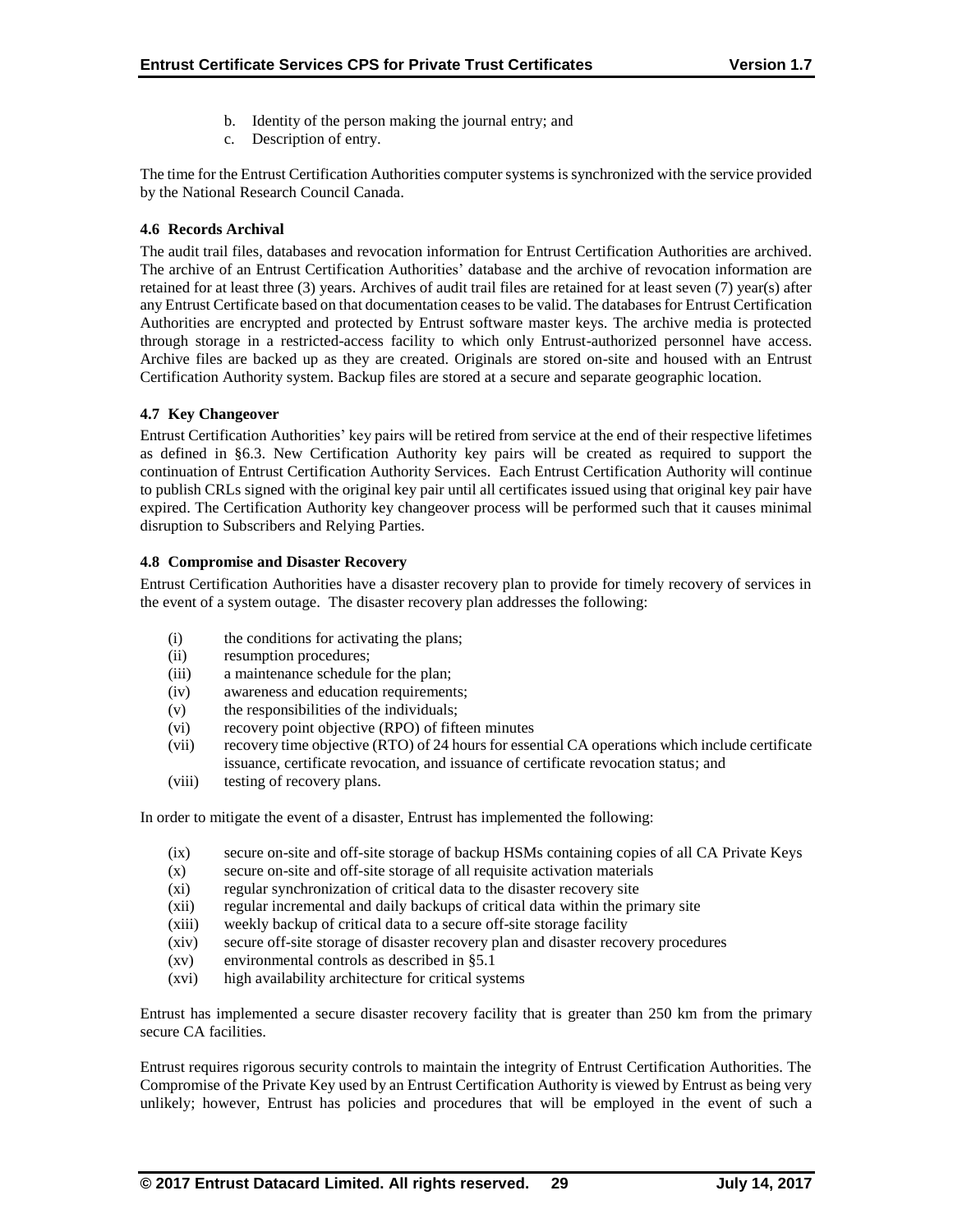b. Identity of the person making the journal entry; and
c. Description of entry.

The time for the Entrust Certification Authorities computer systems is synchronized with the service provided by the National Research Council Canada.

### 4.6 Records Archival

The audit trail files, databases and revocation information for Entrust Certification Authorities are archived. The archive of an Entrust Certification Authorities' database and the archive of revocation information are retained for at least three (3) years. Archives of audit trail files are retained for at least seven (7) year(s) after any Entrust Certificate based on that documentation ceases to be valid. The databases for Entrust Certification Authorities are encrypted and protected by Entrust software master keys. The archive media is protected through storage in a restricted-access facility to which only Entrust-authorized personnel have access. Archive files are backed up as they are created. Originals are stored on-site and housed with an Entrust Certification Authority system. Backup files are stored at a secure and separate geographic location.

### 4.7 Key Changeover

Entrust Certification Authorities' key pairs will be retired from service at the end of their respective lifetimes as defined in §6.3. New Certification Authority key pairs will be created as required to support the continuation of Entrust Certification Authority Services. Each Entrust Certification Authority will continue to publish CRLs signed with the original key pair until all certificates issued using that original key pair have expired. The Certification Authority key changeover process will be performed such that it causes minimal disruption to Subscribers and Relying Parties.

### 4.8 Compromise and Disaster Recovery

Entrust Certification Authorities have a disaster recovery plan to provide for timely recovery of services in the event of a system outage. The disaster recovery plan addresses the following:

(i) the conditions for activating the plans;
(ii) resumption procedures;
(iii) a maintenance schedule for the plan;
(iv) awareness and education requirements;
(v) the responsibilities of the individuals;
(vi) recovery point objective (RPO) of fifteen minutes
(vii) recovery time objective (RTO) of 24 hours for essential CA operations which include certificate issuance, certificate revocation, and issuance of certificate revocation status; and
(viii) testing of recovery plans.

In order to mitigate the event of a disaster, Entrust has implemented the following:

(ix) secure on-site and off-site storage of backup HSMs containing copies of all CA Private Keys
(x) secure on-site and off-site storage of all requisite activation materials
(xi) regular synchronization of critical data to the disaster recovery site
(xii) regular incremental and daily backups of critical data within the primary site
(xiii) weekly backup of critical data to a secure off-site storage facility
(xiv) secure off-site storage of disaster recovery plan and disaster recovery procedures
(xv) environmental controls as described in §5.1
(xvi) high availability architecture for critical systems

Entrust has implemented a secure disaster recovery facility that is greater than 250 km from the primary secure CA facilities.

Entrust requires rigorous security controls to maintain the integrity of Entrust Certification Authorities. The Compromise of the Private Key used by an Entrust Certification Authority is viewed by Entrust as being very unlikely; however, Entrust has policies and procedures that will be employed in the event of such a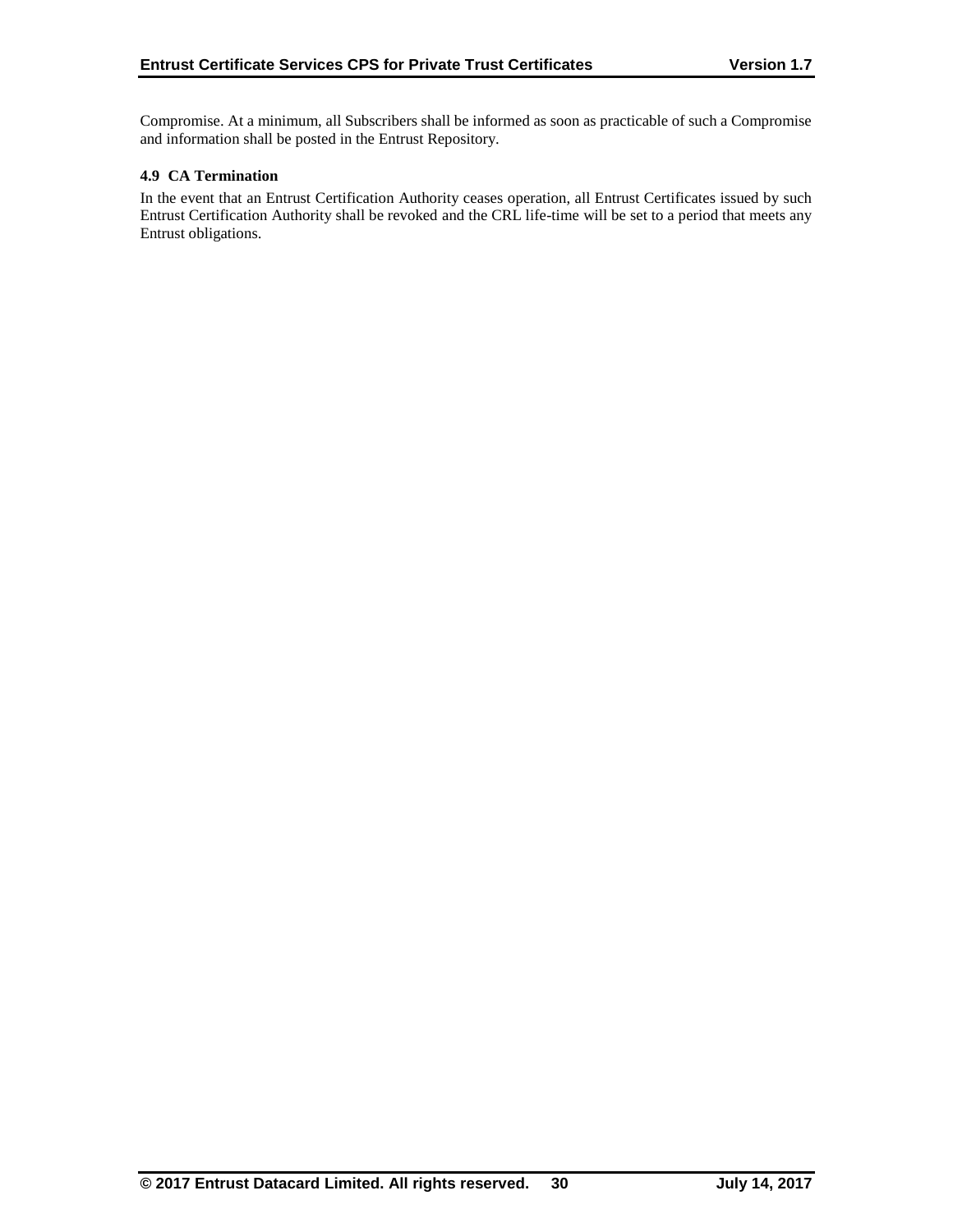Compromise. At a minimum, all Subscribers shall be informed as soon as practicable of such a Compromise and information shall be posted in the Entrust Repository.

### 4.9 CA Termination

In the event that an Entrust Certification Authority ceases operation, all Entrust Certificates issued by such Entrust Certification Authority shall be revoked and the CRL life-time will be set to a period that meets any Entrust obligations.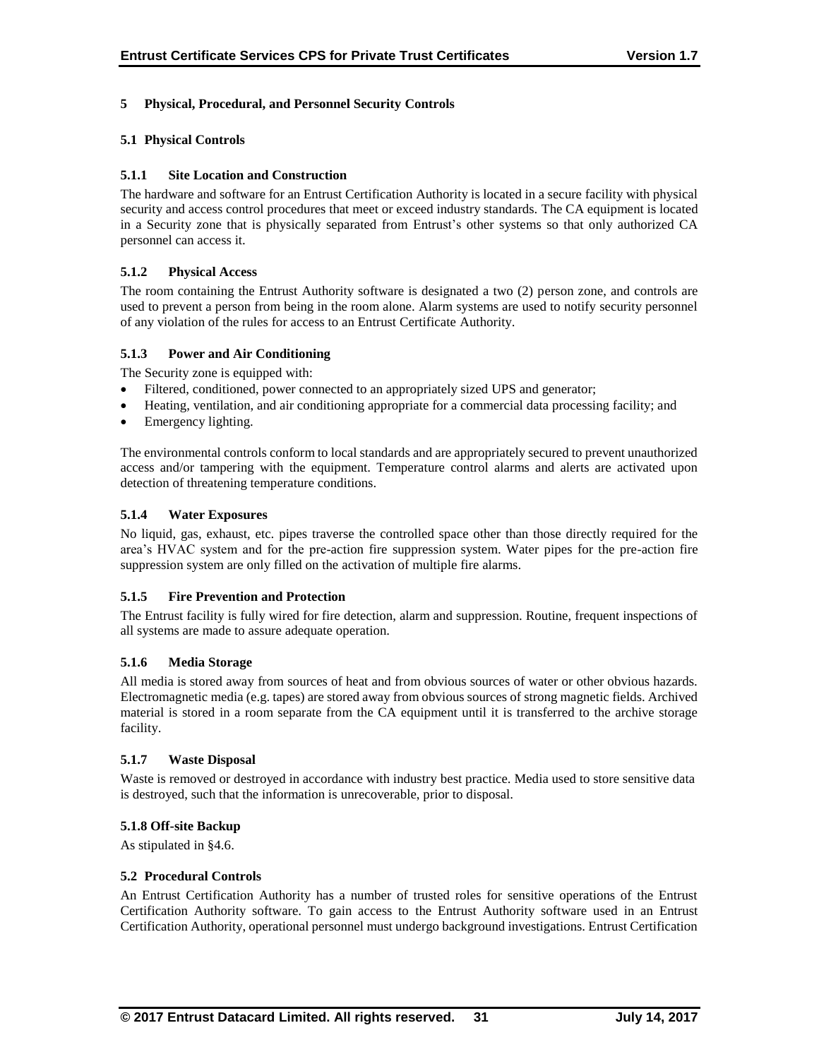# 5 Physical, Procedural, and Personnel Security Controls

## 5.1 Physical Controls

### 5.1.1 Site Location and Construction

The hardware and software for an Entrust Certification Authority is located in a secure facility with physical security and access control procedures that meet or exceed industry standards. The CA equipment is located in a Security zone that is physically separated from Entrust's other systems so that only authorized CA personnel can access it.

### 5.1.2 Physical Access

The room containing the Entrust Authority software is designated a two (2) person zone, and controls are used to prevent a person from being in the room alone. Alarm systems are used to notify security personnel of any violation of the rules for access to an Entrust Certificate Authority.

### 5.1.3 Power and Air Conditioning

The Security zone is equipped with:

- Filtered, conditioned, power connected to an appropriately sized UPS and generator;
- Heating, ventilation, and air conditioning appropriate for a commercial data processing facility; and
- Emergency lighting.

The environmental controls conform to local standards and are appropriately secured to prevent unauthorized access and/or tampering with the equipment. Temperature control alarms and alerts are activated upon detection of threatening temperature conditions.

### 5.1.4 Water Exposures

No liquid, gas, exhaust, etc. pipes traverse the controlled space other than those directly required for the area's HVAC system and for the pre-action fire suppression system. Water pipes for the pre-action fire suppression system are only filled on the activation of multiple fire alarms.

### 5.1.5 Fire Prevention and Protection

The Entrust facility is fully wired for fire detection, alarm and suppression. Routine, frequent inspections of all systems are made to assure adequate operation.

### 5.1.6 Media Storage

All media is stored away from sources of heat and from obvious sources of water or other obvious hazards. Electromagnetic media (e.g. tapes) are stored away from obvious sources of strong magnetic fields. Archived material is stored in a room separate from the CA equipment until it is transferred to the archive storage facility.

### 5.1.7 Waste Disposal

Waste is removed or destroyed in accordance with industry best practice. Media used to store sensitive data is destroyed, such that the information is unrecoverable, prior to disposal.

### 5.1.8 Off-site Backup

As stipulated in §4.6.

## 5.2 Procedural Controls

An Entrust Certification Authority has a number of trusted roles for sensitive operations of the Entrust Certification Authority software. To gain access to the Entrust Authority software used in an Entrust Certification Authority, operational personnel must undergo background investigations. Entrust Certification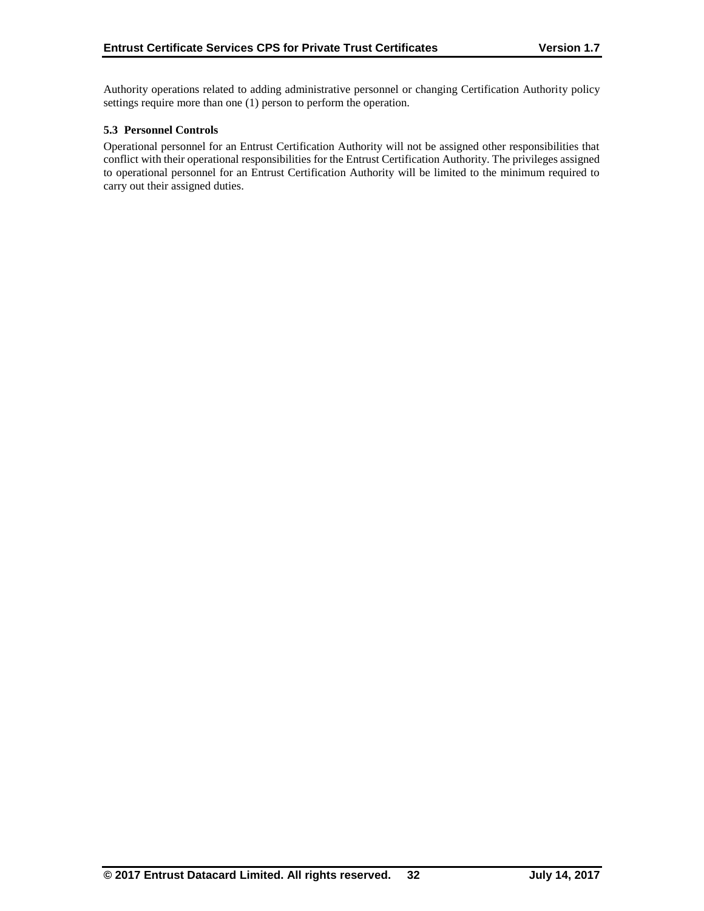Authority operations related to adding administrative personnel or changing Certification Authority policy settings require more than one (1) person to perform the operation.

### 5.3 Personnel Controls

Operational personnel for an Entrust Certification Authority will not be assigned other responsibilities that conflict with their operational responsibilities for the Entrust Certification Authority. The privileges assigned to operational personnel for an Entrust Certification Authority will be limited to the minimum required to carry out their assigned duties.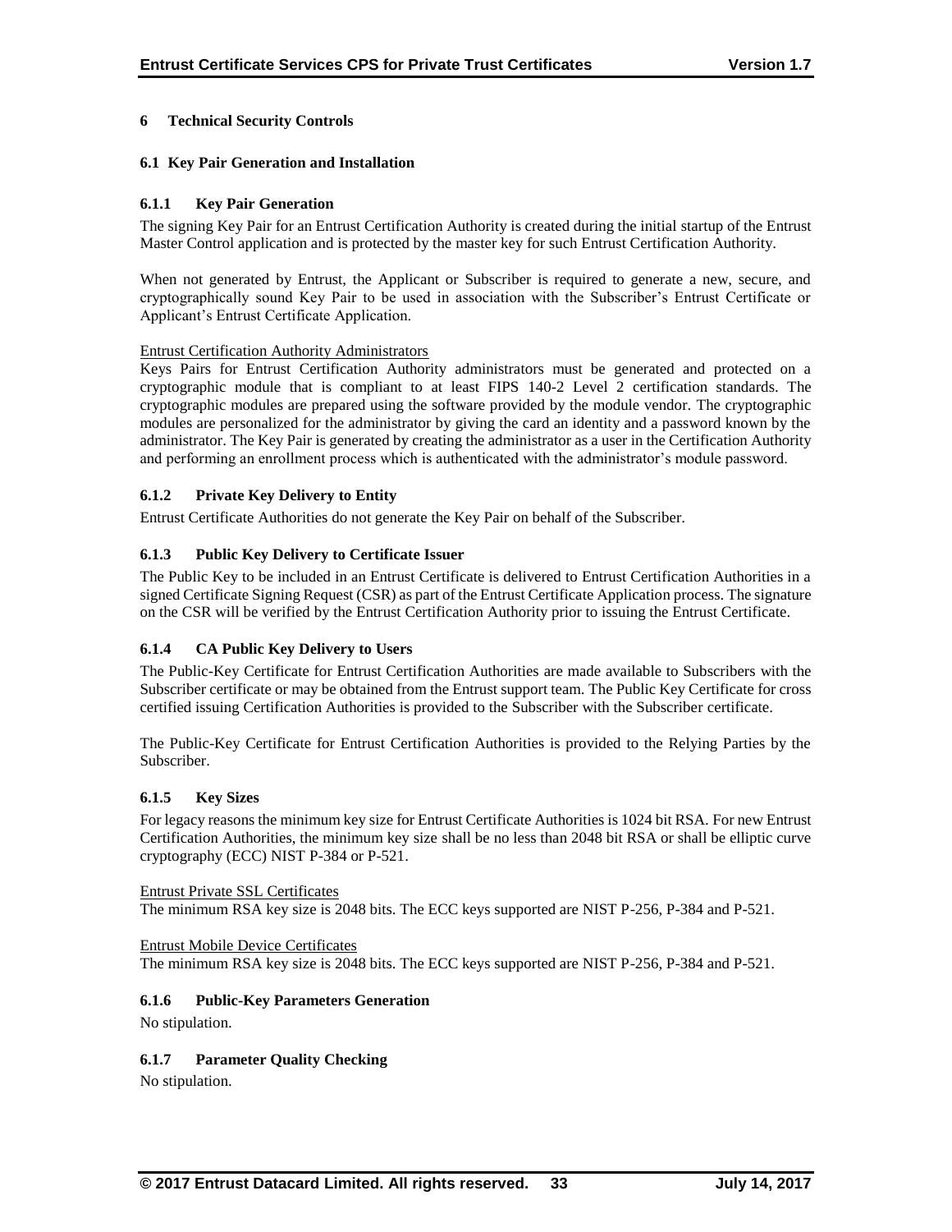# 6 Technical Security Controls

## 6.1 Key Pair Generation and Installation

### 6.1.1 Key Pair Generation

The signing Key Pair for an Entrust Certification Authority is created during the initial startup of the Entrust Master Control application and is protected by the master key for such Entrust Certification Authority.

When not generated by Entrust, the Applicant or Subscriber is required to generate a new, secure, and cryptographically sound Key Pair to be used in association with the Subscriber's Entrust Certificate or Applicant's Entrust Certificate Application.

Entrust Certification Authority Administrators

Keys Pairs for Entrust Certification Authority administrators must be generated and protected on a cryptographic module that is compliant to at least FIPS 140-2 Level 2 certification standards. The cryptographic modules are prepared using the software provided by the module vendor. The cryptographic modules are personalized for the administrator by giving the card an identity and a password known by the administrator. The Key Pair is generated by creating the administrator as a user in the Certification Authority and performing an enrollment process which is authenticated with the administrator's module password.

### 6.1.2 Private Key Delivery to Entity

Entrust Certificate Authorities do not generate the Key Pair on behalf of the Subscriber.

### 6.1.3 Public Key Delivery to Certificate Issuer

The Public Key to be included in an Entrust Certificate is delivered to Entrust Certification Authorities in a signed Certificate Signing Request (CSR) as part of the Entrust Certificate Application process. The signature on the CSR will be verified by the Entrust Certification Authority prior to issuing the Entrust Certificate.

### 6.1.4 CA Public Key Delivery to Users

The Public-Key Certificate for Entrust Certification Authorities are made available to Subscribers with the Subscriber certificate or may be obtained from the Entrust support team. The Public Key Certificate for cross certified issuing Certification Authorities is provided to the Subscriber with the Subscriber certificate.

The Public-Key Certificate for Entrust Certification Authorities is provided to the Relying Parties by the Subscriber.

### 6.1.5 Key Sizes

For legacy reasons the minimum key size for Entrust Certificate Authorities is 1024 bit RSA. For new Entrust Certification Authorities, the minimum key size shall be no less than 2048 bit RSA or shall be elliptic curve cryptography (ECC) NIST P-384 or P-521.

Entrust Private SSL Certificates

The minimum RSA key size is 2048 bits. The ECC keys supported are NIST P-256, P-384 and P-521.

Entrust Mobile Device Certificates

The minimum RSA key size is 2048 bits. The ECC keys supported are NIST P-256, P-384 and P-521.

### 6.1.6 Public-Key Parameters Generation

No stipulation.

### 6.1.7 Parameter Quality Checking

No stipulation.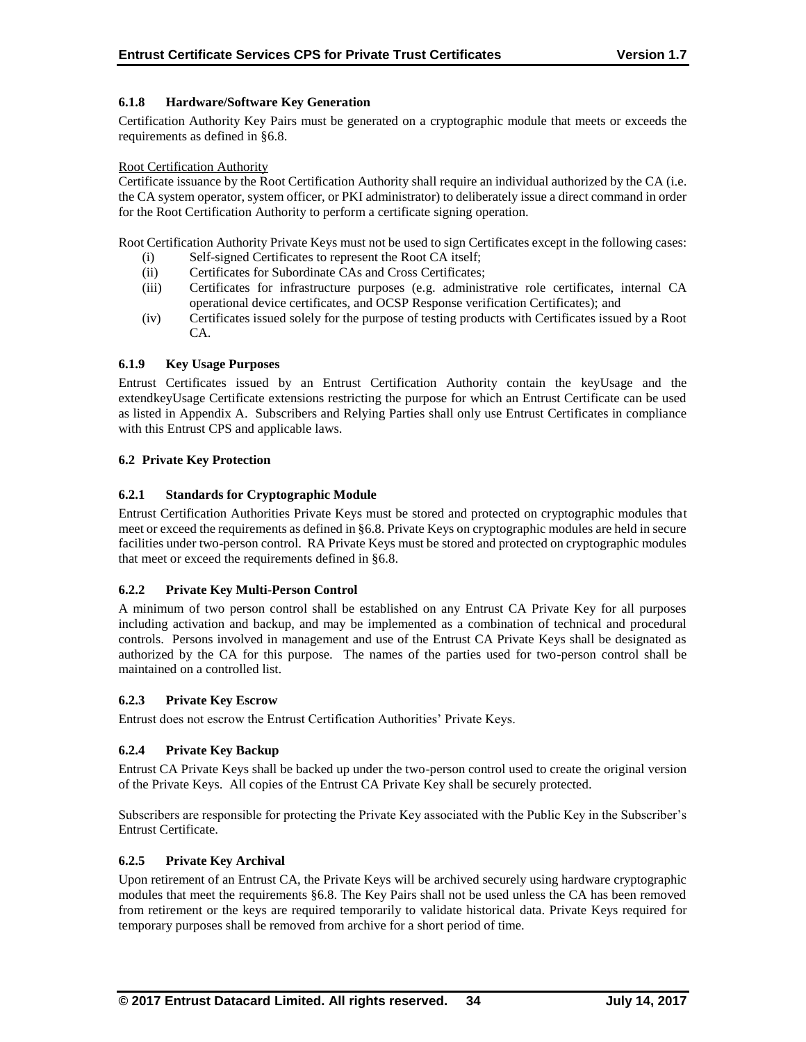### 6.1.8 Hardware/Software Key Generation

Certification Authority Key Pairs must be generated on a cryptographic module that meets or exceeds the requirements as defined in §6.8.

Root Certification Authority

Certificate issuance by the Root Certification Authority shall require an individual authorized by the CA (i.e. the CA system operator, system officer, or PKI administrator) to deliberately issue a direct command in order for the Root Certification Authority to perform a certificate signing operation.

Root Certification Authority Private Keys must not be used to sign Certificates except in the following cases:

(i) Self-signed Certificates to represent the Root CA itself;
(ii) Certificates for Subordinate CAs and Cross Certificates;
(iii) Certificates for infrastructure purposes (e.g. administrative role certificates, internal CA operational device certificates, and OCSP Response verification Certificates); and
(iv) Certificates issued solely for the purpose of testing products with Certificates issued by a Root CA.

### 6.1.9 Key Usage Purposes

Entrust Certificates issued by an Entrust Certification Authority contain the keyUsage and the extendkeyUsage Certificate extensions restricting the purpose for which an Entrust Certificate can be used as listed in Appendix A. Subscribers and Relying Parties shall only use Entrust Certificates in compliance with this Entrust CPS and applicable laws.

## 6.2 Private Key Protection

### 6.2.1 Standards for Cryptographic Module

Entrust Certification Authorities Private Keys must be stored and protected on cryptographic modules that meet or exceed the requirements as defined in §6.8. Private Keys on cryptographic modules are held in secure facilities under two-person control. RA Private Keys must be stored and protected on cryptographic modules that meet or exceed the requirements defined in §6.8.

### 6.2.2 Private Key Multi-Person Control

A minimum of two person control shall be established on any Entrust CA Private Key for all purposes including activation and backup, and may be implemented as a combination of technical and procedural controls. Persons involved in management and use of the Entrust CA Private Keys shall be designated as authorized by the CA for this purpose. The names of the parties used for two-person control shall be maintained on a controlled list.

### 6.2.3 Private Key Escrow

Entrust does not escrow the Entrust Certification Authorities' Private Keys.

### 6.2.4 Private Key Backup

Entrust CA Private Keys shall be backed up under the two-person control used to create the original version of the Private Keys. All copies of the Entrust CA Private Key shall be securely protected.

Subscribers are responsible for protecting the Private Key associated with the Public Key in the Subscriber's Entrust Certificate.

### 6.2.5 Private Key Archival

Upon retirement of an Entrust CA, the Private Keys will be archived securely using hardware cryptographic modules that meet the requirements §6.8. The Key Pairs shall not be used unless the CA has been removed from retirement or the keys are required temporarily to validate historical data. Private Keys required for temporary purposes shall be removed from archive for a short period of time.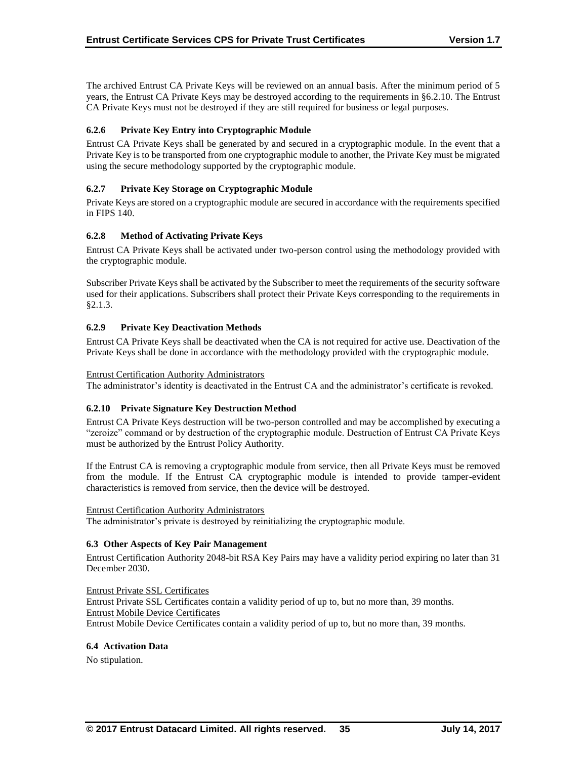The archived Entrust CA Private Keys will be reviewed on an annual basis. After the minimum period of 5 years, the Entrust CA Private Keys may be destroyed according to the requirements in §6.2.10. The Entrust CA Private Keys must not be destroyed if they are still required for business or legal purposes.

### 6.2.6 Private Key Entry into Cryptographic Module

Entrust CA Private Keys shall be generated by and secured in a cryptographic module. In the event that a Private Key is to be transported from one cryptographic module to another, the Private Key must be migrated using the secure methodology supported by the cryptographic module.

### 6.2.7 Private Key Storage on Cryptographic Module

Private Keys are stored on a cryptographic module are secured in accordance with the requirements specified in FIPS 140.

### 6.2.8 Method of Activating Private Keys

Entrust CA Private Keys shall be activated under two-person control using the methodology provided with the cryptographic module.

Subscriber Private Keys shall be activated by the Subscriber to meet the requirements of the security software used for their applications. Subscribers shall protect their Private Keys corresponding to the requirements in §2.1.3.

### 6.2.9 Private Key Deactivation Methods

Entrust CA Private Keys shall be deactivated when the CA is not required for active use. Deactivation of the Private Keys shall be done in accordance with the methodology provided with the cryptographic module.

Entrust Certification Authority Administrators
The administrator's identity is deactivated in the Entrust CA and the administrator's certificate is revoked.

### 6.2.10 Private Signature Key Destruction Method

Entrust CA Private Keys destruction will be two-person controlled and may be accomplished by executing a "zeroize" command or by destruction of the cryptographic module. Destruction of Entrust CA Private Keys must be authorized by the Entrust Policy Authority.

If the Entrust CA is removing a cryptographic module from service, then all Private Keys must be removed from the module. If the Entrust CA cryptographic module is intended to provide tamper-evident characteristics is removed from service, then the device will be destroyed.

Entrust Certification Authority Administrators
The administrator's private is destroyed by reinitializing the cryptographic module.

## 6.3 Other Aspects of Key Pair Management

Entrust Certification Authority 2048-bit RSA Key Pairs may have a validity period expiring no later than 31 December 2030.

Entrust Private SSL Certificates
Entrust Private SSL Certificates contain a validity period of up to, but no more than, 39 months.
Entrust Mobile Device Certificates
Entrust Mobile Device Certificates contain a validity period of up to, but no more than, 39 months.

## 6.4 Activation Data

No stipulation.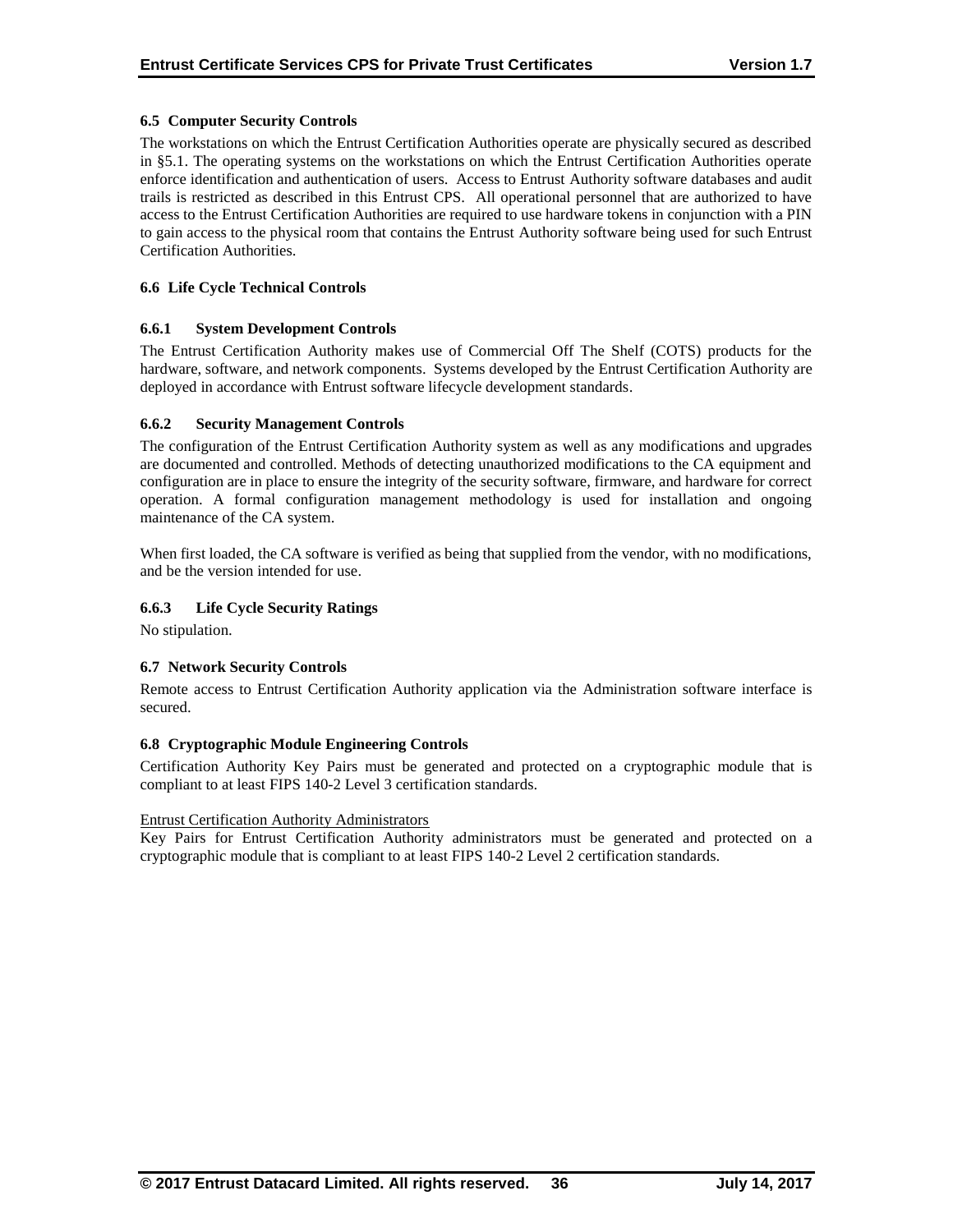### 6.5 Computer Security Controls

The workstations on which the Entrust Certification Authorities operate are physically secured as described in §5.1. The operating systems on the workstations on which the Entrust Certification Authorities operate enforce identification and authentication of users. Access to Entrust Authority software databases and audit trails is restricted as described in this Entrust CPS. All operational personnel that are authorized to have access to the Entrust Certification Authorities are required to use hardware tokens in conjunction with a PIN to gain access to the physical room that contains the Entrust Authority software being used for such Entrust Certification Authorities.

### 6.6 Life Cycle Technical Controls

#### 6.6.1 System Development Controls

The Entrust Certification Authority makes use of Commercial Off The Shelf (COTS) products for the hardware, software, and network components. Systems developed by the Entrust Certification Authority are deployed in accordance with Entrust software lifecycle development standards.

#### 6.6.2 Security Management Controls

The configuration of the Entrust Certification Authority system as well as any modifications and upgrades are documented and controlled. Methods of detecting unauthorized modifications to the CA equipment and configuration are in place to ensure the integrity of the security software, firmware, and hardware for correct operation. A formal configuration management methodology is used for installation and ongoing maintenance of the CA system.

When first loaded, the CA software is verified as being that supplied from the vendor, with no modifications, and be the version intended for use.

#### 6.6.3 Life Cycle Security Ratings

No stipulation.

### 6.7 Network Security Controls

Remote access to Entrust Certification Authority application via the Administration software interface is secured.

### 6.8 Cryptographic Module Engineering Controls

Certification Authority Key Pairs must be generated and protected on a cryptographic module that is compliant to at least FIPS 140-2 Level 3 certification standards.

Entrust Certification Authority Administrators

Key Pairs for Entrust Certification Authority administrators must be generated and protected on a cryptographic module that is compliant to at least FIPS 140-2 Level 2 certification standards.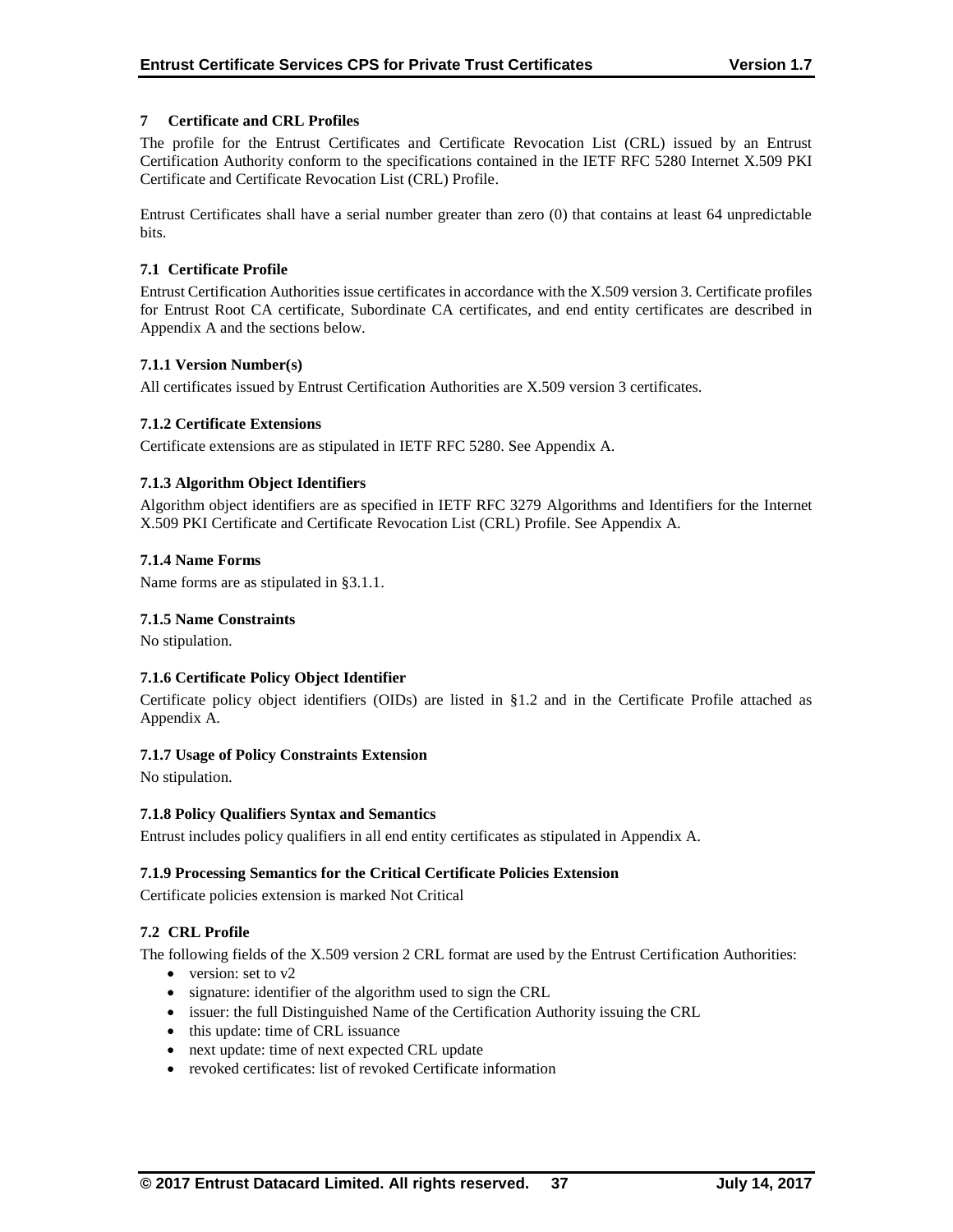# 7 Certificate and CRL Profiles

The profile for the Entrust Certificates and Certificate Revocation List (CRL) issued by an Entrust Certification Authority conform to the specifications contained in the IETF RFC 5280 Internet X.509 PKI Certificate and Certificate Revocation List (CRL) Profile.

Entrust Certificates shall have a serial number greater than zero (0) that contains at least 64 unpredictable bits.

## 7.1 Certificate Profile

Entrust Certification Authorities issue certificates in accordance with the X.509 version 3. Certificate profiles for Entrust Root CA certificate, Subordinate CA certificates, and end entity certificates are described in Appendix A and the sections below.

### 7.1.1 Version Number(s)

All certificates issued by Entrust Certification Authorities are X.509 version 3 certificates.

### 7.1.2 Certificate Extensions

Certificate extensions are as stipulated in IETF RFC 5280. See Appendix A.

### 7.1.3 Algorithm Object Identifiers

Algorithm object identifiers are as specified in IETF RFC 3279 Algorithms and Identifiers for the Internet X.509 PKI Certificate and Certificate Revocation List (CRL) Profile. See Appendix A.

### 7.1.4 Name Forms

Name forms are as stipulated in §3.1.1.

### 7.1.5 Name Constraints

No stipulation.

### 7.1.6 Certificate Policy Object Identifier

Certificate policy object identifiers (OIDs) are listed in §1.2 and in the Certificate Profile attached as Appendix A.

### 7.1.7 Usage of Policy Constraints Extension

No stipulation.

### 7.1.8 Policy Qualifiers Syntax and Semantics

Entrust includes policy qualifiers in all end entity certificates as stipulated in Appendix A.

### 7.1.9 Processing Semantics for the Critical Certificate Policies Extension

Certificate policies extension is marked Not Critical

## 7.2 CRL Profile

The following fields of the X.509 version 2 CRL format are used by the Entrust Certification Authorities:

- version: set to v2
- signature: identifier of the algorithm used to sign the CRL
- issuer: the full Distinguished Name of the Certification Authority issuing the CRL
- this update: time of CRL issuance
- next update: time of next expected CRL update
- revoked certificates: list of revoked Certificate information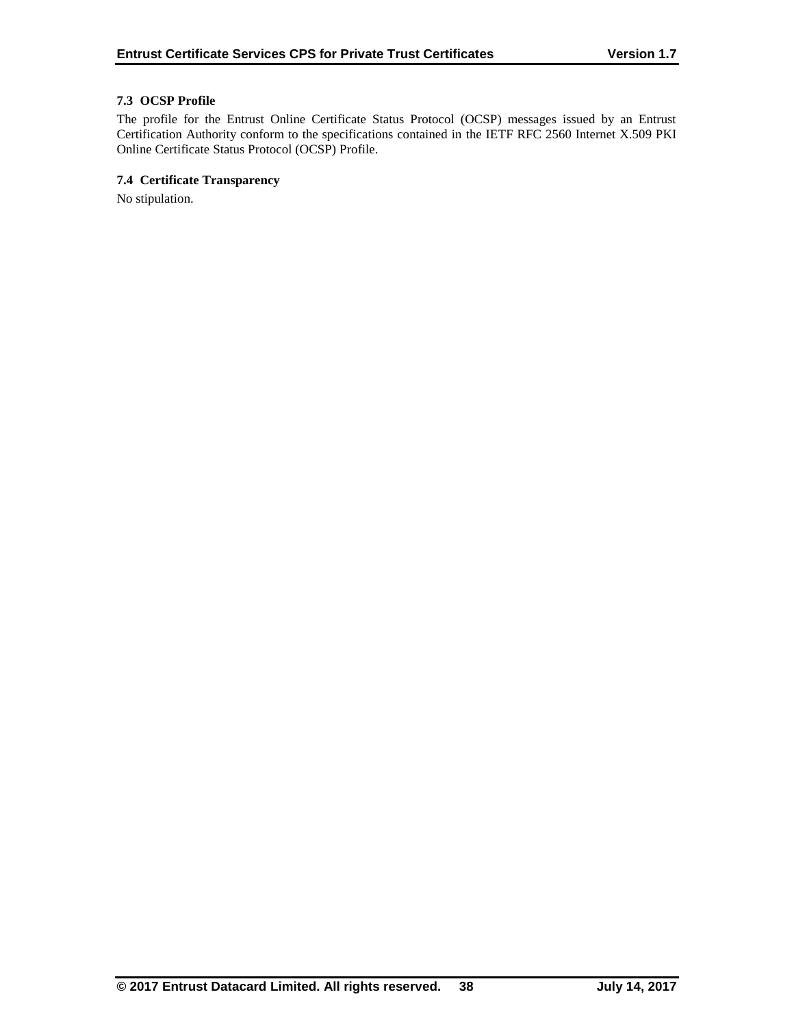### 7.3 OCSP Profile

The profile for the Entrust Online Certificate Status Protocol (OCSP) messages issued by an Entrust Certification Authority conform to the specifications contained in the IETF RFC 2560 Internet X.509 PKI Online Certificate Status Protocol (OCSP) Profile.

### 7.4 Certificate Transparency

No stipulation.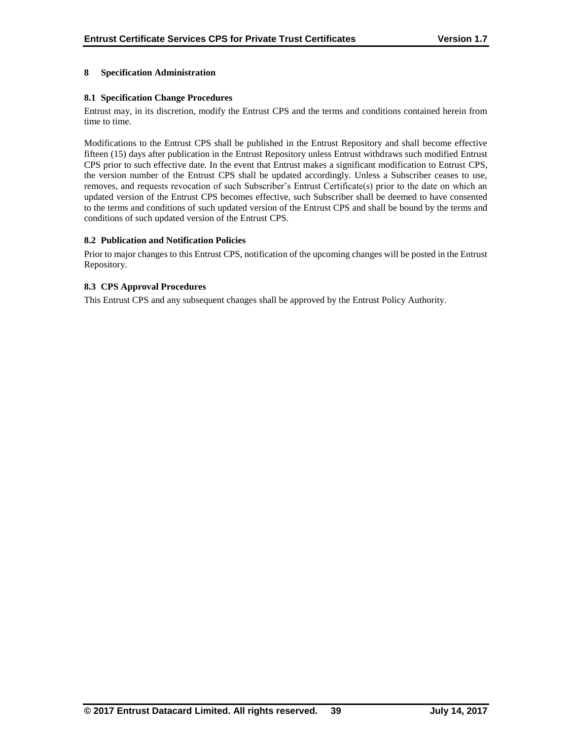# 8 Specification Administration

## 8.1 Specification Change Procedures

Entrust may, in its discretion, modify the Entrust CPS and the terms and conditions contained herein from time to time.

Modifications to the Entrust CPS shall be published in the Entrust Repository and shall become effective fifteen (15) days after publication in the Entrust Repository unless Entrust withdraws such modified Entrust CPS prior to such effective date. In the event that Entrust makes a significant modification to Entrust CPS, the version number of the Entrust CPS shall be updated accordingly. Unless a Subscriber ceases to use, removes, and requests revocation of such Subscriber's Entrust Certificate(s) prior to the date on which an updated version of the Entrust CPS becomes effective, such Subscriber shall be deemed to have consented to the terms and conditions of such updated version of the Entrust CPS and shall be bound by the terms and conditions of such updated version of the Entrust CPS.

## 8.2 Publication and Notification Policies

Prior to major changes to this Entrust CPS, notification of the upcoming changes will be posted in the Entrust Repository.

## 8.3 CPS Approval Procedures

This Entrust CPS and any subsequent changes shall be approved by the Entrust Policy Authority.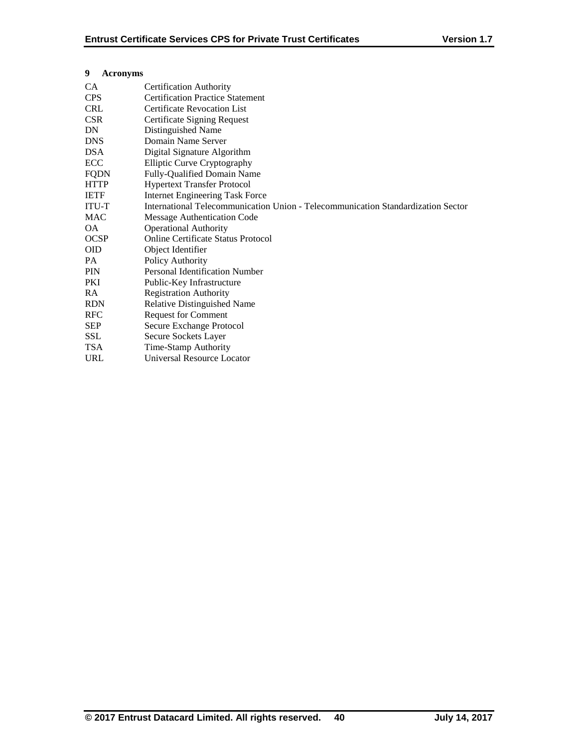# 9 Acronyms

| | |
|---|---|
| CA | Certification Authority |
| CPS | Certification Practice Statement |
| CRL | Certificate Revocation List |
| CSR | Certificate Signing Request |
| DN | Distinguished Name |
| DNS | Domain Name Server |
| DSA | Digital Signature Algorithm |
| ECC | Elliptic Curve Cryptography |
| FQDN | Fully-Qualified Domain Name |
| HTTP | Hypertext Transfer Protocol |
| IETF | Internet Engineering Task Force |
| ITU-T | International Telecommunication Union - Telecommunication Standardization Sector |
| MAC | Message Authentication Code |
| OA | Operational Authority |
| OCSP | Online Certificate Status Protocol |
| OID | Object Identifier |
| PA | Policy Authority |
| PIN | Personal Identification Number |
| PKI | Public-Key Infrastructure |
| RA | Registration Authority |
| RDN | Relative Distinguished Name |
| RFC | Request for Comment |
| SEP | Secure Exchange Protocol |
| SSL | Secure Sockets Layer |
| TSA | Time-Stamp Authority |
| URL | Universal Resource Locator |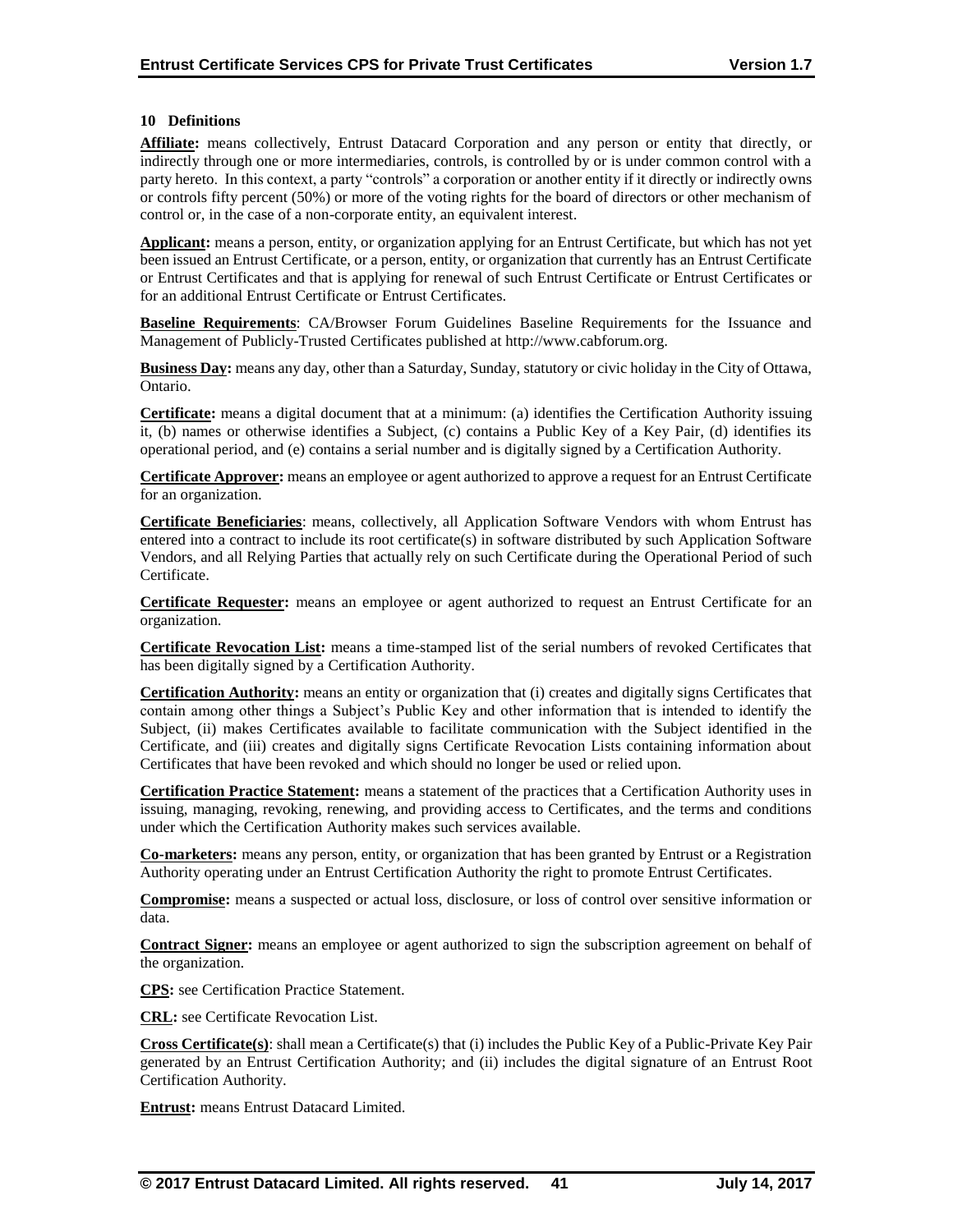## 10 Definitions

**Affiliate:** means collectively, Entrust Datacard Corporation and any person or entity that directly, or indirectly through one or more intermediaries, controls, is controlled by or is under common control with a party hereto. In this context, a party "controls" a corporation or another entity if it directly or indirectly owns or controls fifty percent (50%) or more of the voting rights for the board of directors or other mechanism of control or, in the case of a non-corporate entity, an equivalent interest.

**Applicant:** means a person, entity, or organization applying for an Entrust Certificate, but which has not yet been issued an Entrust Certificate, or a person, entity, or organization that currently has an Entrust Certificate or Entrust Certificates and that is applying for renewal of such Entrust Certificate or Entrust Certificates or for an additional Entrust Certificate or Entrust Certificates.

**Baseline Requirements**: CA/Browser Forum Guidelines Baseline Requirements for the Issuance and Management of Publicly-Trusted Certificates published at http://www.cabforum.org.

**Business Day:** means any day, other than a Saturday, Sunday, statutory or civic holiday in the City of Ottawa, Ontario.

**Certificate:** means a digital document that at a minimum: (a) identifies the Certification Authority issuing it, (b) names or otherwise identifies a Subject, (c) contains a Public Key of a Key Pair, (d) identifies its operational period, and (e) contains a serial number and is digitally signed by a Certification Authority.

**Certificate Approver:** means an employee or agent authorized to approve a request for an Entrust Certificate for an organization.

**Certificate Beneficiaries**: means, collectively, all Application Software Vendors with whom Entrust has entered into a contract to include its root certificate(s) in software distributed by such Application Software Vendors, and all Relying Parties that actually rely on such Certificate during the Operational Period of such Certificate.

**Certificate Requester:** means an employee or agent authorized to request an Entrust Certificate for an organization.

**Certificate Revocation List:** means a time-stamped list of the serial numbers of revoked Certificates that has been digitally signed by a Certification Authority.

**Certification Authority:** means an entity or organization that (i) creates and digitally signs Certificates that contain among other things a Subject's Public Key and other information that is intended to identify the Subject, (ii) makes Certificates available to facilitate communication with the Subject identified in the Certificate, and (iii) creates and digitally signs Certificate Revocation Lists containing information about Certificates that have been revoked and which should no longer be used or relied upon.

**Certification Practice Statement:** means a statement of the practices that a Certification Authority uses in issuing, managing, revoking, renewing, and providing access to Certificates, and the terms and conditions under which the Certification Authority makes such services available.

**Co-marketers:** means any person, entity, or organization that has been granted by Entrust or a Registration Authority operating under an Entrust Certification Authority the right to promote Entrust Certificates.

**Compromise:** means a suspected or actual loss, disclosure, or loss of control over sensitive information or data.

**Contract Signer:** means an employee or agent authorized to sign the subscription agreement on behalf of the organization.

**CPS:** see Certification Practice Statement.

**CRL:** see Certificate Revocation List.

**Cross Certificate(s)**: shall mean a Certificate(s) that (i) includes the Public Key of a Public-Private Key Pair generated by an Entrust Certification Authority; and (ii) includes the digital signature of an Entrust Root Certification Authority.

**Entrust:** means Entrust Datacard Limited.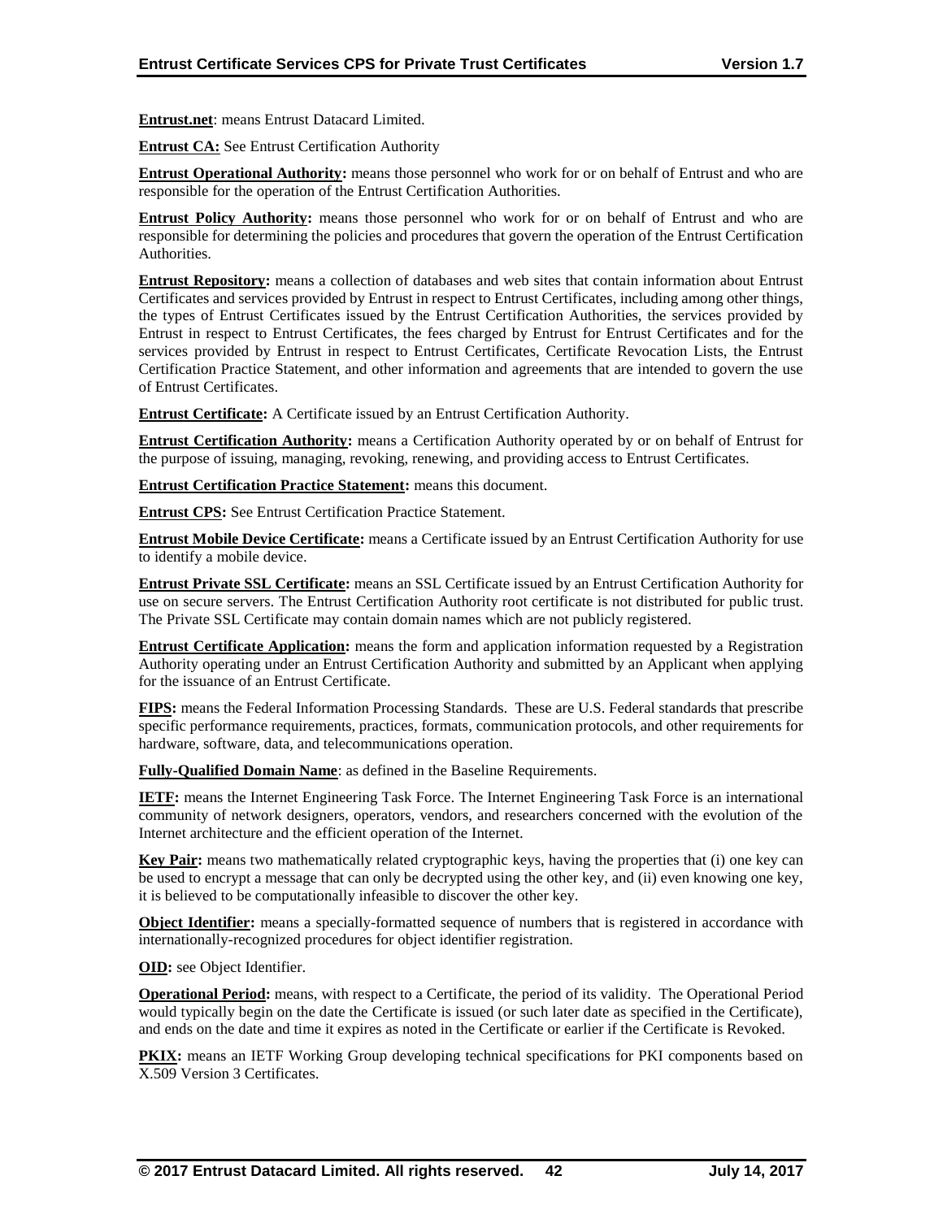**Entrust.net**: means Entrust Datacard Limited.

**Entrust CA:** See Entrust Certification Authority

**Entrust Operational Authority:** means those personnel who work for or on behalf of Entrust and who are responsible for the operation of the Entrust Certification Authorities.

**Entrust Policy Authority:** means those personnel who work for or on behalf of Entrust and who are responsible for determining the policies and procedures that govern the operation of the Entrust Certification Authorities.

**Entrust Repository:** means a collection of databases and web sites that contain information about Entrust Certificates and services provided by Entrust in respect to Entrust Certificates, including among other things, the types of Entrust Certificates issued by the Entrust Certification Authorities, the services provided by Entrust in respect to Entrust Certificates, the fees charged by Entrust for Entrust Certificates and for the services provided by Entrust in respect to Entrust Certificates, Certificate Revocation Lists, the Entrust Certification Practice Statement, and other information and agreements that are intended to govern the use of Entrust Certificates.

**Entrust Certificate:** A Certificate issued by an Entrust Certification Authority.

**Entrust Certification Authority:** means a Certification Authority operated by or on behalf of Entrust for the purpose of issuing, managing, revoking, renewing, and providing access to Entrust Certificates.

**Entrust Certification Practice Statement:** means this document.

**Entrust CPS:** See Entrust Certification Practice Statement.

**Entrust Mobile Device Certificate:** means a Certificate issued by an Entrust Certification Authority for use to identify a mobile device.

**Entrust Private SSL Certificate:** means an SSL Certificate issued by an Entrust Certification Authority for use on secure servers. The Entrust Certification Authority root certificate is not distributed for public trust. The Private SSL Certificate may contain domain names which are not publicly registered.

**Entrust Certificate Application:** means the form and application information requested by a Registration Authority operating under an Entrust Certification Authority and submitted by an Applicant when applying for the issuance of an Entrust Certificate.

**FIPS:** means the Federal Information Processing Standards. These are U.S. Federal standards that prescribe specific performance requirements, practices, formats, communication protocols, and other requirements for hardware, software, data, and telecommunications operation.

**Fully-Qualified Domain Name**: as defined in the Baseline Requirements.

**IETF:** means the Internet Engineering Task Force. The Internet Engineering Task Force is an international community of network designers, operators, vendors, and researchers concerned with the evolution of the Internet architecture and the efficient operation of the Internet.

**Key Pair:** means two mathematically related cryptographic keys, having the properties that (i) one key can be used to encrypt a message that can only be decrypted using the other key, and (ii) even knowing one key, it is believed to be computationally infeasible to discover the other key.

**Object Identifier:** means a specially-formatted sequence of numbers that is registered in accordance with internationally-recognized procedures for object identifier registration.

**OID:** see Object Identifier.

**Operational Period:** means, with respect to a Certificate, the period of its validity. The Operational Period would typically begin on the date the Certificate is issued (or such later date as specified in the Certificate), and ends on the date and time it expires as noted in the Certificate or earlier if the Certificate is Revoked.

**PKIX:** means an IETF Working Group developing technical specifications for PKI components based on X.509 Version 3 Certificates.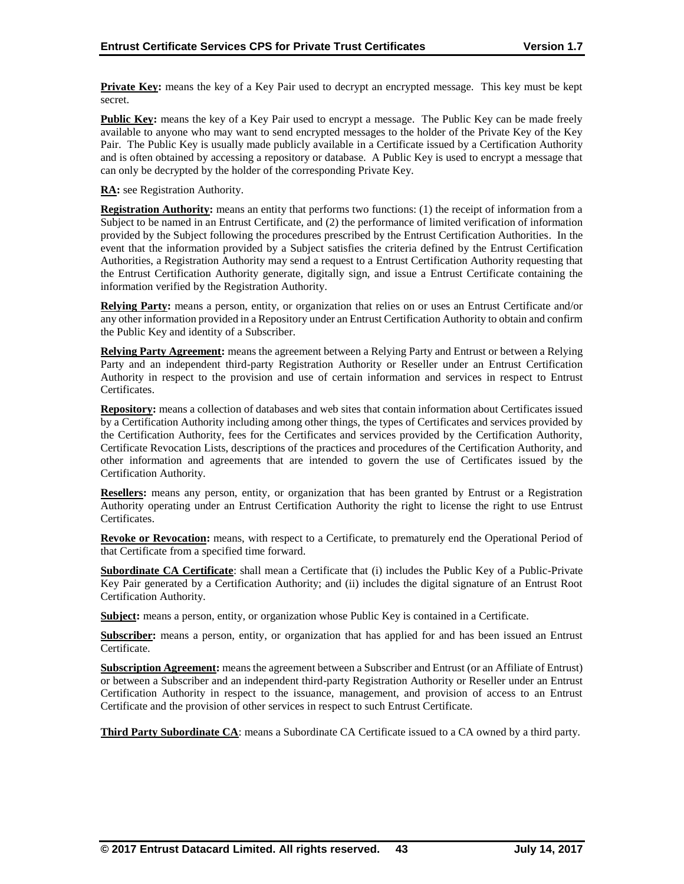**Private Key:** means the key of a Key Pair used to decrypt an encrypted message. This key must be kept secret.

**Public Key:** means the key of a Key Pair used to encrypt a message. The Public Key can be made freely available to anyone who may want to send encrypted messages to the holder of the Private Key of the Key Pair. The Public Key is usually made publicly available in a Certificate issued by a Certification Authority and is often obtained by accessing a repository or database. A Public Key is used to encrypt a message that can only be decrypted by the holder of the corresponding Private Key.

**RA:** see Registration Authority.

**Registration Authority:** means an entity that performs two functions: (1) the receipt of information from a Subject to be named in an Entrust Certificate, and (2) the performance of limited verification of information provided by the Subject following the procedures prescribed by the Entrust Certification Authorities. In the event that the information provided by a Subject satisfies the criteria defined by the Entrust Certification Authorities, a Registration Authority may send a request to a Entrust Certification Authority requesting that the Entrust Certification Authority generate, digitally sign, and issue a Entrust Certificate containing the information verified by the Registration Authority.

**Relying Party:** means a person, entity, or organization that relies on or uses an Entrust Certificate and/or any other information provided in a Repository under an Entrust Certification Authority to obtain and confirm the Public Key and identity of a Subscriber.

**Relying Party Agreement:** means the agreement between a Relying Party and Entrust or between a Relying Party and an independent third-party Registration Authority or Reseller under an Entrust Certification Authority in respect to the provision and use of certain information and services in respect to Entrust Certificates.

**Repository:** means a collection of databases and web sites that contain information about Certificates issued by a Certification Authority including among other things, the types of Certificates and services provided by the Certification Authority, fees for the Certificates and services provided by the Certification Authority, Certificate Revocation Lists, descriptions of the practices and procedures of the Certification Authority, and other information and agreements that are intended to govern the use of Certificates issued by the Certification Authority.

**Resellers:** means any person, entity, or organization that has been granted by Entrust or a Registration Authority operating under an Entrust Certification Authority the right to license the right to use Entrust Certificates.

**Revoke or Revocation:** means, with respect to a Certificate, to prematurely end the Operational Period of that Certificate from a specified time forward.

**Subordinate CA Certificate**: shall mean a Certificate that (i) includes the Public Key of a Public-Private Key Pair generated by a Certification Authority; and (ii) includes the digital signature of an Entrust Root Certification Authority.

**Subject:** means a person, entity, or organization whose Public Key is contained in a Certificate.

**Subscriber:** means a person, entity, or organization that has applied for and has been issued an Entrust Certificate.

**Subscription Agreement:** means the agreement between a Subscriber and Entrust (or an Affiliate of Entrust) or between a Subscriber and an independent third-party Registration Authority or Reseller under an Entrust Certification Authority in respect to the issuance, management, and provision of access to an Entrust Certificate and the provision of other services in respect to such Entrust Certificate.

**Third Party Subordinate CA**: means a Subordinate CA Certificate issued to a CA owned by a third party.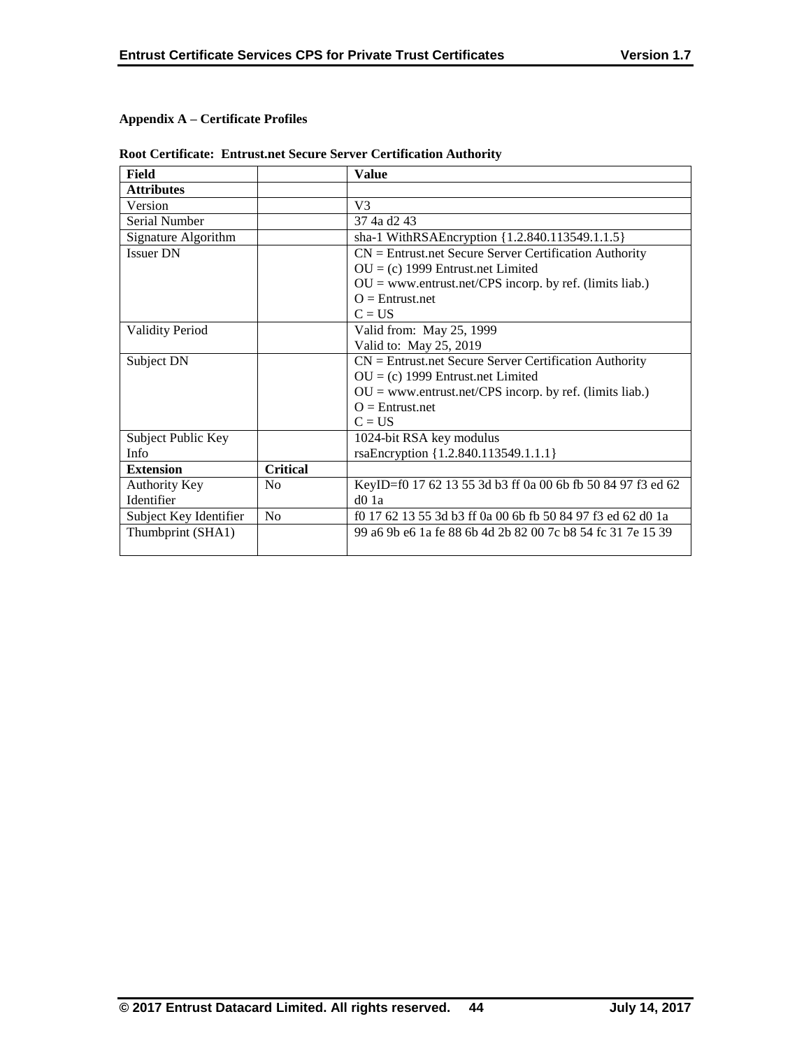**Appendix A – Certificate Profiles**

**Root Certificate: Entrust.net Secure Server Certification Authority**

| Field | | Value |
|---|---|---|
| **Attributes** | | |
| Version | | V3 |
| Serial Number | | 37 4a d2 43 |
| Signature Algorithm | | sha-1 WithRSAEncryption {1.2.840.113549.1.1.5} |
| Issuer DN | | CN = Entrust.net Secure Server Certification Authority<br>OU = (c) 1999 Entrust.net Limited<br>OU = www.entrust.net/CPS incorp. by ref. (limits liab.)<br>O = Entrust.net<br>C = US |
| Validity Period | | Valid from: May 25, 1999<br>Valid to: May 25, 2019 |
| Subject DN | | CN = Entrust.net Secure Server Certification Authority<br>OU = (c) 1999 Entrust.net Limited<br>OU = www.entrust.net/CPS incorp. by ref. (limits liab.)<br>O = Entrust.net<br>C = US |
| Subject Public Key Info | | 1024-bit RSA key modulus<br>rsaEncryption {1.2.840.113549.1.1.1} |
| **Extension** | **Critical** | |
| Authority Key Identifier | No | KeyID=f0 17 62 13 55 3d b3 ff 0a 00 6b fb 50 84 97 f3 ed 62 d0 1a |
| Subject Key Identifier | No | f0 17 62 13 55 3d b3 ff 0a 00 6b fb 50 84 97 f3 ed 62 d0 1a |
| Thumbprint (SHA1) | | 99 a6 9b e6 1a fe 88 6b 4d 2b 82 00 7c b8 54 fc 31 7e 15 39 |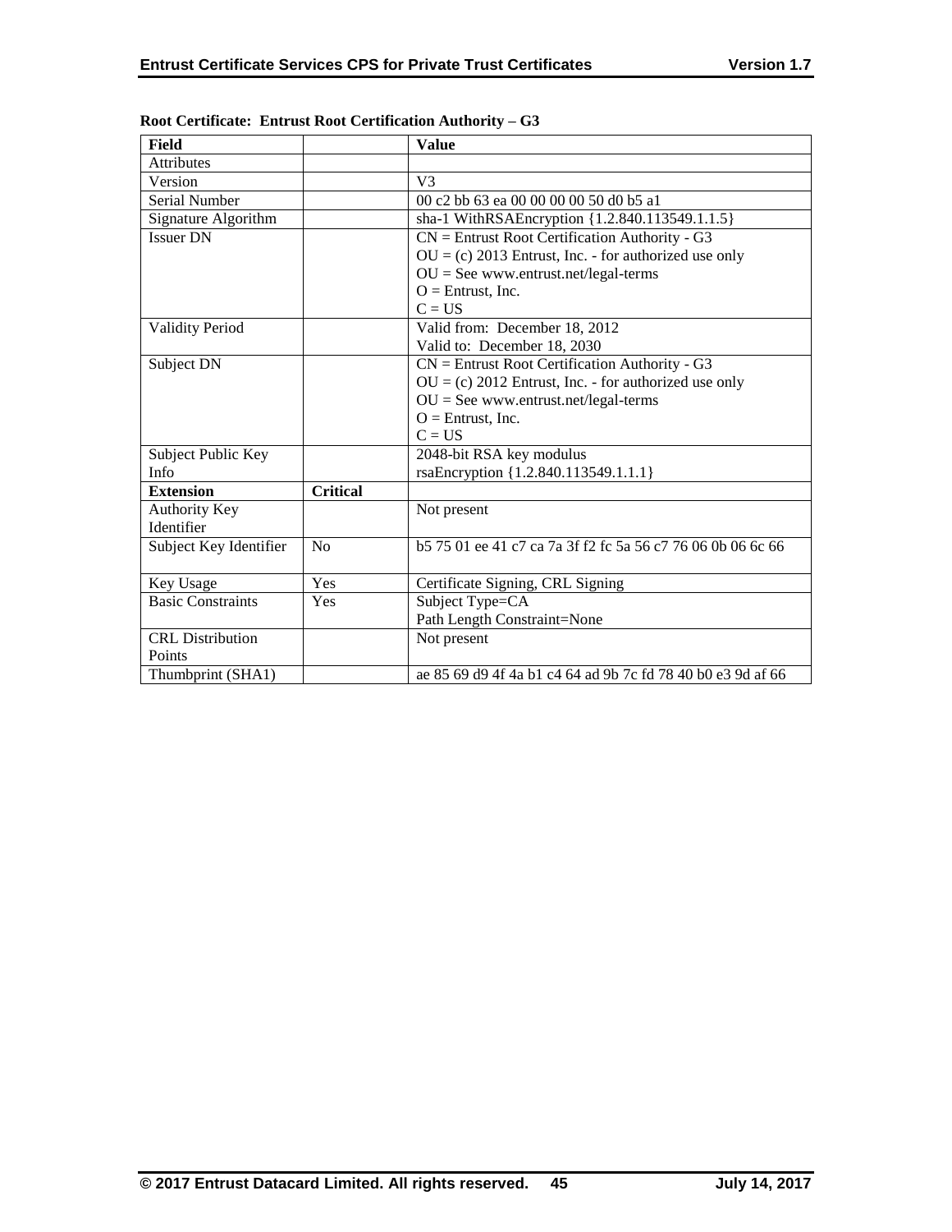**Root Certificate: Entrust Root Certification Authority – G3**

| Field | | Value |
|---|---|---|
| Attributes | | |
| Version | | V3 |
| Serial Number | | 00 c2 bb 63 ea 00 00 00 00 50 d0 b5 a1 |
| Signature Algorithm | | sha-1 WithRSAEncryption {1.2.840.113549.1.1.5} |
| Issuer DN | | CN = Entrust Root Certification Authority - G3<br>OU = (c) 2013 Entrust, Inc. - for authorized use only<br>OU = See www.entrust.net/legal-terms<br>O = Entrust, Inc.<br>C = US |
| Validity Period | | Valid from: December 18, 2012<br>Valid to: December 18, 2030 |
| Subject DN | | CN = Entrust Root Certification Authority - G3<br>OU = (c) 2012 Entrust, Inc. - for authorized use only<br>OU = See www.entrust.net/legal-terms<br>O = Entrust, Inc.<br>C = US |
| Subject Public Key Info | | 2048-bit RSA key modulus<br>rsaEncryption {1.2.840.113549.1.1.1} |
| **Extension** | **Critical** | |
| Authority Key Identifier | | Not present |
| Subject Key Identifier | No | b5 75 01 ee 41 c7 ca 7a 3f f2 fc 5a 56 c7 76 06 0b 06 6c 66 |
| Key Usage | Yes | Certificate Signing, CRL Signing |
| Basic Constraints | Yes | Subject Type=CA<br>Path Length Constraint=None |
| CRL Distribution Points | | Not present |
| Thumbprint (SHA1) | | ae 85 69 d9 4f 4a b1 c4 64 ad 9b 7c fd 78 40 b0 e3 9d af 66 |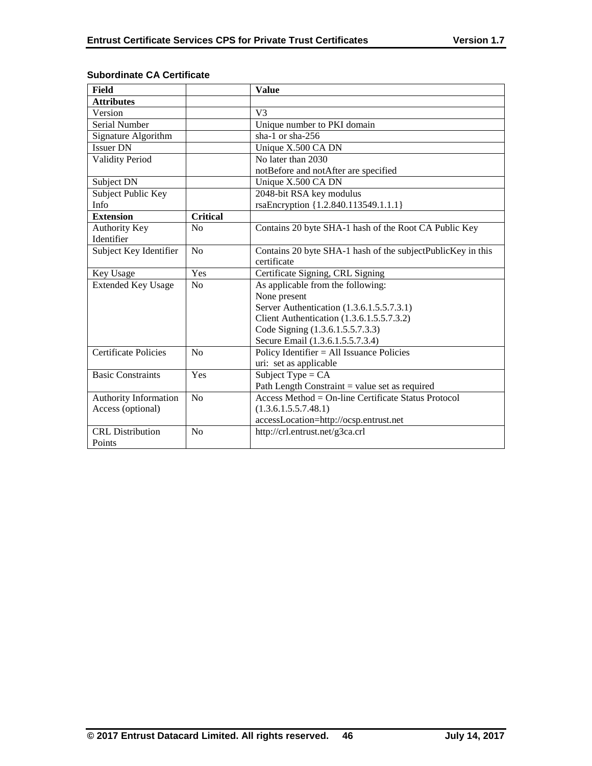**Subordinate CA Certificate**

| Field | | Value |
|---|---|---|
| **Attributes** | | |
| Version | | V3 |
| Serial Number | | Unique number to PKI domain |
| Signature Algorithm | | sha-1 or sha-256 |
| Issuer DN | | Unique X.500 CA DN |
| Validity Period | | No later than 2030<br>notBefore and notAfter are specified |
| Subject DN | | Unique X.500 CA DN |
| Subject Public Key Info | | 2048-bit RSA key modulus<br>rsaEncryption {1.2.840.113549.1.1.1} |
| **Extension** | **Critical** | |
| Authority Key Identifier | No | Contains 20 byte SHA-1 hash of the Root CA Public Key |
| Subject Key Identifier | No | Contains 20 byte SHA-1 hash of the subjectPublicKey in this certificate |
| Key Usage | Yes | Certificate Signing, CRL Signing |
| Extended Key Usage | No | As applicable from the following:<br>None present<br>Server Authentication (1.3.6.1.5.5.7.3.1)<br>Client Authentication (1.3.6.1.5.5.7.3.2)<br>Code Signing (1.3.6.1.5.5.7.3.3)<br>Secure Email (1.3.6.1.5.5.7.3.4) |
| Certificate Policies | No | Policy Identifier = All Issuance Policies<br>uri: set as applicable |
| Basic Constraints | Yes | Subject Type = CA<br>Path Length Constraint = value set as required |
| Authority Information Access (optional) | No | Access Method = On-line Certificate Status Protocol (1.3.6.1.5.5.7.48.1)<br>accessLocation=http://ocsp.entrust.net |
| CRL Distribution Points | No | http://crl.entrust.net/g3ca.crl |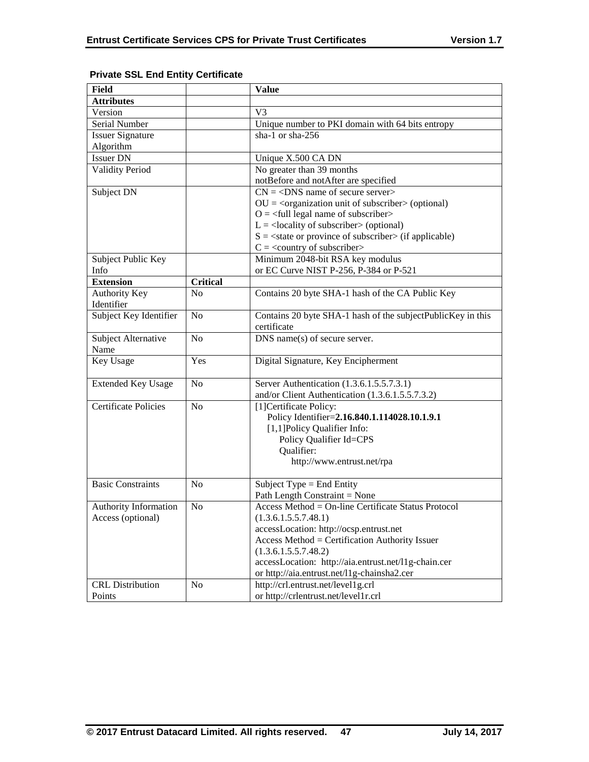**Private SSL End Entity Certificate**

| Field | | Value |
|---|---|---|
| **Attributes** | | |
| Version | | V3 |
| Serial Number | | Unique number to PKI domain with 64 bits entropy |
| Issuer Signature Algorithm | | sha-1 or sha-256 |
| Issuer DN | | Unique X.500 CA DN |
| Validity Period | | No greater than 39 months<br>notBefore and notAfter are specified |
| Subject DN | | CN = <DNS name of secure server><br>OU = <organization unit of subscriber> (optional)<br>O = <full legal name of subscriber><br>L = <locality of subscriber> (optional)<br>S = <state or province of subscriber> (if applicable)<br>C = <country of subscriber> |
| Subject Public Key Info | | Minimum 2048-bit RSA key modulus<br>or EC Curve NIST P-256, P-384 or P-521 |
| **Extension** | **Critical** | |
| Authority Key Identifier | No | Contains 20 byte SHA-1 hash of the CA Public Key |
| Subject Key Identifier | No | Contains 20 byte SHA-1 hash of the subjectPublicKey in this certificate |
| Subject Alternative Name | No | DNS name(s) of secure server. |
| Key Usage | Yes | Digital Signature, Key Encipherment |
| Extended Key Usage | No | Server Authentication (1.3.6.1.5.5.7.3.1)<br>and/or Client Authentication (1.3.6.1.5.5.7.3.2) |
| Certificate Policies | No | [1]Certificate Policy:<br>Policy Identifier=**2.16.840.1.114028.10.1.9.1**<br>[1,1]Policy Qualifier Info:<br>Policy Qualifier Id=CPS<br>Qualifier:<br>http://www.entrust.net/rpa |
| Basic Constraints | No | Subject Type = End Entity<br>Path Length Constraint = None |
| Authority Information Access (optional) | No | Access Method = On-line Certificate Status Protocol (1.3.6.1.5.5.7.48.1)<br>accessLocation: http://ocsp.entrust.net<br>Access Method = Certification Authority Issuer (1.3.6.1.5.5.7.48.2)<br>accessLocation: http://aia.entrust.net/l1g-chain.cer<br>or http://aia.entrust.net/l1g-chainsha2.cer |
| CRL Distribution Points | No | http://crl.entrust.net/level1g.crl<br>or http://crlentrust.net/level1r.crl |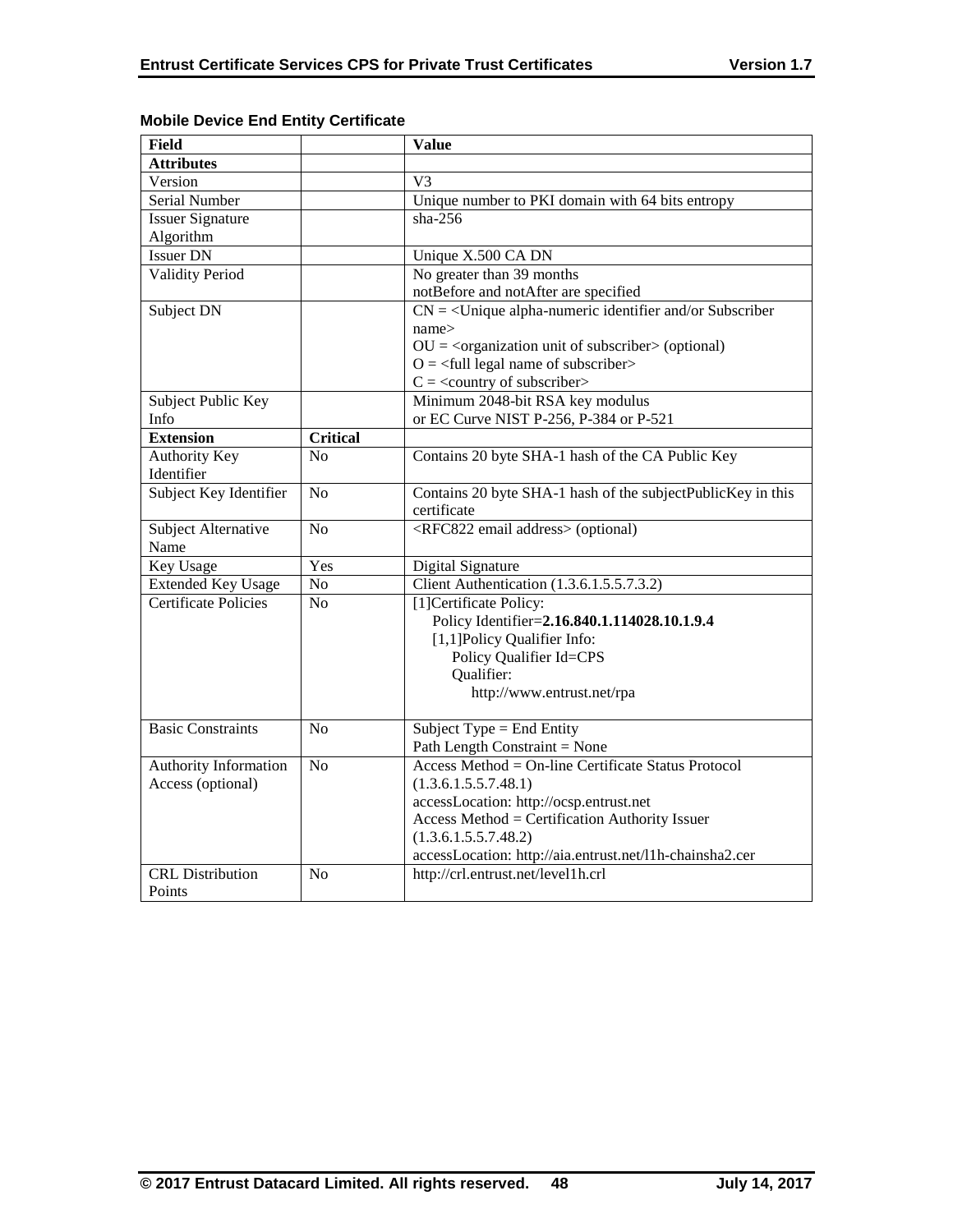**Mobile Device End Entity Certificate**

| Field | | Value |
|---|---|---|
| **Attributes** | | |
| Version | | V3 |
| Serial Number | | Unique number to PKI domain with 64 bits entropy |
| Issuer Signature Algorithm | | sha-256 |
| Issuer DN | | Unique X.500 CA DN |
| Validity Period | | No greater than 39 months<br>notBefore and notAfter are specified |
| Subject DN | | CN = <Unique alpha-numeric identifier and/or Subscriber name><br>OU = <organization unit of subscriber> (optional)<br>O = <full legal name of subscriber><br>C = <country of subscriber> |
| Subject Public Key Info | | Minimum 2048-bit RSA key modulus<br>or EC Curve NIST P-256, P-384 or P-521 |
| **Extension** | **Critical** | |
| Authority Key Identifier | No | Contains 20 byte SHA-1 hash of the CA Public Key |
| Subject Key Identifier | No | Contains 20 byte SHA-1 hash of the subjectPublicKey in this certificate |
| Subject Alternative Name | No | <RFC822 email address> (optional) |
| Key Usage | Yes | Digital Signature |
| Extended Key Usage | No | Client Authentication (1.3.6.1.5.5.7.3.2) |
| Certificate Policies | No | [1]Certificate Policy:<br>Policy Identifier=**2.16.840.1.114028.10.1.9.4**<br>[1,1]Policy Qualifier Info:<br>Policy Qualifier Id=CPS<br>Qualifier:<br>http://www.entrust.net/rpa |
| Basic Constraints | No | Subject Type = End Entity<br>Path Length Constraint = None |
| Authority Information Access (optional) | No | Access Method = On-line Certificate Status Protocol (1.3.6.1.5.5.7.48.1)<br>accessLocation: http://ocsp.entrust.net<br>Access Method = Certification Authority Issuer (1.3.6.1.5.5.7.48.2)<br>accessLocation: http://aia.entrust.net/l1h-chainsha2.cer |
| CRL Distribution Points | No | http://crl.entrust.net/level1h.crl |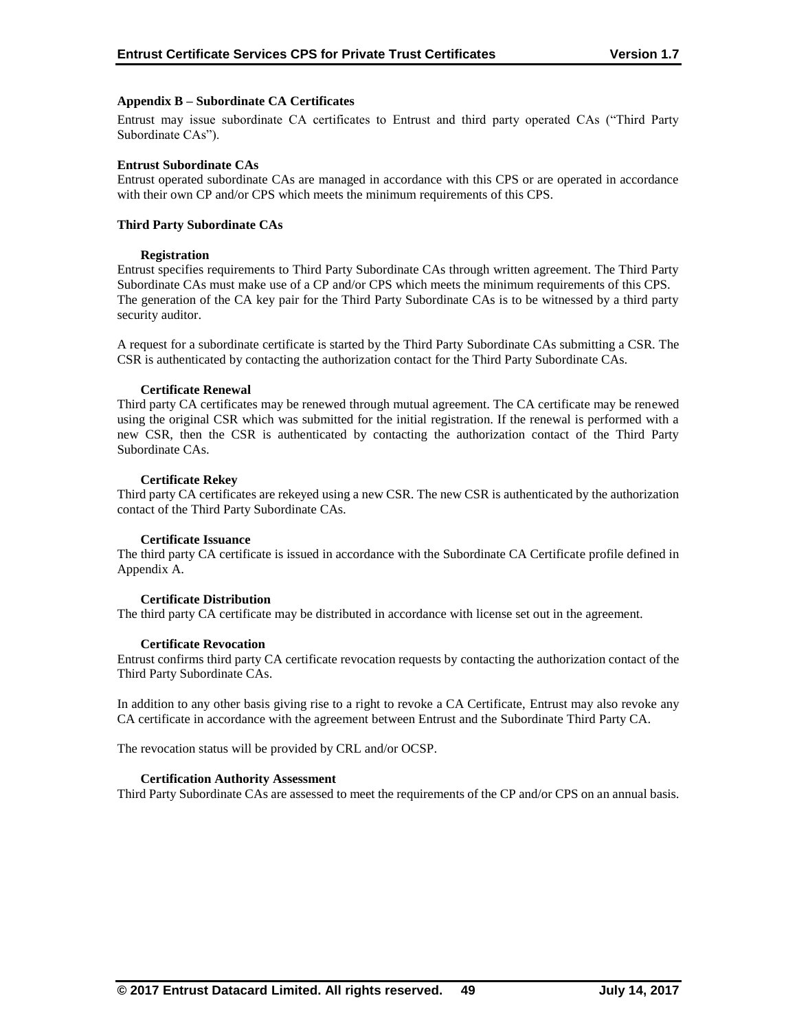## Appendix B – Subordinate CA Certificates

Entrust may issue subordinate CA certificates to Entrust and third party operated CAs ("Third Party Subordinate CAs").

### Entrust Subordinate CAs

Entrust operated subordinate CAs are managed in accordance with this CPS or are operated in accordance with their own CP and/or CPS which meets the minimum requirements of this CPS.

### Third Party Subordinate CAs

#### Registration

Entrust specifies requirements to Third Party Subordinate CAs through written agreement. The Third Party Subordinate CAs must make use of a CP and/or CPS which meets the minimum requirements of this CPS. The generation of the CA key pair for the Third Party Subordinate CAs is to be witnessed by a third party security auditor.

A request for a subordinate certificate is started by the Third Party Subordinate CAs submitting a CSR. The CSR is authenticated by contacting the authorization contact for the Third Party Subordinate CAs.

#### Certificate Renewal

Third party CA certificates may be renewed through mutual agreement. The CA certificate may be renewed using the original CSR which was submitted for the initial registration. If the renewal is performed with a new CSR, then the CSR is authenticated by contacting the authorization contact of the Third Party Subordinate CAs.

#### Certificate Rekey

Third party CA certificates are rekeyed using a new CSR. The new CSR is authenticated by the authorization contact of the Third Party Subordinate CAs.

#### Certificate Issuance

The third party CA certificate is issued in accordance with the Subordinate CA Certificate profile defined in Appendix A.

#### Certificate Distribution

The third party CA certificate may be distributed in accordance with license set out in the agreement.

#### Certificate Revocation

Entrust confirms third party CA certificate revocation requests by contacting the authorization contact of the Third Party Subordinate CAs.

In addition to any other basis giving rise to a right to revoke a CA Certificate, Entrust may also revoke any CA certificate in accordance with the agreement between Entrust and the Subordinate Third Party CA.

The revocation status will be provided by CRL and/or OCSP.

#### Certification Authority Assessment

Third Party Subordinate CAs are assessed to meet the requirements of the CP and/or CPS on an annual basis.